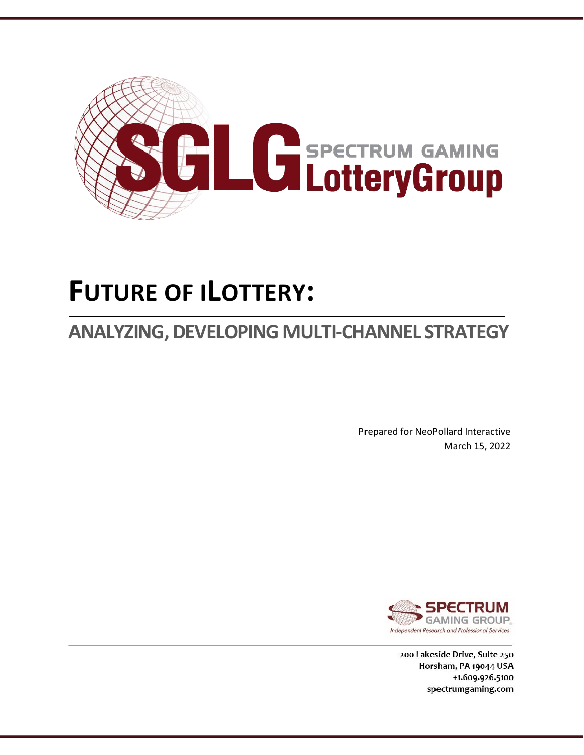SGLG SPECTRUM GAMING LotteryGroup

# FUTURE OF iLOTTERY:

## ANALYZING, DEVELOPING MULTI-CHANNEL STRATEGY

Prepared for NeoPollard Interactive
March 15, 2022

SPECTRUM GAMING GROUP
*Independent Research and Professional Services*

200 Lakeside Drive, Suite 250
Horsham, PA 19044 USA
+1.609.926.5100
spectrumgaming.com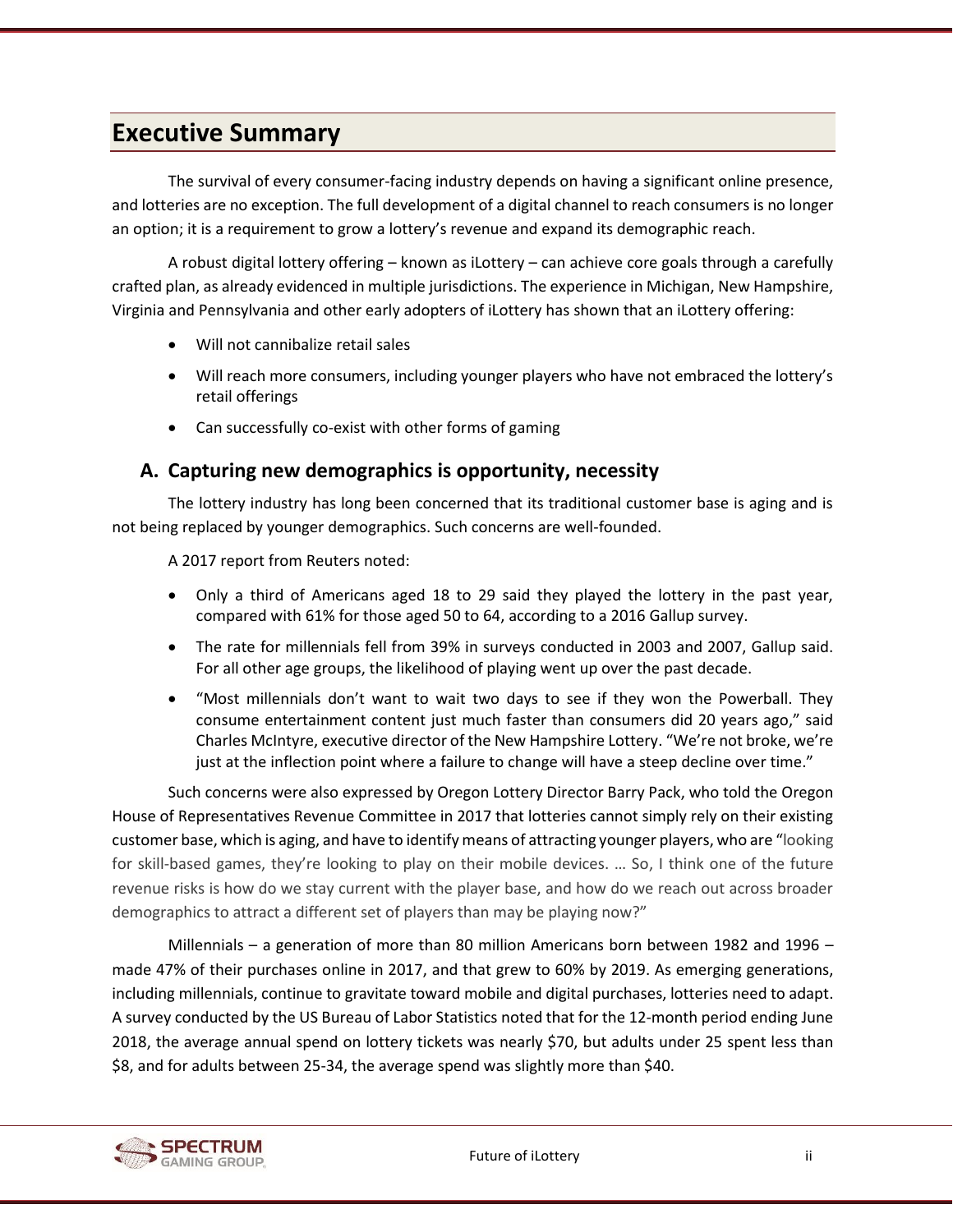# Executive Summary

The survival of every consumer-facing industry depends on having a significant online presence, and lotteries are no exception. The full development of a digital channel to reach consumers is no longer an option; it is a requirement to grow a lottery's revenue and expand its demographic reach.

A robust digital lottery offering – known as iLottery – can achieve core goals through a carefully crafted plan, as already evidenced in multiple jurisdictions. The experience in Michigan, New Hampshire, Virginia and Pennsylvania and other early adopters of iLottery has shown that an iLottery offering:

- Will not cannibalize retail sales
- Will reach more consumers, including younger players who have not embraced the lottery's retail offerings
- Can successfully co-exist with other forms of gaming

## A. Capturing new demographics is opportunity, necessity

The lottery industry has long been concerned that its traditional customer base is aging and is not being replaced by younger demographics. Such concerns are well-founded.

A 2017 report from Reuters noted:

- Only a third of Americans aged 18 to 29 said they played the lottery in the past year, compared with 61% for those aged 50 to 64, according to a 2016 Gallup survey.
- The rate for millennials fell from 39% in surveys conducted in 2003 and 2007, Gallup said. For all other age groups, the likelihood of playing went up over the past decade.
- "Most millennials don't want to wait two days to see if they won the Powerball. They consume entertainment content just much faster than consumers did 20 years ago," said Charles McIntyre, executive director of the New Hampshire Lottery. "We're not broke, we're just at the inflection point where a failure to change will have a steep decline over time."

Such concerns were also expressed by Oregon Lottery Director Barry Pack, who told the Oregon House of Representatives Revenue Committee in 2017 that lotteries cannot simply rely on their existing customer base, which is aging, and have to identify means of attracting younger players, who are "looking for skill-based games, they're looking to play on their mobile devices. … So, I think one of the future revenue risks is how do we stay current with the player base, and how do we reach out across broader demographics to attract a different set of players than may be playing now?"

Millennials – a generation of more than 80 million Americans born between 1982 and 1996 – made 47% of their purchases online in 2017, and that grew to 60% by 2019. As emerging generations, including millennials, continue to gravitate toward mobile and digital purchases, lotteries need to adapt. A survey conducted by the US Bureau of Labor Statistics noted that for the 12-month period ending June 2018, the average annual spend on lottery tickets was nearly $70, but adults under 25 spent less than $8, and for adults between 25-34, the average spend was slightly more than $40.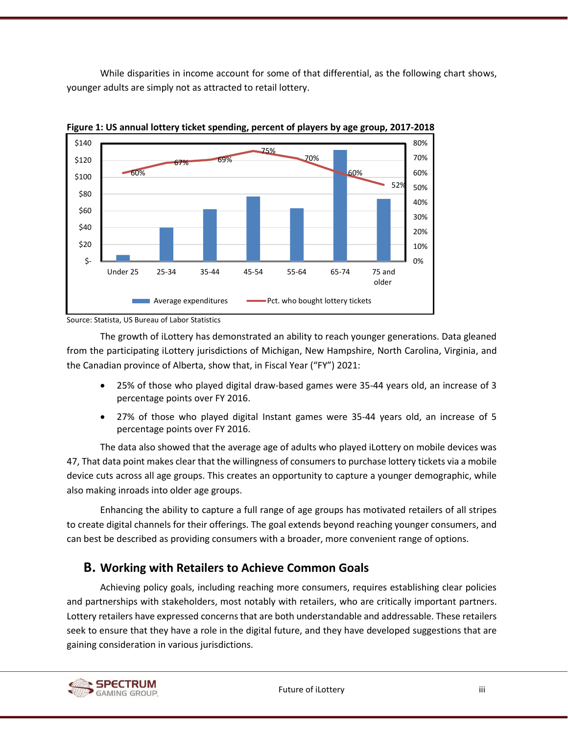While disparities in income account for some of that differential, as the following chart shows, younger adults are simply not as attracted to retail lottery.

**Figure 1: US annual lottery ticket spending, percent of players by age group, 2017-2018**

| Age group | Pct. who bought lottery tickets |
|---|---|
| Under 25 | 60% |
| 25-34 | 67% |
| 35-44 | 69% |
| 45-54 | 75% |
| 55-64 | 70% |
| 65-74 | 60% |
| 75 and older | 52% |

Source: Statista, US Bureau of Labor Statistics

The growth of iLottery has demonstrated an ability to reach younger generations. Data gleaned from the participating iLottery jurisdictions of Michigan, New Hampshire, North Carolina, Virginia, and the Canadian province of Alberta, show that, in Fiscal Year ("FY") 2021:

- 25% of those who played digital draw-based games were 35-44 years old, an increase of 3 percentage points over FY 2016.
- 27% of those who played digital Instant games were 35-44 years old, an increase of 5 percentage points over FY 2016.

The data also showed that the average age of adults who played iLottery on mobile devices was 47, That data point makes clear that the willingness of consumers to purchase lottery tickets via a mobile device cuts across all age groups. This creates an opportunity to capture a younger demographic, while also making inroads into older age groups.

Enhancing the ability to capture a full range of age groups has motivated retailers of all stripes to create digital channels for their offerings. The goal extends beyond reaching younger consumers, and can best be described as providing consumers with a broader, more convenient range of options.

## B. Working with Retailers to Achieve Common Goals

Achieving policy goals, including reaching more consumers, requires establishing clear policies and partnerships with stakeholders, most notably with retailers, who are critically important partners. Lottery retailers have expressed concerns that are both understandable and addressable. These retailers seek to ensure that they have a role in the digital future, and they have developed suggestions that are gaining consideration in various jurisdictions.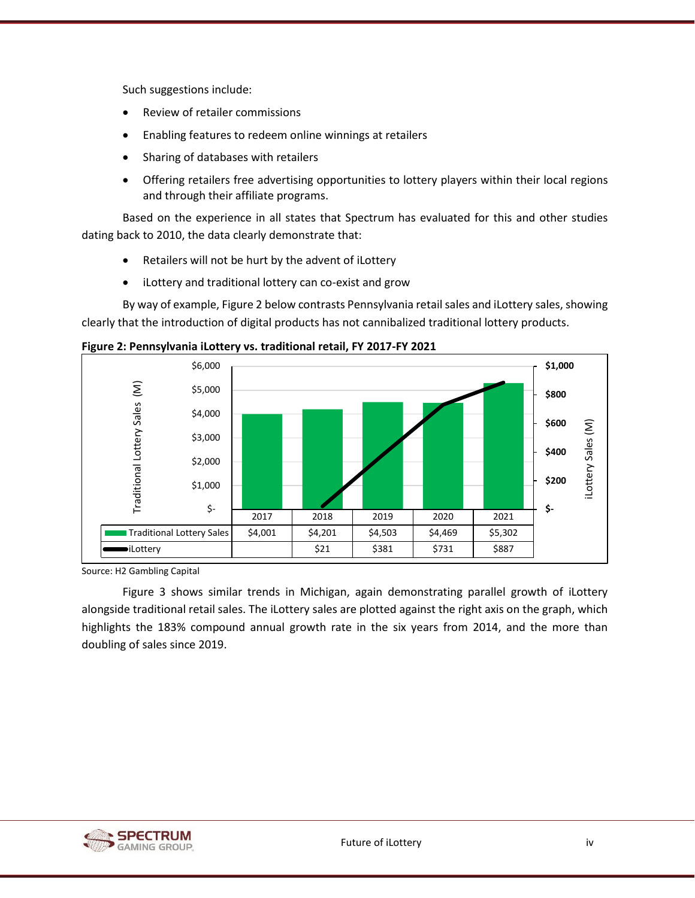Such suggestions include:

- Review of retailer commissions
- Enabling features to redeem online winnings at retailers
- Sharing of databases with retailers
- Offering retailers free advertising opportunities to lottery players within their local regions and through their affiliate programs.

Based on the experience in all states that Spectrum has evaluated for this and other studies dating back to 2010, the data clearly demonstrate that:

- Retailers will not be hurt by the advent of iLottery
- iLottery and traditional lottery can co-exist and grow

By way of example, Figure 2 below contrasts Pennsylvania retail sales and iLottery sales, showing clearly that the introduction of digital products has not cannibalized traditional lottery products.

**Figure 2: Pennsylvania iLottery vs. traditional retail, FY 2017-FY 2021**

| | 2017 | 2018 | 2019 | 2020 | 2021 |
|---|---|---|---|---|---|
| Traditional Lottery Sales | $4,001 | $4,201 | $4,503 | $4,469 | $5,302 |
| iLottery | | $21 | $381 | $731 | $887 |

Source: H2 Gambling Capital

Figure 3 shows similar trends in Michigan, again demonstrating parallel growth of iLottery alongside traditional retail sales. The iLottery sales are plotted against the right axis on the graph, which highlights the 183% compound annual growth rate in the six years from 2014, and the more than doubling of sales since 2019.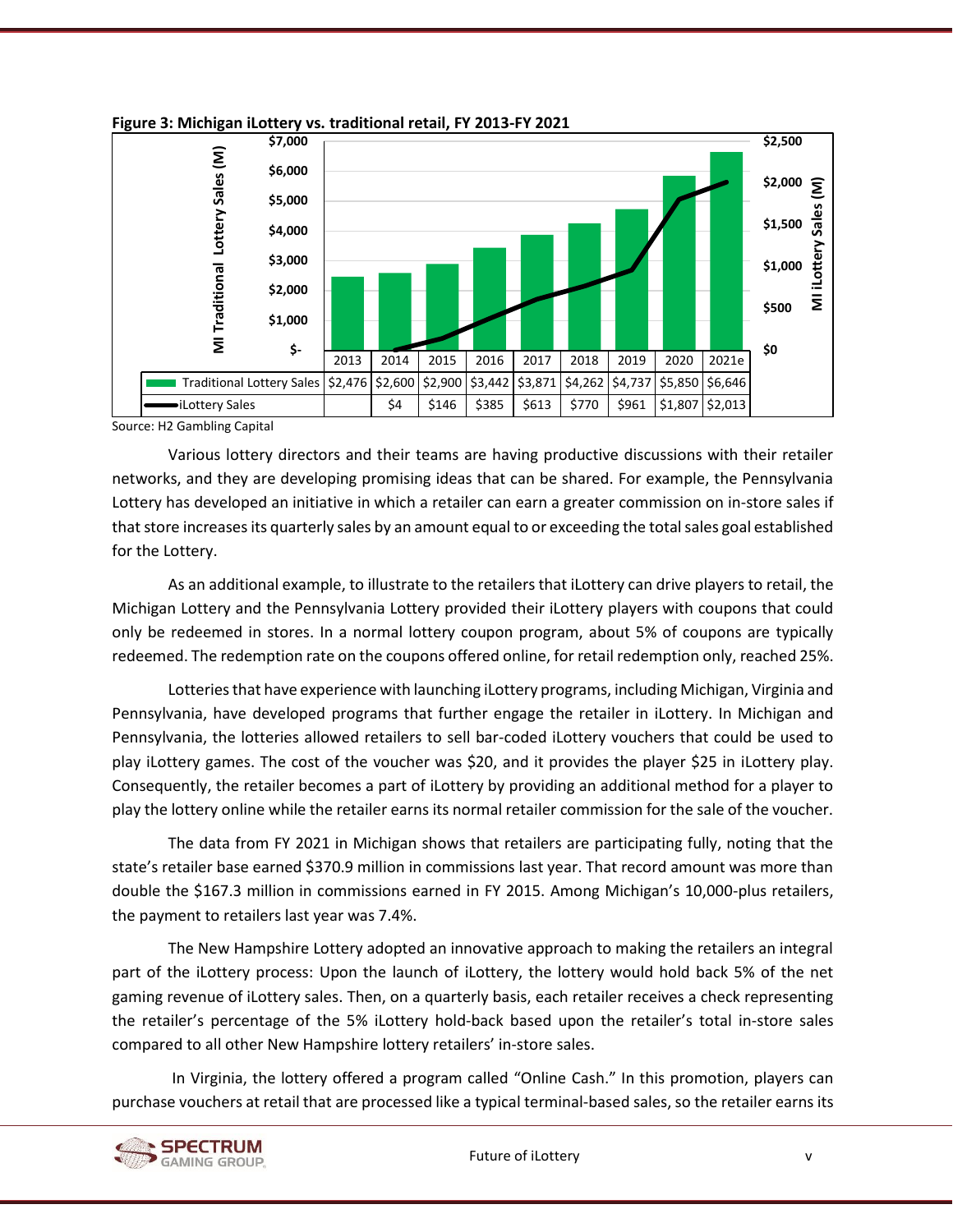**Figure 3: Michigan iLottery vs. traditional retail, FY 2013-FY 2021**

| | 2013 | 2014 | 2015 | 2016 | 2017 | 2018 | 2019 | 2020 | 2021e |
|---|---|---|---|---|---|---|---|---|---|
| Traditional Lottery Sales | $2,476 | $2,600 | $2,900 | $3,442 | $3,871 | $4,262 | $4,737 | $5,850 | $6,646 |
| iLottery Sales | | $4 | $146 | $385 | $613 | $770 | $961 | $1,807 | $2,013 |

Source: H2 Gambling Capital

Various lottery directors and their teams are having productive discussions with their retailer networks, and they are developing promising ideas that can be shared. For example, the Pennsylvania Lottery has developed an initiative in which a retailer can earn a greater commission on in-store sales if that store increases its quarterly sales by an amount equal to or exceeding the total sales goal established for the Lottery.

As an additional example, to illustrate to the retailers that iLottery can drive players to retail, the Michigan Lottery and the Pennsylvania Lottery provided their iLottery players with coupons that could only be redeemed in stores. In a normal lottery coupon program, about 5% of coupons are typically redeemed. The redemption rate on the coupons offered online, for retail redemption only, reached 25%.

Lotteries that have experience with launching iLottery programs, including Michigan, Virginia and Pennsylvania, have developed programs that further engage the retailer in iLottery. In Michigan and Pennsylvania, the lotteries allowed retailers to sell bar-coded iLottery vouchers that could be used to play iLottery games. The cost of the voucher was $20, and it provides the player $25 in iLottery play. Consequently, the retailer becomes a part of iLottery by providing an additional method for a player to play the lottery online while the retailer earns its normal retailer commission for the sale of the voucher.

The data from FY 2021 in Michigan shows that retailers are participating fully, noting that the state's retailer base earned $370.9 million in commissions last year. That record amount was more than double the $167.3 million in commissions earned in FY 2015. Among Michigan's 10,000-plus retailers, the payment to retailers last year was 7.4%.

The New Hampshire Lottery adopted an innovative approach to making the retailers an integral part of the iLottery process: Upon the launch of iLottery, the lottery would hold back 5% of the net gaming revenue of iLottery sales. Then, on a quarterly basis, each retailer receives a check representing the retailer's percentage of the 5% iLottery hold-back based upon the retailer's total in-store sales compared to all other New Hampshire lottery retailers' in-store sales.

In Virginia, the lottery offered a program called "Online Cash." In this promotion, players can purchase vouchers at retail that are processed like a typical terminal-based sales, so the retailer earns its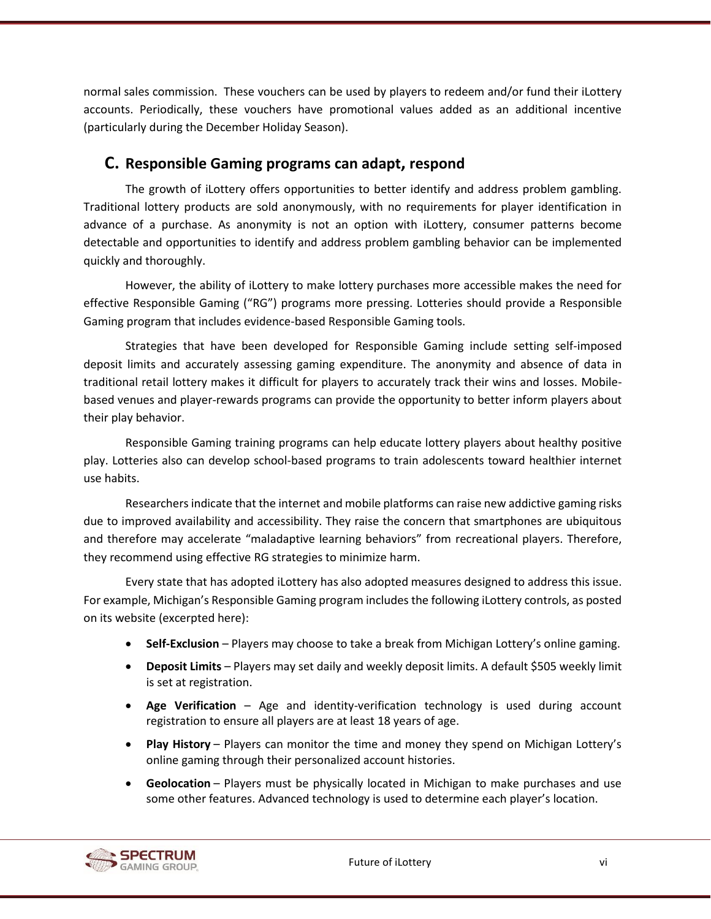normal sales commission. These vouchers can be used by players to redeem and/or fund their iLottery accounts. Periodically, these vouchers have promotional values added as an additional incentive (particularly during the December Holiday Season).

## C. Responsible Gaming programs can adapt, respond

The growth of iLottery offers opportunities to better identify and address problem gambling. Traditional lottery products are sold anonymously, with no requirements for player identification in advance of a purchase. As anonymity is not an option with iLottery, consumer patterns become detectable and opportunities to identify and address problem gambling behavior can be implemented quickly and thoroughly.

However, the ability of iLottery to make lottery purchases more accessible makes the need for effective Responsible Gaming ("RG") programs more pressing. Lotteries should provide a Responsible Gaming program that includes evidence-based Responsible Gaming tools.

Strategies that have been developed for Responsible Gaming include setting self-imposed deposit limits and accurately assessing gaming expenditure. The anonymity and absence of data in traditional retail lottery makes it difficult for players to accurately track their wins and losses. Mobile-based venues and player-rewards programs can provide the opportunity to better inform players about their play behavior.

Responsible Gaming training programs can help educate lottery players about healthy positive play. Lotteries also can develop school-based programs to train adolescents toward healthier internet use habits.

Researchers indicate that the internet and mobile platforms can raise new addictive gaming risks due to improved availability and accessibility. They raise the concern that smartphones are ubiquitous and therefore may accelerate "maladaptive learning behaviors" from recreational players. Therefore, they recommend using effective RG strategies to minimize harm.

Every state that has adopted iLottery has also adopted measures designed to address this issue. For example, Michigan's Responsible Gaming program includes the following iLottery controls, as posted on its website (excerpted here):

- **Self-Exclusion** – Players may choose to take a break from Michigan Lottery's online gaming.
- **Deposit Limits** – Players may set daily and weekly deposit limits. A default $505 weekly limit is set at registration.
- **Age Verification** – Age and identity-verification technology is used during account registration to ensure all players are at least 18 years of age.
- **Play History** – Players can monitor the time and money they spend on Michigan Lottery's online gaming through their personalized account histories.
- **Geolocation** – Players must be physically located in Michigan to make purchases and use some other features. Advanced technology is used to determine each player's location.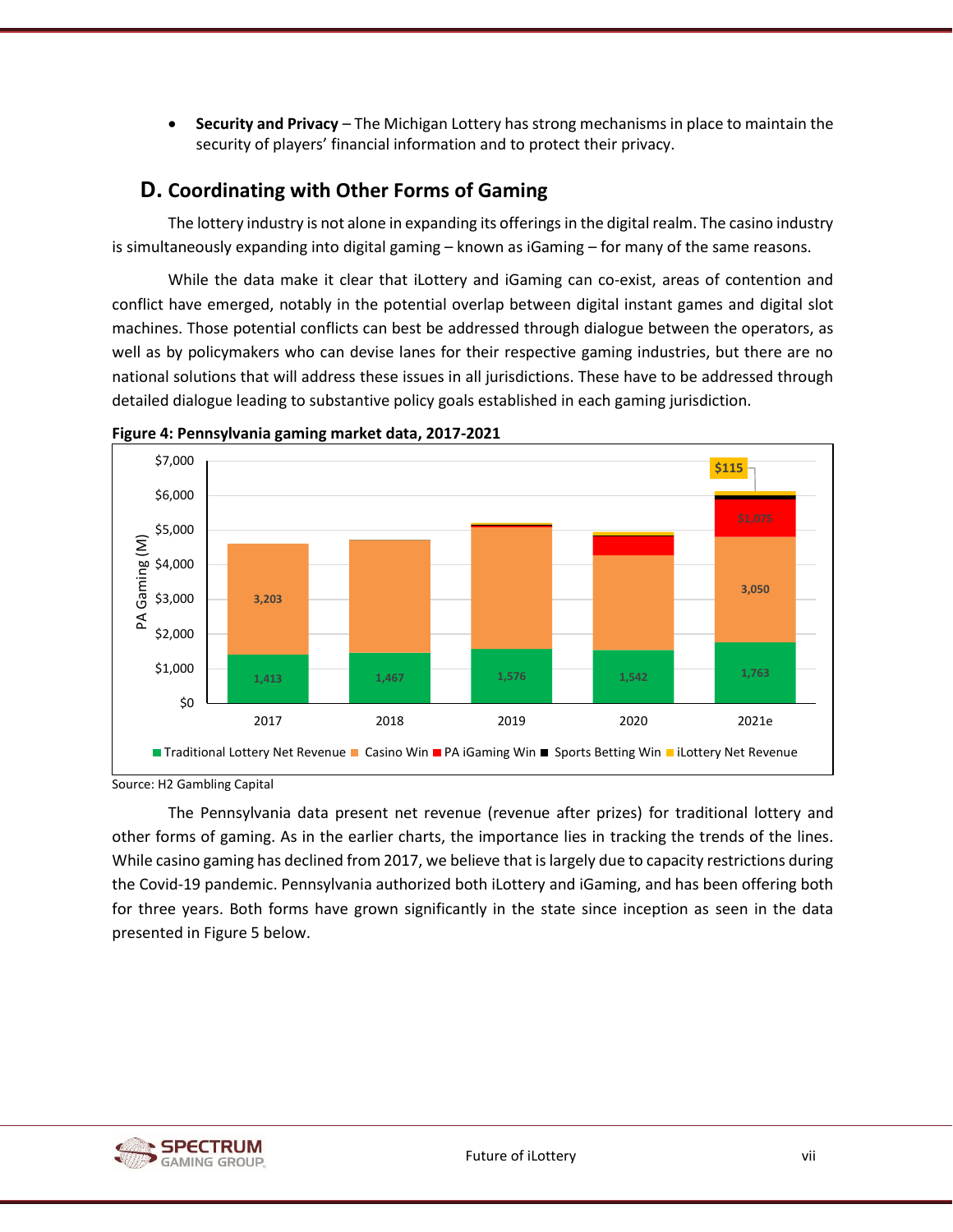- **Security and Privacy** – The Michigan Lottery has strong mechanisms in place to maintain the security of players' financial information and to protect their privacy.

## D. Coordinating with Other Forms of Gaming

The lottery industry is not alone in expanding its offerings in the digital realm. The casino industry is simultaneously expanding into digital gaming – known as iGaming – for many of the same reasons.

While the data make it clear that iLottery and iGaming can co-exist, areas of contention and conflict have emerged, notably in the potential overlap between digital instant games and digital slot machines. Those potential conflicts can best be addressed through dialogue between the operators, as well as by policymakers who can devise lanes for their respective gaming industries, but there are no national solutions that will address these issues in all jurisdictions. These have to be addressed through detailed dialogue leading to substantive policy goals established in each gaming jurisdiction.

**Figure 4: Pennsylvania gaming market data, 2017-2021**

| PA Gaming (M) | 2017 | 2018 | 2019 | 2020 | 2021e |
|---|---|---|---|---|---|
| Traditional Lottery Net Revenue | 1,413 | 1,467 | 1,576 | 1,542 | 1,763 |
| Casino Win | 3,203 | | | | 3,050 |
| PA iGaming Win | | | | | $1,075 |
| Sports Betting Win | | | | | |
| iLottery Net Revenue | | | | | $115 |

Source: H2 Gambling Capital

The Pennsylvania data present net revenue (revenue after prizes) for traditional lottery and other forms of gaming. As in the earlier charts, the importance lies in tracking the trends of the lines. While casino gaming has declined from 2017, we believe that is largely due to capacity restrictions during the Covid-19 pandemic. Pennsylvania authorized both iLottery and iGaming, and has been offering both for three years. Both forms have grown significantly in the state since inception as seen in the data presented in Figure 5 below.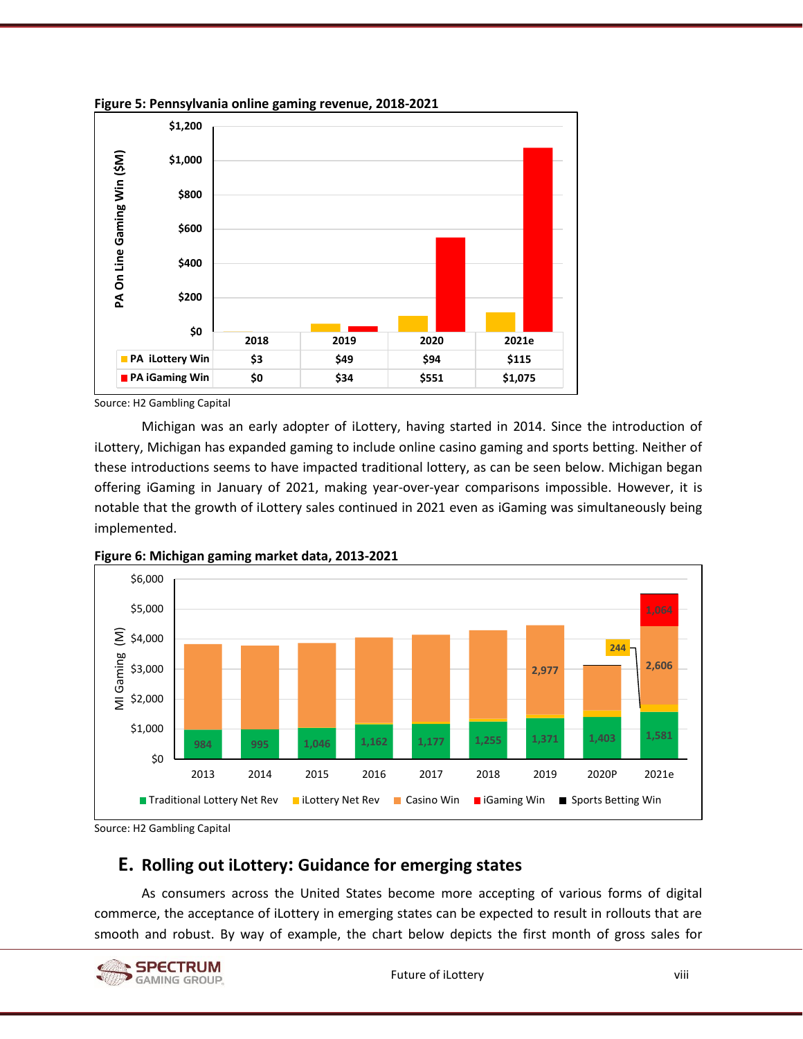**Figure 5: Pennsylvania online gaming revenue, 2018-2021**

| | 2018 | 2019 | 2020 | 2021e |
|---|---|---|---|---|
| PA iLottery Win | $3 | $49 | $94 | $115 |
| PA iGaming Win | $0 | $34 | $551 | $1,075 |

Source: H2 Gambling Capital

Michigan was an early adopter of iLottery, having started in 2014. Since the introduction of iLottery, Michigan has expanded gaming to include online casino gaming and sports betting. Neither of these introductions seems to have impacted traditional lottery, as can be seen below. Michigan began offering iGaming in January of 2021, making year-over-year comparisons impossible. However, it is notable that the growth of iLottery sales continued in 2021 even as iGaming was simultaneously being implemented.

**Figure 6: Michigan gaming market data, 2013-2021**

| | 2013 | 2014 | 2015 | 2016 | 2017 | 2018 | 2019 | 2020P | 2021e |
|---|---|---|---|---|---|---|---|---|---|
| Traditional Lottery Net Rev | 984 | 995 | 1,046 | 1,162 | 1,177 | 1,255 | 1,371 | 1,403 | 1,581 |
| Casino Win | | | | | | | 2,977 | | 2,606 |
| iGaming Win | | | | | | | | | 1,064 |
| Sports Betting Win | | | | | | | | | 244 |

Source: H2 Gambling Capital

## E. Rolling out iLottery: Guidance for emerging states

As consumers across the United States become more accepting of various forms of digital commerce, the acceptance of iLottery in emerging states can be expected to result in rollouts that are smooth and robust. By way of example, the chart below depicts the first month of gross sales for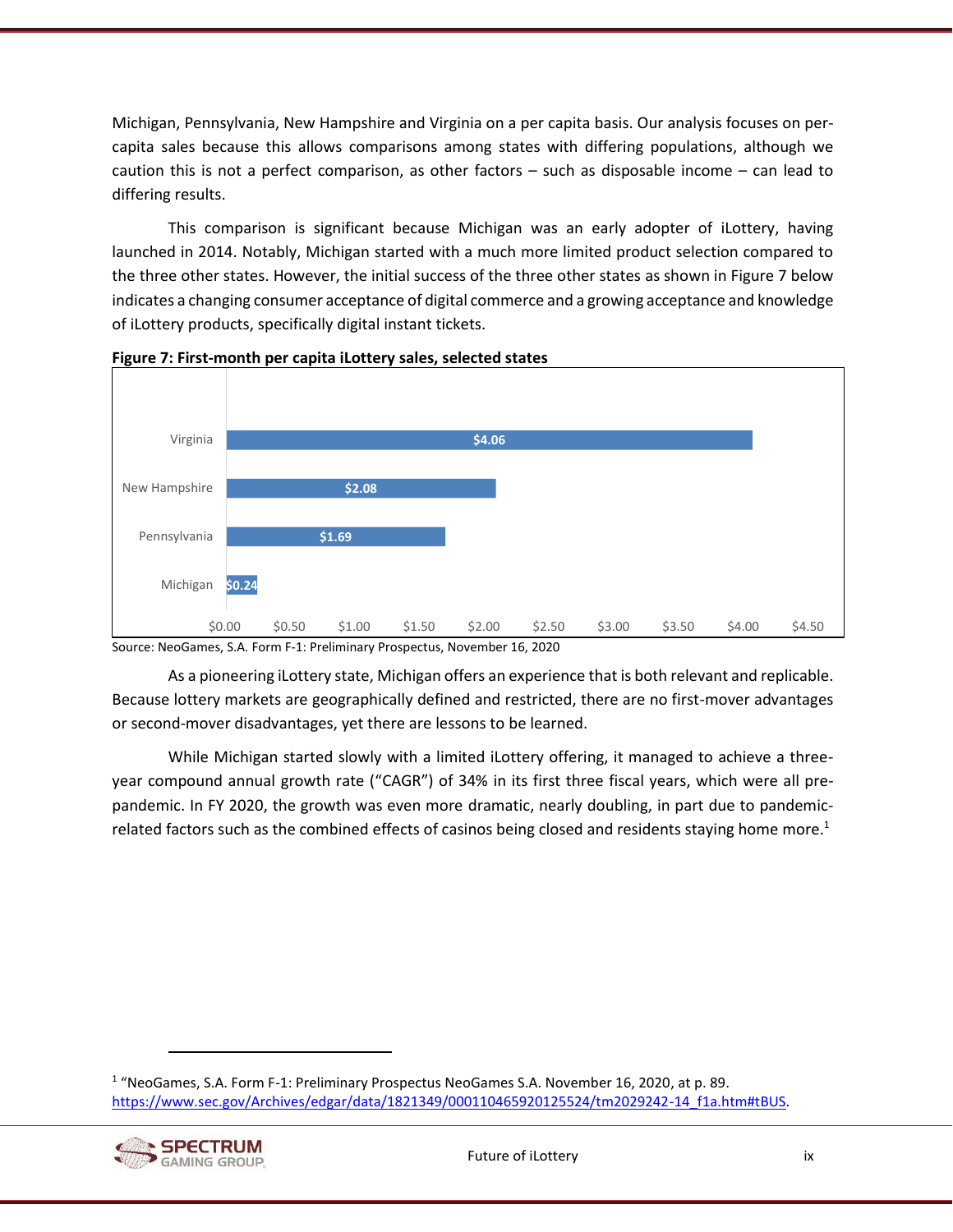Michigan, Pennsylvania, New Hampshire and Virginia on a per capita basis. Our analysis focuses on per-capita sales because this allows comparisons among states with differing populations, although we caution this is not a perfect comparison, as other factors – such as disposable income – can lead to differing results.

This comparison is significant because Michigan was an early adopter of iLottery, having launched in 2014. Notably, Michigan started with a much more limited product selection compared to the three other states. However, the initial success of the three other states as shown in Figure 7 below indicates a changing consumer acceptance of digital commerce and a growing acceptance and knowledge of iLottery products, specifically digital instant tickets.

**Figure 7: First-month per capita iLottery sales, selected states**

| State | First-month per capita iLottery sales |
| --- | --- |
| Virginia | $4.06 |
| New Hampshire | $2.08 |
| Pennsylvania | $1.69 |
| Michigan | $0.24 |

Source: NeoGames, S.A. Form F-1: Preliminary Prospectus, November 16, 2020

As a pioneering iLottery state, Michigan offers an experience that is both relevant and replicable. Because lottery markets are geographically defined and restricted, there are no first-mover advantages or second-mover disadvantages, yet there are lessons to be learned.

While Michigan started slowly with a limited iLottery offering, it managed to achieve a three-year compound annual growth rate ("CAGR") of 34% in its first three fiscal years, which were all pre-pandemic. In FY 2020, the growth was even more dramatic, nearly doubling, in part due to pandemic-related factors such as the combined effects of casinos being closed and residents staying home more.[1]

[1] "NeoGames, S.A. Form F-1: Preliminary Prospectus NeoGames S.A. November 16, 2020, at p. 89. https://www.sec.gov/Archives/edgar/data/1821349/000110465920125524/tm2029242-14_f1a.htm#tBUS.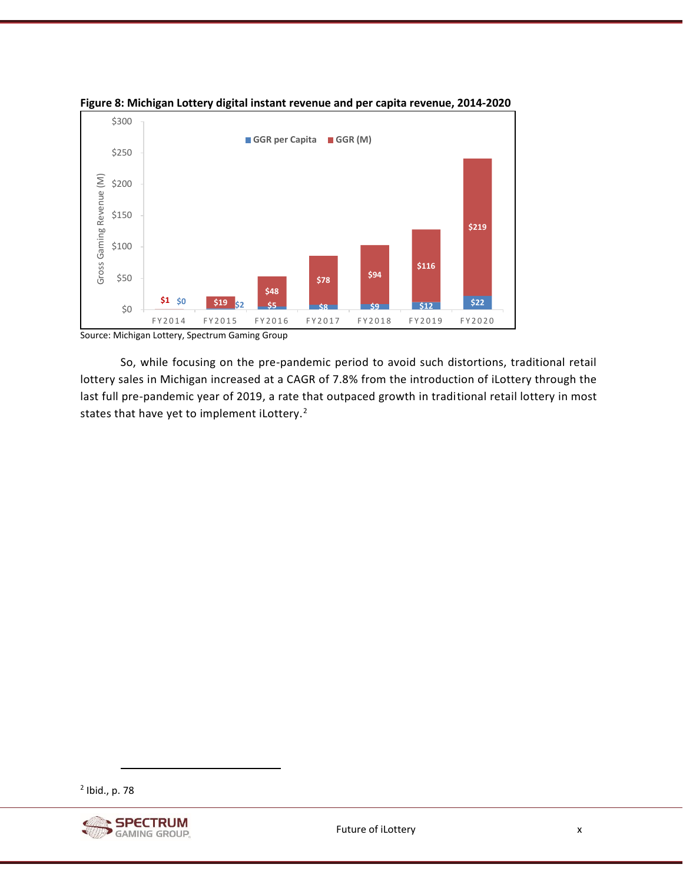**Figure 8: Michigan Lottery digital instant revenue and per capita revenue, 2014-2020**

| | FY2014 | FY2015 | FY2016 | FY2017 | FY2018 | FY2019 | FY2020 |
|---|---|---|---|---|---|---|---|
| GGR (M) | $1 | $19 | $48 | $78 | $94 | $116 | $219 |
| GGR per Capita | $0 | $2 | $5 | $8 | $9 | $12 | $22 |

Source: Michigan Lottery, Spectrum Gaming Group

So, while focusing on the pre-pandemic period to avoid such distortions, traditional retail lottery sales in Michigan increased at a CAGR of 7.8% from the introduction of iLottery through the last full pre-pandemic year of 2019, a rate that outpaced growth in traditional retail lottery in most states that have yet to implement iLottery.[2]

[2] Ibid., p. 78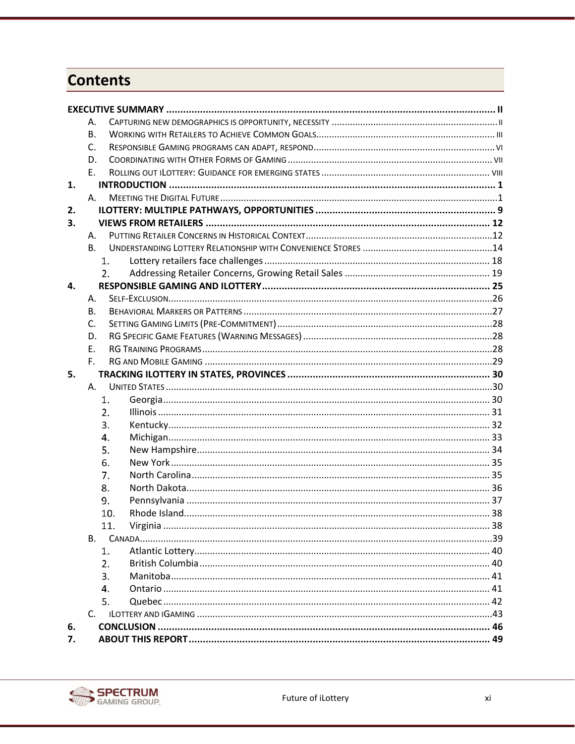## Contents

**EXECUTIVE SUMMARY** ..... **II**

- A. Capturing new demographics is opportunity, necessity ..... II
- B. Working with Retailers to Achieve Common Goals ..... III
- C. Responsible Gaming programs can adapt, respond ..... VI
- D. Coordinating with Other Forms of Gaming ..... VII
- E. Rolling out iLottery: Guidance for emerging states ..... VIII

**1. INTRODUCTION** ..... **1**

- A. Meeting the Digital Future ..... 1

**2. ILOTTERY: MULTIPLE PATHWAYS, OPPORTUNITIES** ..... **9**

**3. VIEWS FROM RETAILERS** ..... **12**

- A. Putting Retailer Concerns in Historical Context ..... 12
- B. Understanding Lottery Relationship with Convenience Stores ..... 14
  1. Lottery retailers face challenges ..... 18
  2. Addressing Retailer Concerns, Growing Retail Sales ..... 19

**4. RESPONSIBLE GAMING AND ILOTTERY** ..... **25**

- A. Self-Exclusion ..... 26
- B. Behavioral Markers or Patterns ..... 27
- C. Setting Gaming Limits (Pre-Commitment) ..... 28
- D. RG Specific Game Features (Warning Messages) ..... 28
- E. RG Training Programs ..... 28
- F. RG and Mobile Gaming ..... 29

**5. TRACKING ILOTTERY IN STATES, PROVINCES** ..... **30**

- A. United States ..... 30
  1. Georgia ..... 30
  2. Illinois ..... 31
  3. Kentucky ..... 32
  4. Michigan ..... 33
  5. New Hampshire ..... 34
  6. New York ..... 35
  7. North Carolina ..... 35
  8. North Dakota ..... 36
  9. Pennsylvania ..... 37
  10. Rhode Island ..... 38
  11. Virginia ..... 38
- B. Canada ..... 39
  1. Atlantic Lottery ..... 40
  2. British Columbia ..... 40
  3. Manitoba ..... 41
  4. Ontario ..... 41
  5. Quebec ..... 42
- C. iLottery and iGaming ..... 43

**6. CONCLUSION** ..... **46**

**7. ABOUT THIS REPORT** ..... **49**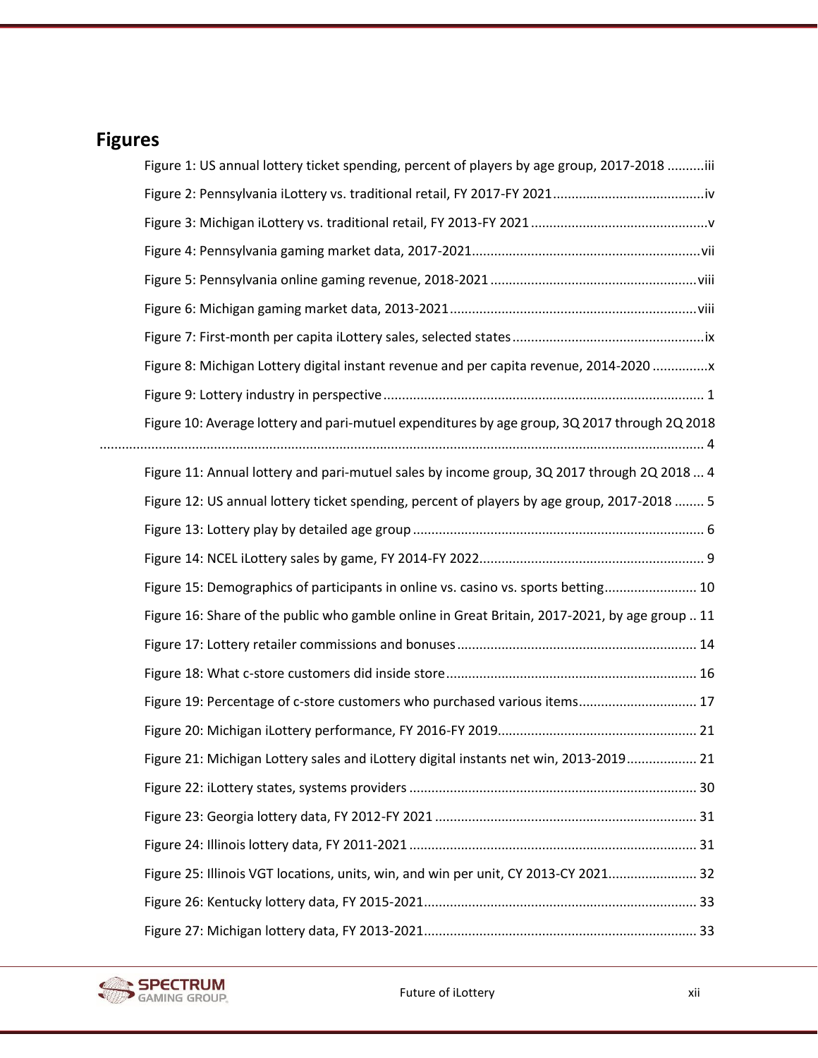## Figures

Figure 1: US annual lottery ticket spending, percent of players by age group, 2017-2018 .......... iii

Figure 2: Pennsylvania iLottery vs. traditional retail, FY 2017-FY 2021 .......... iv

Figure 3: Michigan iLottery vs. traditional retail, FY 2013-FY 2021 .......... v

Figure 4: Pennsylvania gaming market data, 2017-2021 .......... vii

Figure 5: Pennsylvania online gaming revenue, 2018-2021 .......... viii

Figure 6: Michigan gaming market data, 2013-2021 .......... viii

Figure 7: First-month per capita iLottery sales, selected states .......... ix

Figure 8: Michigan Lottery digital instant revenue and per capita revenue, 2014-2020 .......... x

Figure 9: Lottery industry in perspective .......... 1

Figure 10: Average lottery and pari-mutuel expenditures by age group, 3Q 2017 through 2Q 2018 .......... 4

Figure 11: Annual lottery and pari-mutuel sales by income group, 3Q 2017 through 2Q 2018 ... 4

Figure 12: US annual lottery ticket spending, percent of players by age group, 2017-2018 .......... 5

Figure 13: Lottery play by detailed age group .......... 6

Figure 14: NCEL iLottery sales by game, FY 2014-FY 2022 .......... 9

Figure 15: Demographics of participants in online vs. casino vs. sports betting .......... 10

Figure 16: Share of the public who gamble online in Great Britain, 2017-2021, by age group .. 11

Figure 17: Lottery retailer commissions and bonuses .......... 14

Figure 18: What c-store customers did inside store .......... 16

Figure 19: Percentage of c-store customers who purchased various items .......... 17

Figure 20: Michigan iLottery performance, FY 2016-FY 2019 .......... 21

Figure 21: Michigan Lottery sales and iLottery digital instants net win, 2013-2019 .......... 21

Figure 22: iLottery states, systems providers .......... 30

Figure 23: Georgia lottery data, FY 2012-FY 2021 .......... 31

Figure 24: Illinois lottery data, FY 2011-2021 .......... 31

Figure 25: Illinois VGT locations, units, win, and win per unit, CY 2013-CY 2021 .......... 32

Figure 26: Kentucky lottery data, FY 2015-2021 .......... 33

Figure 27: Michigan lottery data, FY 2013-2021 .......... 33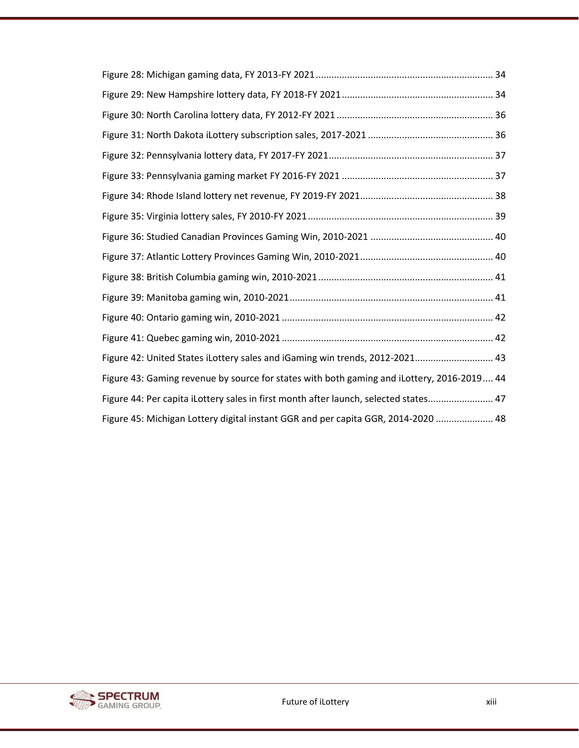Figure 28: Michigan gaming data, FY 2013-FY 2021 .................................................................... 34

Figure 29: New Hampshire lottery data, FY 2018-FY 2021 .......................................................... 34

Figure 30: North Carolina lottery data, FY 2012-FY 2021 ............................................................ 36

Figure 31: North Dakota iLottery subscription sales, 2017-2021 ................................................ 36

Figure 32: Pennsylvania lottery data, FY 2017-FY 2021 ............................................................... 37

Figure 33: Pennsylvania gaming market FY 2016-FY 2021 .......................................................... 37

Figure 34: Rhode Island lottery net revenue, FY 2019-FY 2021 ................................................... 38

Figure 35: Virginia lottery sales, FY 2010-FY 2021 ....................................................................... 39

Figure 36: Studied Canadian Provinces Gaming Win, 2010-2021 ............................................... 40

Figure 37: Atlantic Lottery Provinces Gaming Win, 2010-2021 ................................................... 40

Figure 38: British Columbia gaming win, 2010-2021 ................................................................... 41

Figure 39: Manitoba gaming win, 2010-2021 .............................................................................. 41

Figure 40: Ontario gaming win, 2010-2021 ................................................................................. 42

Figure 41: Quebec gaming win, 2010-2021 ................................................................................. 42

Figure 42: United States iLottery sales and iGaming win trends, 2012-2021 .............................. 43

Figure 43: Gaming revenue by source for states with both gaming and iLottery, 2016-2019 .... 44

Figure 44: Per capita iLottery sales in first month after launch, selected states ......................... 47

Figure 45: Michigan Lottery digital instant GGR and per capita GGR, 2014-2020 ...................... 48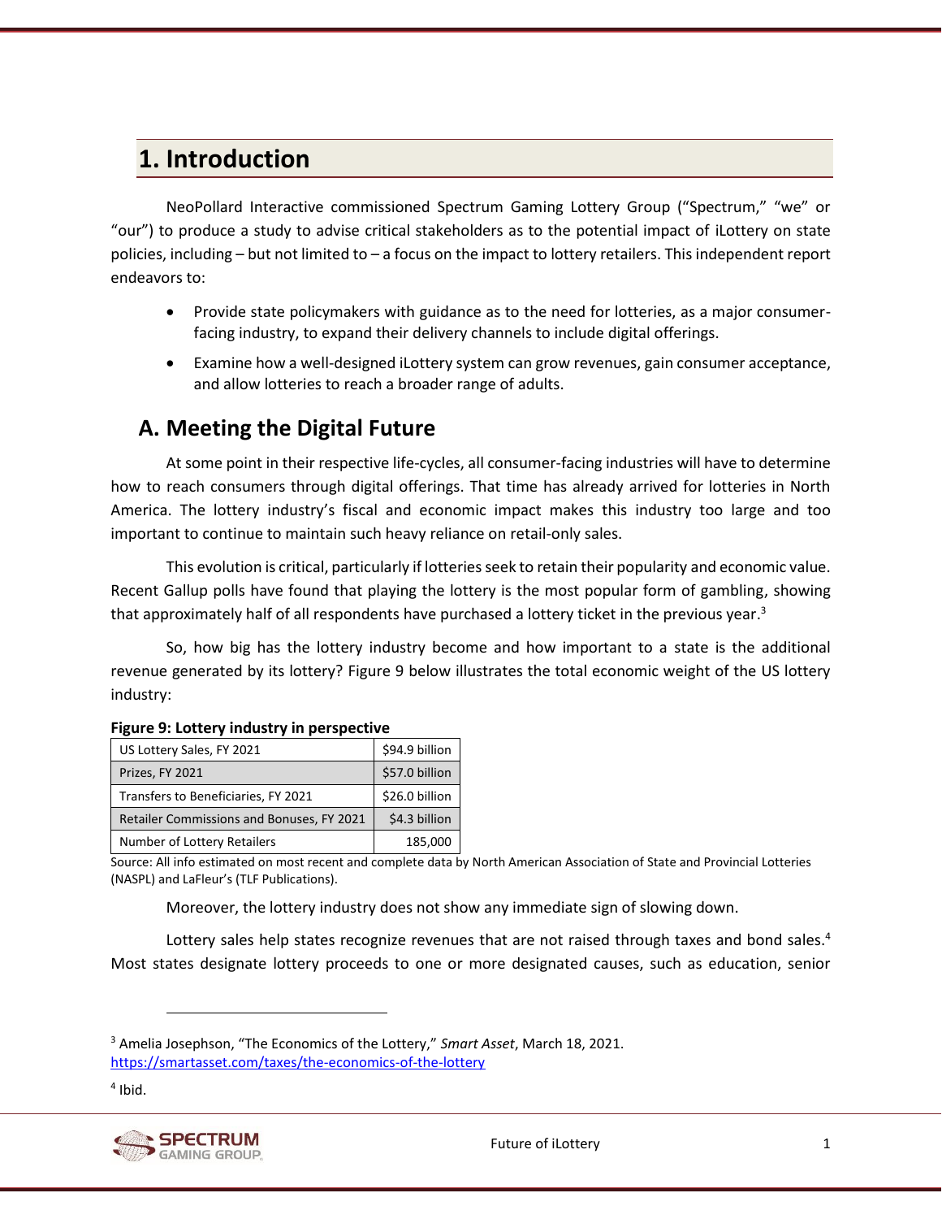# 1. Introduction

NeoPollard Interactive commissioned Spectrum Gaming Lottery Group ("Spectrum," "we" or "our") to produce a study to advise critical stakeholders as to the potential impact of iLottery on state policies, including – but not limited to – a focus on the impact to lottery retailers. This independent report endeavors to:

- Provide state policymakers with guidance as to the need for lotteries, as a major consumer-facing industry, to expand their delivery channels to include digital offerings.
- Examine how a well-designed iLottery system can grow revenues, gain consumer acceptance, and allow lotteries to reach a broader range of adults.

## A. Meeting the Digital Future

At some point in their respective life-cycles, all consumer-facing industries will have to determine how to reach consumers through digital offerings. That time has already arrived for lotteries in North America. The lottery industry's fiscal and economic impact makes this industry too large and too important to continue to maintain such heavy reliance on retail-only sales.

This evolution is critical, particularly if lotteries seek to retain their popularity and economic value. Recent Gallup polls have found that playing the lottery is the most popular form of gambling, showing that approximately half of all respondents have purchased a lottery ticket in the previous year.[3]

So, how big has the lottery industry become and how important to a state is the additional revenue generated by its lottery? Figure 9 below illustrates the total economic weight of the US lottery industry:

**Figure 9: Lottery industry in perspective**

| | |
|---|---|
| US Lottery Sales, FY 2021 | $94.9 billion |
| Prizes, FY 2021 | $57.0 billion |
| Transfers to Beneficiaries, FY 2021 | $26.0 billion |
| Retailer Commissions and Bonuses, FY 2021 | $4.3 billion |
| Number of Lottery Retailers | 185,000 |

Source: All info estimated on most recent and complete data by North American Association of State and Provincial Lotteries (NASPL) and LaFleur's (TLF Publications).

Moreover, the lottery industry does not show any immediate sign of slowing down.

Lottery sales help states recognize revenues that are not raised through taxes and bond sales.[4] Most states designate lottery proceeds to one or more designated causes, such as education, senior

[3] Amelia Josephson, "The Economics of the Lottery," *Smart Asset*, March 18, 2021. https://smartasset.com/taxes/the-economics-of-the-lottery

[4] Ibid.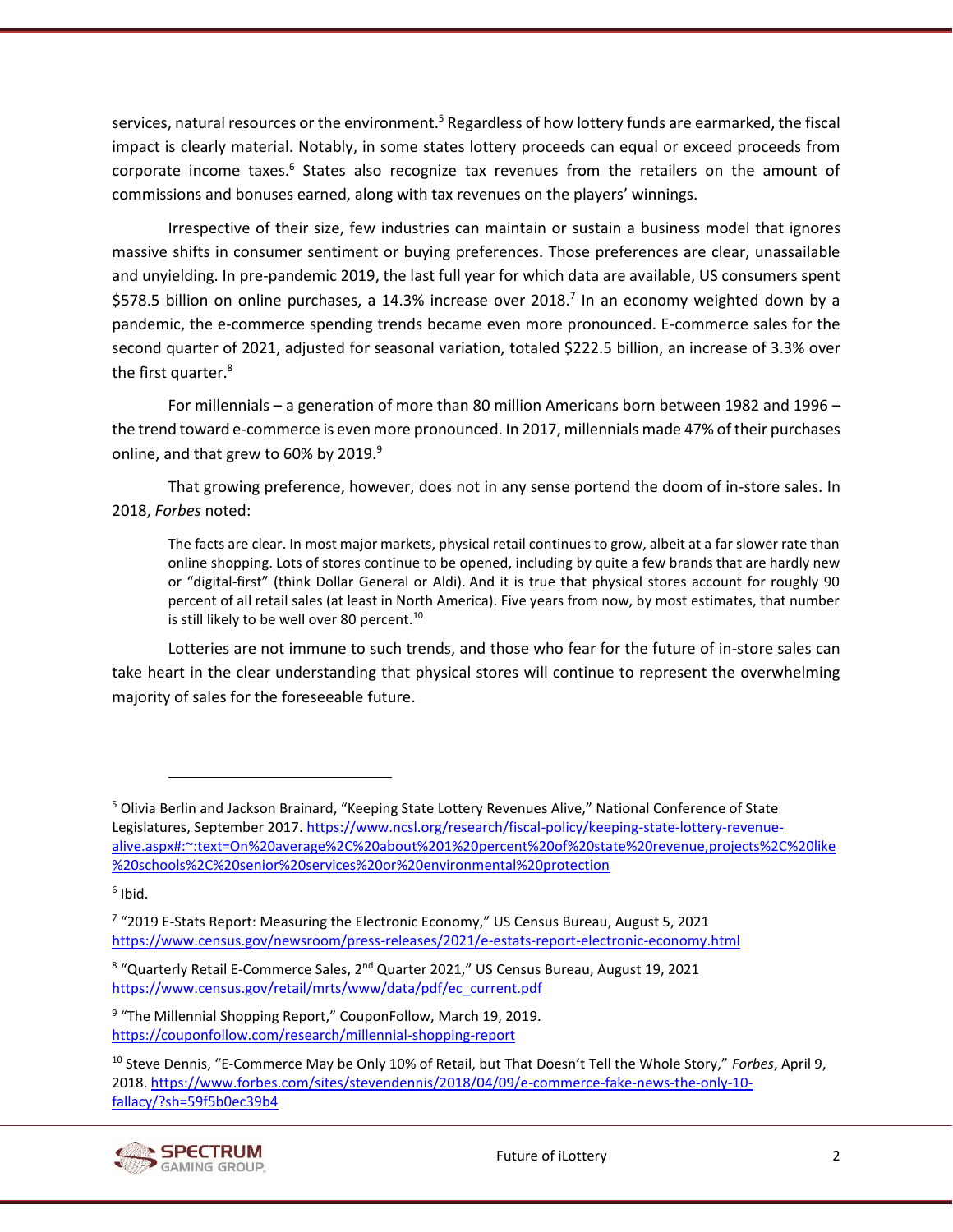services, natural resources or the environment.[5] Regardless of how lottery funds are earmarked, the fiscal impact is clearly material. Notably, in some states lottery proceeds can equal or exceed proceeds from corporate income taxes.[6] States also recognize tax revenues from the retailers on the amount of commissions and bonuses earned, along with tax revenues on the players' winnings.

Irrespective of their size, few industries can maintain or sustain a business model that ignores massive shifts in consumer sentiment or buying preferences. Those preferences are clear, unassailable and unyielding. In pre-pandemic 2019, the last full year for which data are available, US consumers spent $578.5 billion on online purchases, a 14.3% increase over 2018.[7] In an economy weighted down by a pandemic, the e-commerce spending trends became even more pronounced. E-commerce sales for the second quarter of 2021, adjusted for seasonal variation, totaled $222.5 billion, an increase of 3.3% over the first quarter.[8]

For millennials – a generation of more than 80 million Americans born between 1982 and 1996 – the trend toward e-commerce is even more pronounced. In 2017, millennials made 47% of their purchases online, and that grew to 60% by 2019.[9]

That growing preference, however, does not in any sense portend the doom of in-store sales. In 2018, *Forbes* noted:

> The facts are clear. In most major markets, physical retail continues to grow, albeit at a far slower rate than online shopping. Lots of stores continue to be opened, including by quite a few brands that are hardly new or "digital-first" (think Dollar General or Aldi). And it is true that physical stores account for roughly 90 percent of all retail sales (at least in North America). Five years from now, by most estimates, that number is still likely to be well over 80 percent.[10]

Lotteries are not immune to such trends, and those who fear for the future of in-store sales can take heart in the clear understanding that physical stores will continue to represent the overwhelming majority of sales for the foreseeable future.

---

[5] Olivia Berlin and Jackson Brainard, "Keeping State Lottery Revenues Alive," National Conference of State Legislatures, September 2017. https://www.ncsl.org/research/fiscal-policy/keeping-state-lottery-revenue-alive.aspx#:~:text=On%20average%2C%20about%201%20percent%20of%20state%20revenue,projects%2C%20like%20schools%2C%20senior%20services%20or%20environmental%20protection

[6] Ibid.

[7] "2019 E-Stats Report: Measuring the Electronic Economy," US Census Bureau, August 5, 2021 https://www.census.gov/newsroom/press-releases/2021/e-estats-report-electronic-economy.html

[8] "Quarterly Retail E-Commerce Sales, 2nd Quarter 2021," US Census Bureau, August 19, 2021 https://www.census.gov/retail/mrts/www/data/pdf/ec_current.pdf

[9] "The Millennial Shopping Report," CouponFollow, March 19, 2019. https://couponfollow.com/research/millennial-shopping-report

[10] Steve Dennis, "E-Commerce May be Only 10% of Retail, but That Doesn't Tell the Whole Story," *Forbes*, April 9, 2018. https://www.forbes.com/sites/stevendennis/2018/04/09/e-commerce-fake-news-the-only-10-fallacy/?sh=59f5b0ec39b4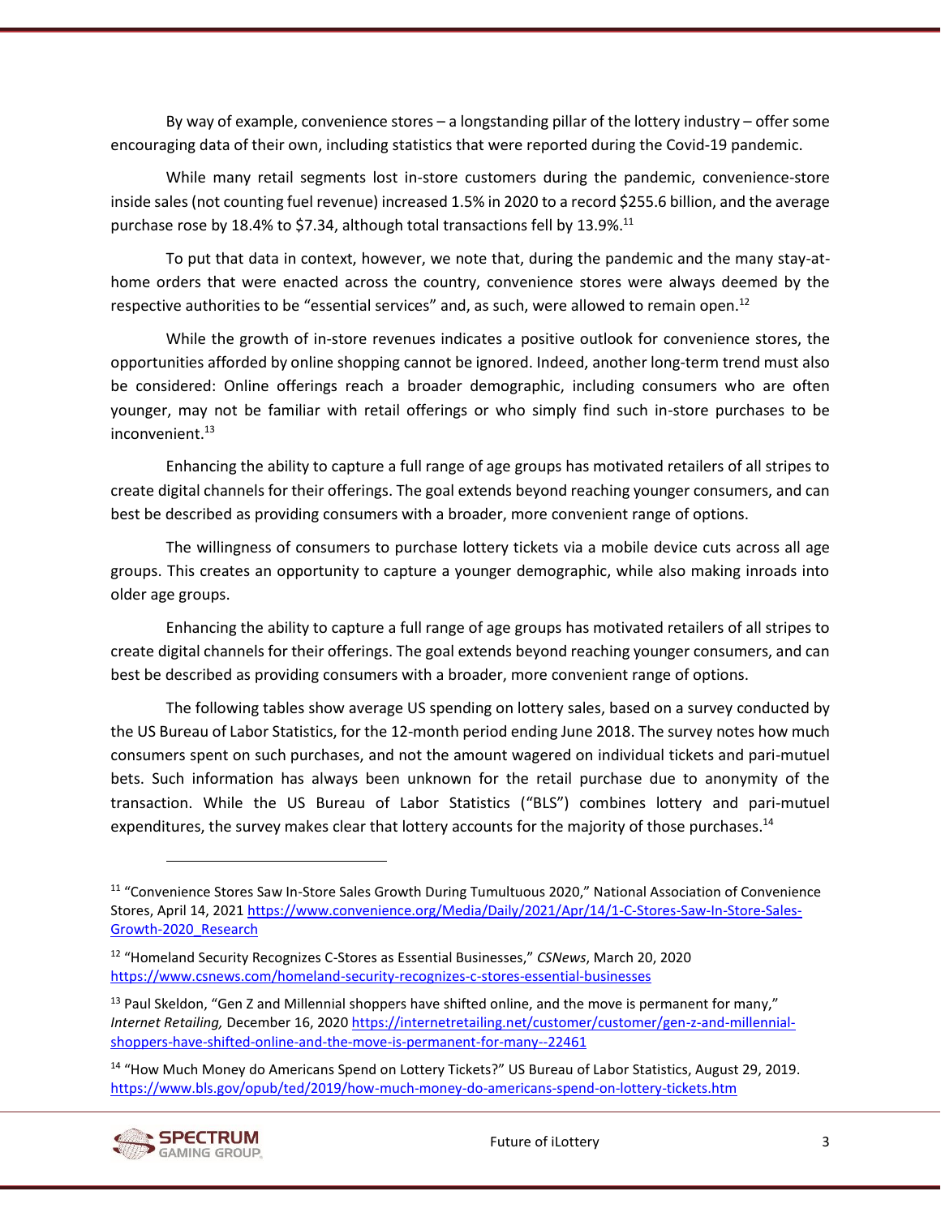By way of example, convenience stores – a longstanding pillar of the lottery industry – offer some encouraging data of their own, including statistics that were reported during the Covid-19 pandemic.

While many retail segments lost in-store customers during the pandemic, convenience-store inside sales (not counting fuel revenue) increased 1.5% in 2020 to a record $255.6 billion, and the average purchase rose by 18.4% to $7.34, although total transactions fell by 13.9%.[11]

To put that data in context, however, we note that, during the pandemic and the many stay-at-home orders that were enacted across the country, convenience stores were always deemed by the respective authorities to be "essential services" and, as such, were allowed to remain open.[12]

While the growth of in-store revenues indicates a positive outlook for convenience stores, the opportunities afforded by online shopping cannot be ignored. Indeed, another long-term trend must also be considered: Online offerings reach a broader demographic, including consumers who are often younger, may not be familiar with retail offerings or who simply find such in-store purchases to be inconvenient.[13]

Enhancing the ability to capture a full range of age groups has motivated retailers of all stripes to create digital channels for their offerings. The goal extends beyond reaching younger consumers, and can best be described as providing consumers with a broader, more convenient range of options.

The willingness of consumers to purchase lottery tickets via a mobile device cuts across all age groups. This creates an opportunity to capture a younger demographic, while also making inroads into older age groups.

Enhancing the ability to capture a full range of age groups has motivated retailers of all stripes to create digital channels for their offerings. The goal extends beyond reaching younger consumers, and can best be described as providing consumers with a broader, more convenient range of options.

The following tables show average US spending on lottery sales, based on a survey conducted by the US Bureau of Labor Statistics, for the 12-month period ending June 2018. The survey notes how much consumers spent on such purchases, and not the amount wagered on individual tickets and pari-mutuel bets. Such information has always been unknown for the retail purchase due to anonymity of the transaction. While the US Bureau of Labor Statistics ("BLS") combines lottery and pari-mutuel expenditures, the survey makes clear that lottery accounts for the majority of those purchases.[14]

---

[11] "Convenience Stores Saw In-Store Sales Growth During Tumultuous 2020," National Association of Convenience Stores, April 14, 2021 https://www.convenience.org/Media/Daily/2021/Apr/14/1-C-Stores-Saw-In-Store-Sales-Growth-2020_Research

[12] "Homeland Security Recognizes C-Stores as Essential Businesses," *CSNews*, March 20, 2020 https://www.csnews.com/homeland-security-recognizes-c-stores-essential-businesses

[13] Paul Skeldon, "Gen Z and Millennial shoppers have shifted online, and the move is permanent for many," *Internet Retailing,* December 16, 2020 https://internetretailing.net/customer/customer/gen-z-and-millennial-shoppers-have-shifted-online-and-the-move-is-permanent-for-many--22461

[14] "How Much Money do Americans Spend on Lottery Tickets?" US Bureau of Labor Statistics, August 29, 2019. https://www.bls.gov/opub/ted/2019/how-much-money-do-americans-spend-on-lottery-tickets.htm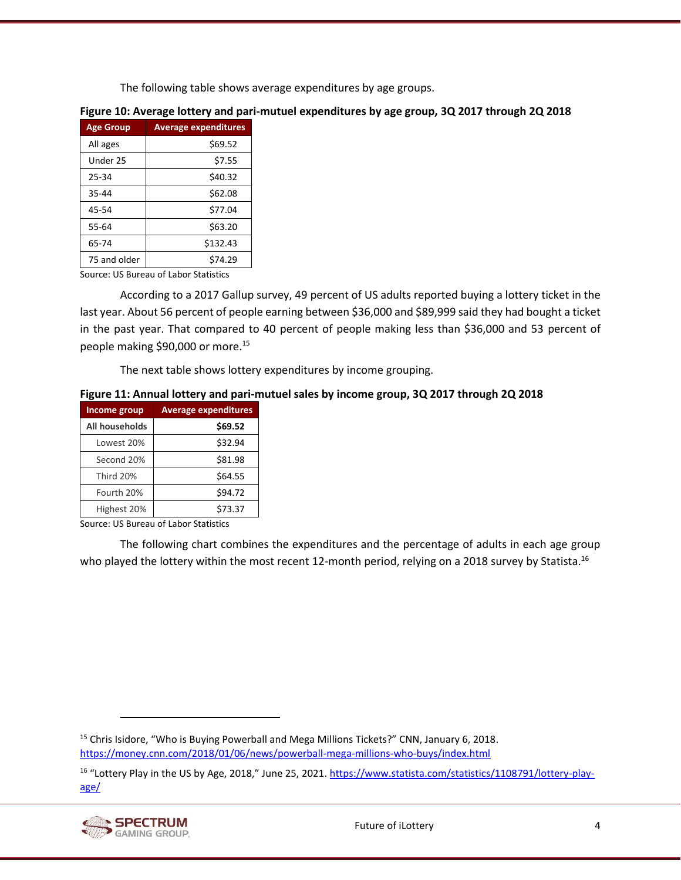The following table shows average expenditures by age groups.

**Figure 10: Average lottery and pari-mutuel expenditures by age group, 3Q 2017 through 2Q 2018**

| Age Group | Average expenditures |
|---|---|
| All ages | $69.52 |
| Under 25 | $7.55 |
| 25-34 | $40.32 |
| 35-44 | $62.08 |
| 45-54 | $77.04 |
| 55-64 | $63.20 |
| 65-74 | $132.43 |
| 75 and older | $74.29 |

Source: US Bureau of Labor Statistics

According to a 2017 Gallup survey, 49 percent of US adults reported buying a lottery ticket in the last year. About 56 percent of people earning between $36,000 and $89,999 said they had bought a ticket in the past year. That compared to 40 percent of people making less than $36,000 and 53 percent of people making $90,000 or more.[15]

The next table shows lottery expenditures by income grouping.

**Figure 11: Annual lottery and pari-mutuel sales by income group, 3Q 2017 through 2Q 2018**

| Income group | Average expenditures |
|---|---|
| **All households** | **$69.52** |
| Lowest 20% | $32.94 |
| Second 20% | $81.98 |
| Third 20% | $64.55 |
| Fourth 20% | $94.72 |
| Highest 20% | $73.37 |

Source: US Bureau of Labor Statistics

The following chart combines the expenditures and the percentage of adults in each age group who played the lottery within the most recent 12-month period, relying on a 2018 survey by Statista.[16]

[15] Chris Isidore, "Who is Buying Powerball and Mega Millions Tickets?" CNN, January 6, 2018. https://money.cnn.com/2018/01/06/news/powerball-mega-millions-who-buys/index.html

[16] "Lottery Play in the US by Age, 2018," June 25, 2021. https://www.statista.com/statistics/1108791/lottery-play-age/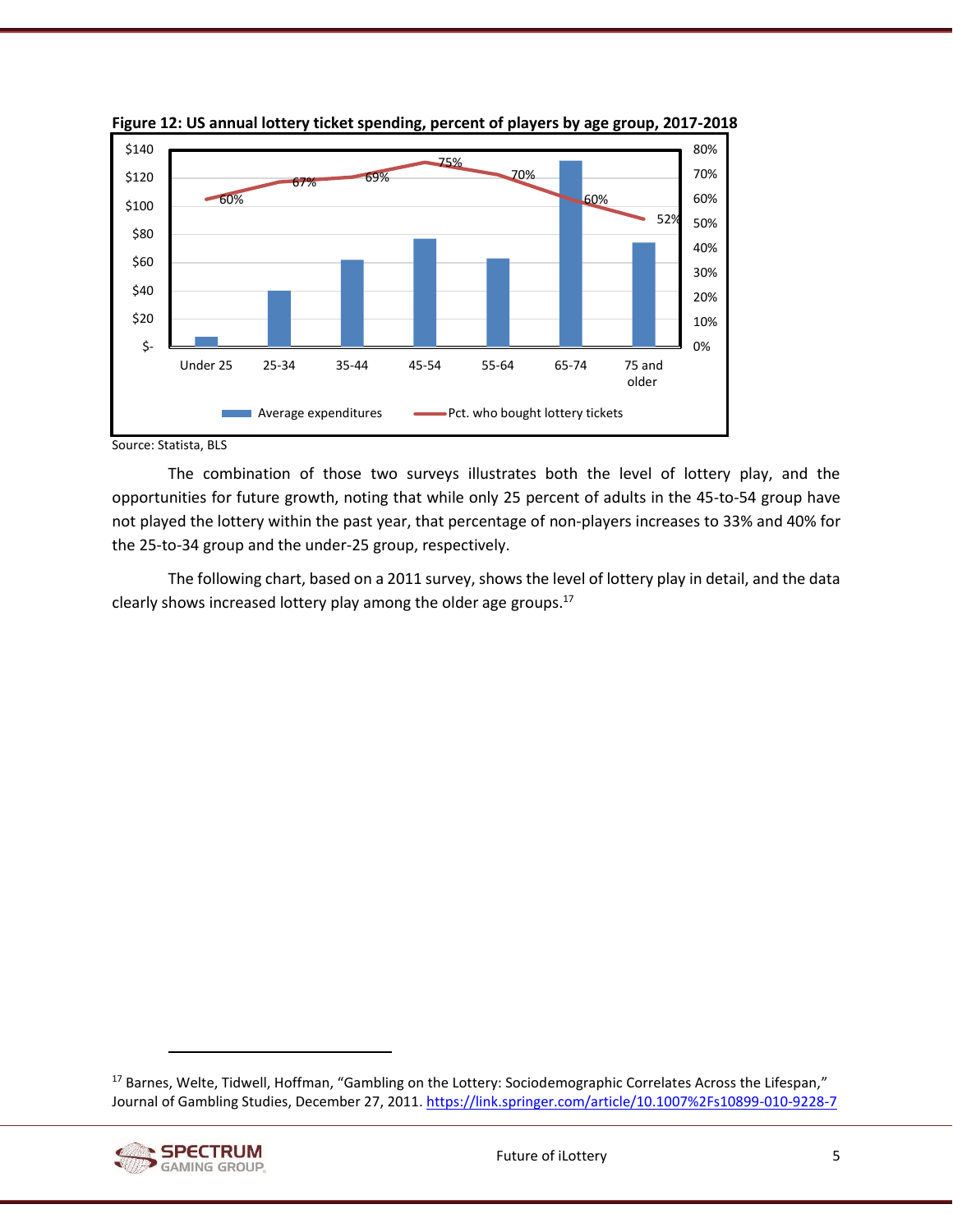**Figure 12: US annual lottery ticket spending, percent of players by age group, 2017-2018**

Source: Statista, BLS

The combination of those two surveys illustrates both the level of lottery play, and the opportunities for future growth, noting that while only 25 percent of adults in the 45-to-54 group have not played the lottery within the past year, that percentage of non-players increases to 33% and 40% for the 25-to-34 group and the under-25 group, respectively.

The following chart, based on a 2011 survey, shows the level of lottery play in detail, and the data clearly shows increased lottery play among the older age groups.[17]

---

[17] Barnes, Welte, Tidwell, Hoffman, "Gambling on the Lottery: Sociodemographic Correlates Across the Lifespan," Journal of Gambling Studies, December 27, 2011. https://link.springer.com/article/10.1007%2Fs10899-010-9228-7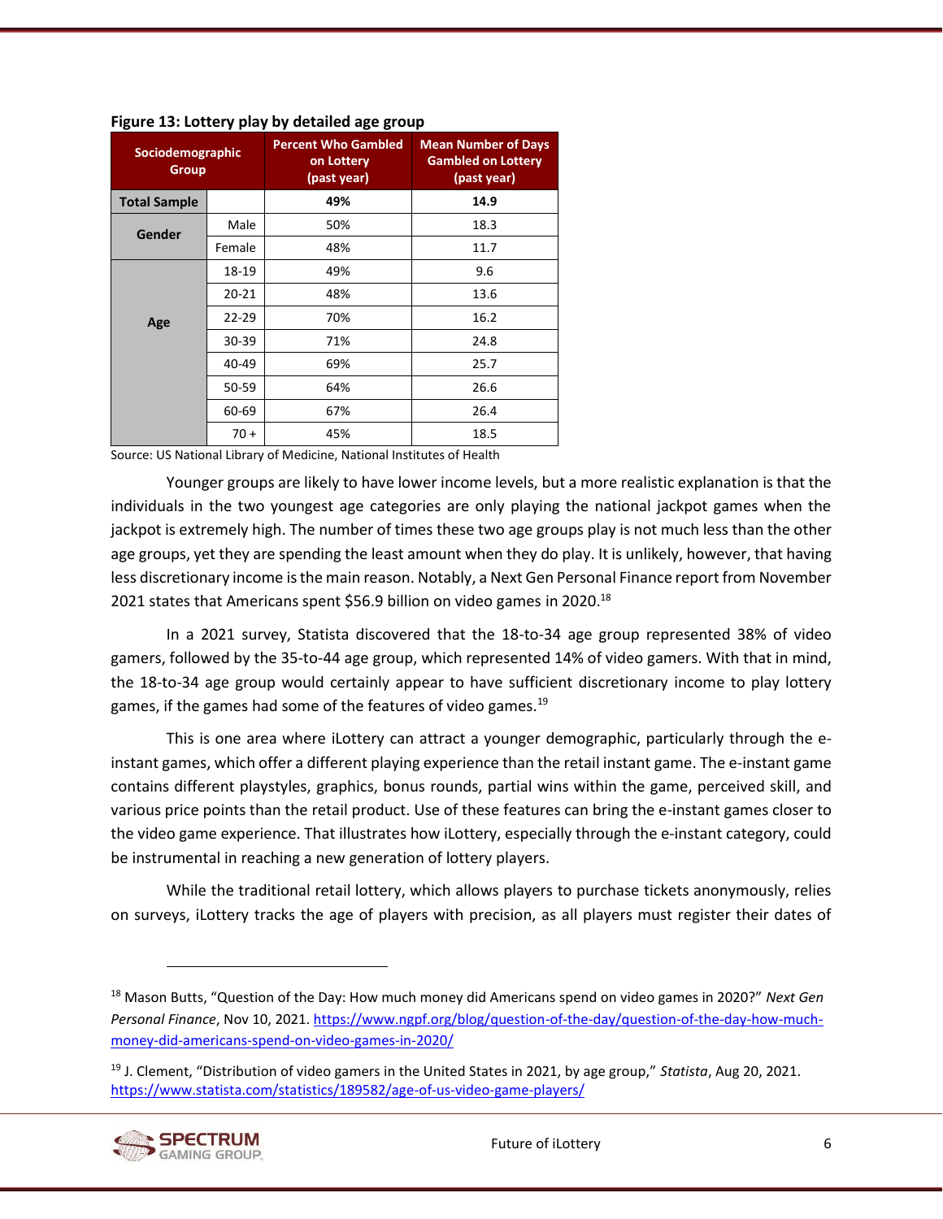**Figure 13: Lottery play by detailed age group**

| Sociodemographic Group | | Percent Who Gambled on Lottery (past year) | Mean Number of Days Gambled on Lottery (past year) |
|---|---|---|---|
| **Total Sample** | | **49%** | **14.9** |
| **Gender** | Male | 50% | 18.3 |
| | Female | 48% | 11.7 |
| **Age** | 18-19 | 49% | 9.6 |
| | 20-21 | 48% | 13.6 |
| | 22-29 | 70% | 16.2 |
| | 30-39 | 71% | 24.8 |
| | 40-49 | 69% | 25.7 |
| | 50-59 | 64% | 26.6 |
| | 60-69 | 67% | 26.4 |
| | 70 + | 45% | 18.5 |

Source: US National Library of Medicine, National Institutes of Health

Younger groups are likely to have lower income levels, but a more realistic explanation is that the individuals in the two youngest age categories are only playing the national jackpot games when the jackpot is extremely high. The number of times these two age groups play is not much less than the other age groups, yet they are spending the least amount when they do play. It is unlikely, however, that having less discretionary income is the main reason. Notably, a Next Gen Personal Finance report from November 2021 states that Americans spent $56.9 billion on video games in 2020.[18]

In a 2021 survey, Statista discovered that the 18-to-34 age group represented 38% of video gamers, followed by the 35-to-44 age group, which represented 14% of video gamers. With that in mind, the 18-to-34 age group would certainly appear to have sufficient discretionary income to play lottery games, if the games had some of the features of video games.[19]

This is one area where iLottery can attract a younger demographic, particularly through the e-instant games, which offer a different playing experience than the retail instant game. The e-instant game contains different playstyles, graphics, bonus rounds, partial wins within the game, perceived skill, and various price points than the retail product. Use of these features can bring the e-instant games closer to the video game experience. That illustrates how iLottery, especially through the e-instant category, could be instrumental in reaching a new generation of lottery players.

While the traditional retail lottery, which allows players to purchase tickets anonymously, relies on surveys, iLottery tracks the age of players with precision, as all players must register their dates of

---

[18] Mason Butts, "Question of the Day: How much money did Americans spend on video games in 2020?" *Next Gen Personal Finance*, Nov 10, 2021. https://www.ngpf.org/blog/question-of-the-day/question-of-the-day-how-much-money-did-americans-spend-on-video-games-in-2020/

[19] J. Clement, "Distribution of video gamers in the United States in 2021, by age group," *Statista*, Aug 20, 2021. https://www.statista.com/statistics/189582/age-of-us-video-game-players/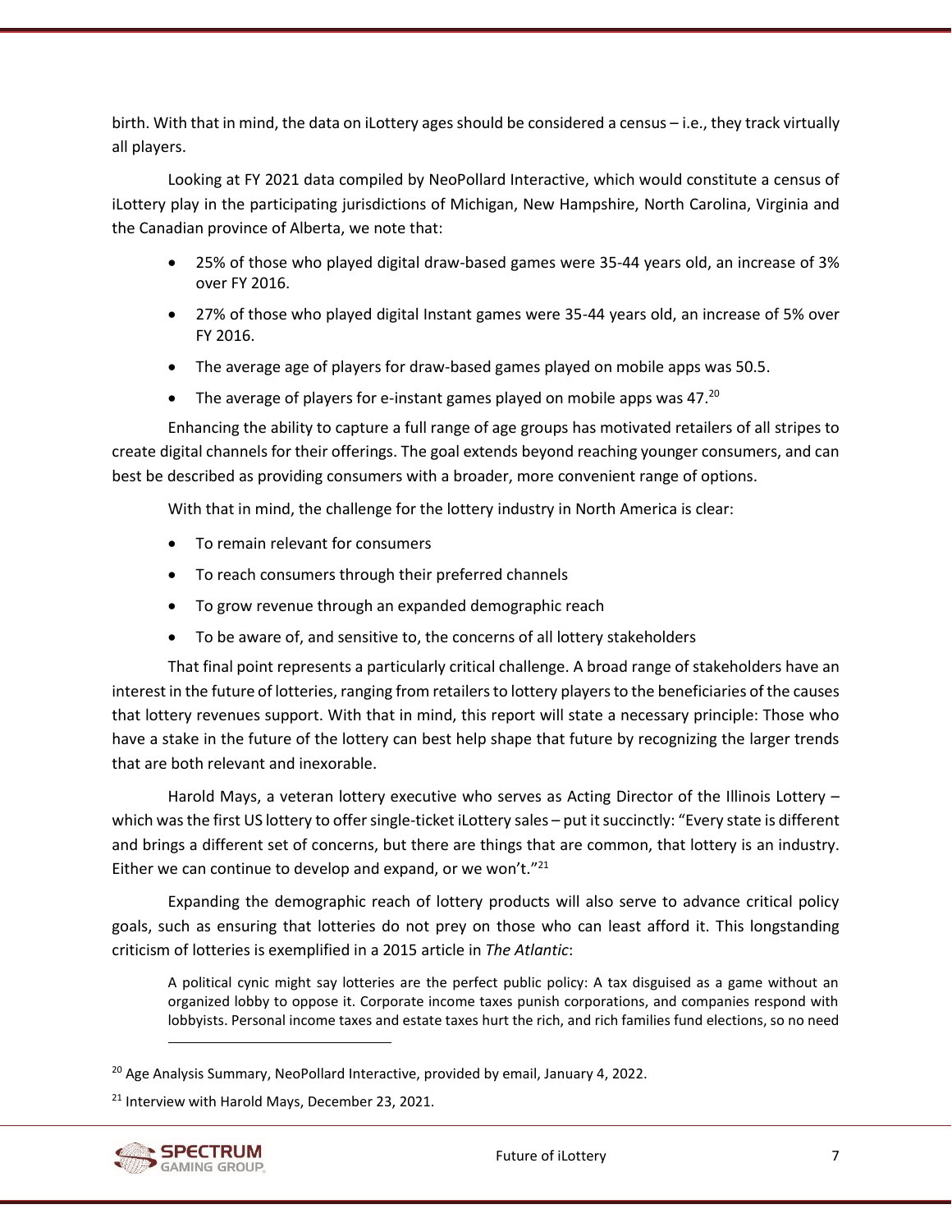birth. With that in mind, the data on iLottery ages should be considered a census – i.e., they track virtually all players.

Looking at FY 2021 data compiled by NeoPollard Interactive, which would constitute a census of iLottery play in the participating jurisdictions of Michigan, New Hampshire, North Carolina, Virginia and the Canadian province of Alberta, we note that:

- 25% of those who played digital draw-based games were 35-44 years old, an increase of 3% over FY 2016.
- 27% of those who played digital Instant games were 35-44 years old, an increase of 5% over FY 2016.
- The average age of players for draw-based games played on mobile apps was 50.5.
- The average of players for e-instant games played on mobile apps was 47.[20]

Enhancing the ability to capture a full range of age groups has motivated retailers of all stripes to create digital channels for their offerings. The goal extends beyond reaching younger consumers, and can best be described as providing consumers with a broader, more convenient range of options.

With that in mind, the challenge for the lottery industry in North America is clear:

- To remain relevant for consumers
- To reach consumers through their preferred channels
- To grow revenue through an expanded demographic reach
- To be aware of, and sensitive to, the concerns of all lottery stakeholders

That final point represents a particularly critical challenge. A broad range of stakeholders have an interest in the future of lotteries, ranging from retailers to lottery players to the beneficiaries of the causes that lottery revenues support. With that in mind, this report will state a necessary principle: Those who have a stake in the future of the lottery can best help shape that future by recognizing the larger trends that are both relevant and inexorable.

Harold Mays, a veteran lottery executive who serves as Acting Director of the Illinois Lottery – which was the first US lottery to offer single-ticket iLottery sales – put it succinctly: "Every state is different and brings a different set of concerns, but there are things that are common, that lottery is an industry. Either we can continue to develop and expand, or we won't."[21]

Expanding the demographic reach of lottery products will also serve to advance critical policy goals, such as ensuring that lotteries do not prey on those who can least afford it. This longstanding criticism of lotteries is exemplified in a 2015 article in *The Atlantic*:

> A political cynic might say lotteries are the perfect public policy: A tax disguised as a game without an organized lobby to oppose it. Corporate income taxes punish corporations, and companies respond with lobbyists. Personal income taxes and estate taxes hurt the rich, and rich families fund elections, so no need

[20] Age Analysis Summary, NeoPollard Interactive, provided by email, January 4, 2022.

[21] Interview with Harold Mays, December 23, 2021.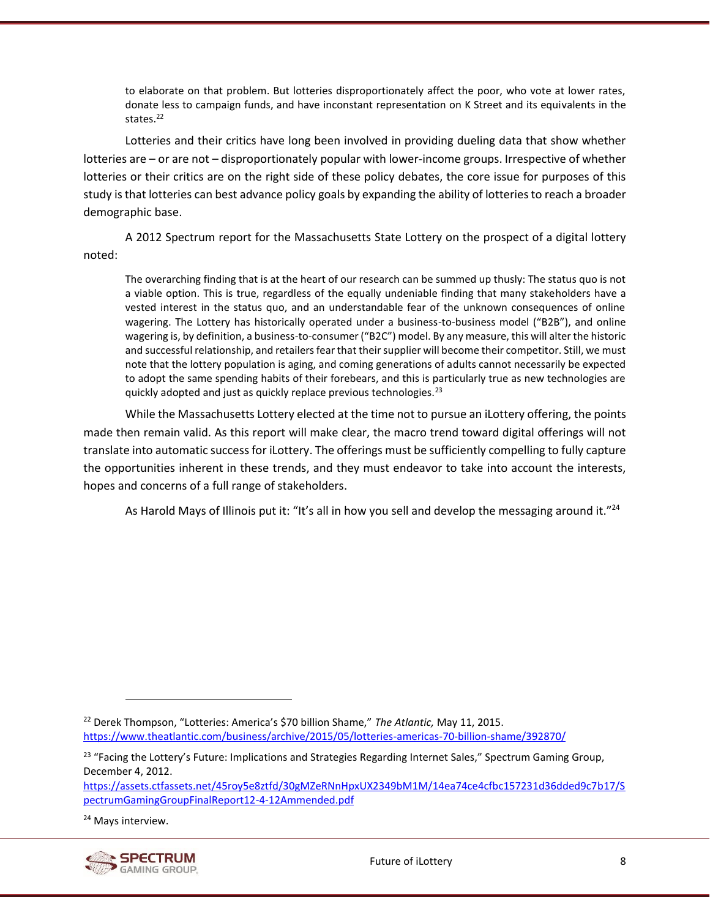> to elaborate on that problem. But lotteries disproportionately affect the poor, who vote at lower rates, donate less to campaign funds, and have inconstant representation on K Street and its equivalents in the states.[22]

Lotteries and their critics have long been involved in providing dueling data that show whether lotteries are – or are not – disproportionately popular with lower-income groups. Irrespective of whether lotteries or their critics are on the right side of these policy debates, the core issue for purposes of this study is that lotteries can best advance policy goals by expanding the ability of lotteries to reach a broader demographic base.

A 2012 Spectrum report for the Massachusetts State Lottery on the prospect of a digital lottery noted:

> The overarching finding that is at the heart of our research can be summed up thusly: The status quo is not a viable option. This is true, regardless of the equally undeniable finding that many stakeholders have a vested interest in the status quo, and an understandable fear of the unknown consequences of online wagering. The Lottery has historically operated under a business-to-business model ("B2B"), and online wagering is, by definition, a business-to-consumer ("B2C") model. By any measure, this will alter the historic and successful relationship, and retailers fear that their supplier will become their competitor. Still, we must note that the lottery population is aging, and coming generations of adults cannot necessarily be expected to adopt the same spending habits of their forebears, and this is particularly true as new technologies are quickly adopted and just as quickly replace previous technologies.[23]

While the Massachusetts Lottery elected at the time not to pursue an iLottery offering, the points made then remain valid. As this report will make clear, the macro trend toward digital offerings will not translate into automatic success for iLottery. The offerings must be sufficiently compelling to fully capture the opportunities inherent in these trends, and they must endeavor to take into account the interests, hopes and concerns of a full range of stakeholders.

As Harold Mays of Illinois put it: "It's all in how you sell and develop the messaging around it."[24]

---

[22] Derek Thompson, "Lotteries: America's $70 billion Shame," *The Atlantic,* May 11, 2015. https://www.theatlantic.com/business/archive/2015/05/lotteries-americas-70-billion-shame/392870/

[23] "Facing the Lottery's Future: Implications and Strategies Regarding Internet Sales," Spectrum Gaming Group, December 4, 2012. https://assets.ctfassets.net/45roy5e8ztfd/30gMZeRNnHpxUX2349bM1M/14ea74ce4cfbc157231d36dded9c7b17/SpectrumGamingGroupFinalReport12-4-12Ammended.pdf

[24] Mays interview.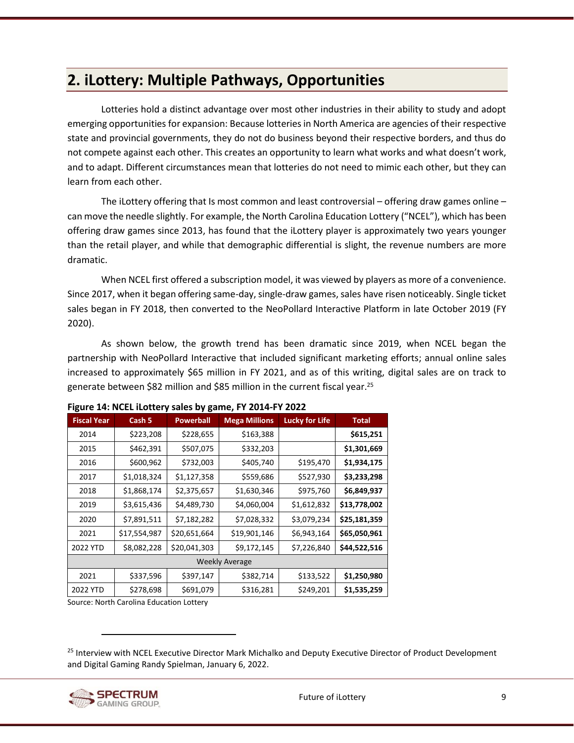## 2. iLottery: Multiple Pathways, Opportunities

Lotteries hold a distinct advantage over most other industries in their ability to study and adopt emerging opportunities for expansion: Because lotteries in North America are agencies of their respective state and provincial governments, they do not do business beyond their respective borders, and thus do not compete against each other. This creates an opportunity to learn what works and what doesn't work, and to adapt. Different circumstances mean that lotteries do not need to mimic each other, but they can learn from each other.

The iLottery offering that Is most common and least controversial – offering draw games online – can move the needle slightly. For example, the North Carolina Education Lottery ("NCEL"), which has been offering draw games since 2013, has found that the iLottery player is approximately two years younger than the retail player, and while that demographic differential is slight, the revenue numbers are more dramatic.

When NCEL first offered a subscription model, it was viewed by players as more of a convenience. Since 2017, when it began offering same-day, single-draw games, sales have risen noticeably. Single ticket sales began in FY 2018, then converted to the NeoPollard Interactive Platform in late October 2019 (FY 2020).

As shown below, the growth trend has been dramatic since 2019, when NCEL began the partnership with NeoPollard Interactive that included significant marketing efforts; annual online sales increased to approximately $65 million in FY 2021, and as of this writing, digital sales are on track to generate between $82 million and $85 million in the current fiscal year.[25]

**Figure 14: NCEL iLottery sales by game, FY 2014-FY 2022**

| Fiscal Year | Cash 5 | Powerball | Mega Millions | Lucky for Life | Total |
|---|---|---|---|---|---|
| 2014 | $223,208 | $228,655 | $163,388 | | **$615,251** |
| 2015 | $462,391 | $507,075 | $332,203 | | **$1,301,669** |
| 2016 | $600,962 | $732,003 | $405,740 | $195,470 | **$1,934,175** |
| 2017 | $1,018,324 | $1,127,358 | $559,686 | $527,930 | **$3,233,298** |
| 2018 | $1,868,174 | $2,375,657 | $1,630,346 | $975,760 | **$6,849,937** |
| 2019 | $3,615,436 | $4,489,730 | $4,060,004 | $1,612,832 | **$13,778,002** |
| 2020 | $7,891,511 | $7,182,282 | $7,028,332 | $3,079,234 | **$25,181,359** |
| 2021 | $17,554,987 | $20,651,664 | $19,901,146 | $6,943,164 | **$65,050,961** |
| 2022 YTD | $8,082,228 | $20,041,303 | $9,172,145 | $7,226,840 | **$44,522,516** |
| Weekly Average | | | | | |
| 2021 | $337,596 | $397,147 | $382,714 | $133,522 | **$1,250,980** |
| 2022 YTD | $278,698 | $691,079 | $316,281 | $249,201 | **$1,535,259** |

Source: North Carolina Education Lottery

[25] Interview with NCEL Executive Director Mark Michalko and Deputy Executive Director of Product Development and Digital Gaming Randy Spielman, January 6, 2022.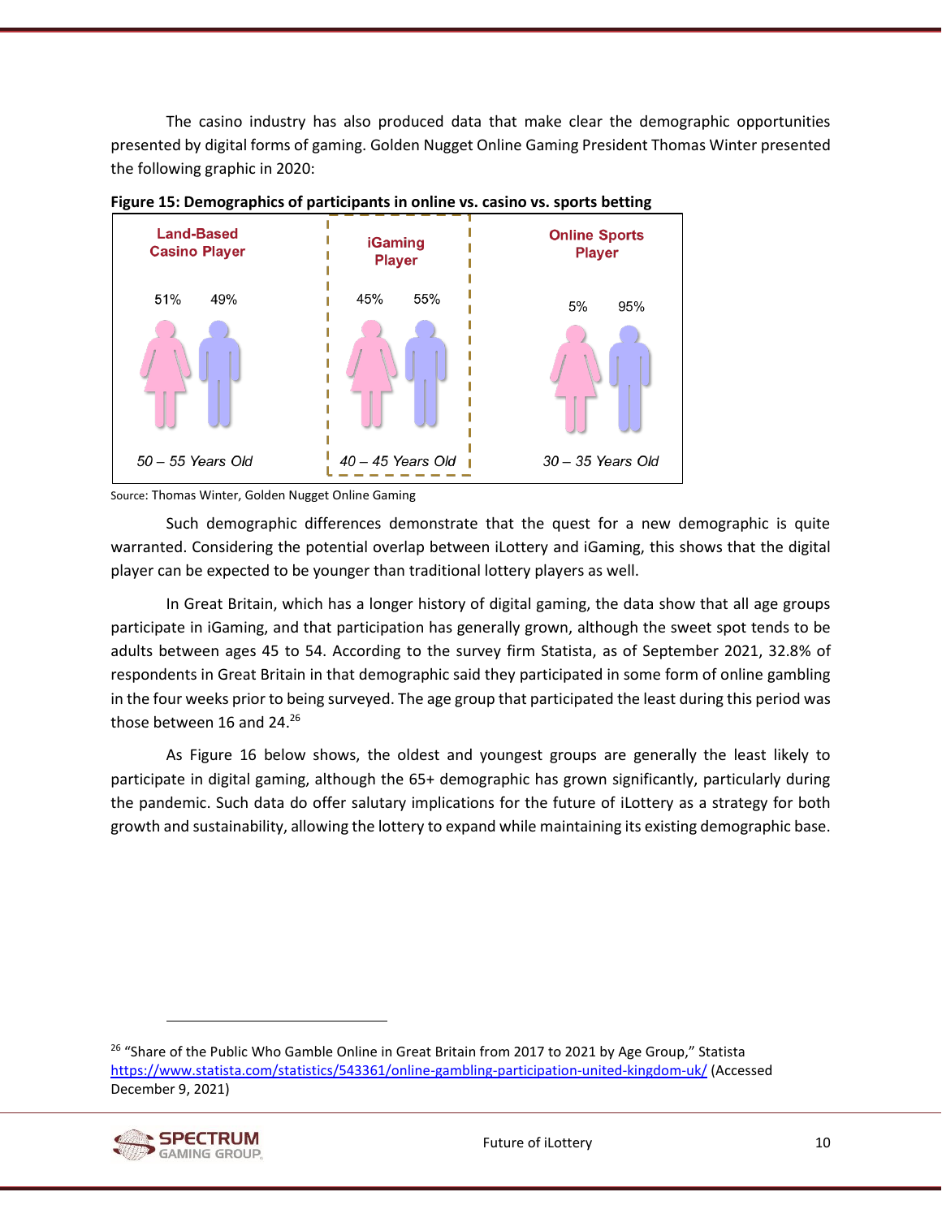The casino industry has also produced data that make clear the demographic opportunities presented by digital forms of gaming. Golden Nugget Online Gaming President Thomas Winter presented the following graphic in 2020:

**Figure 15: Demographics of participants in online vs. casino vs. sports betting**

| Land-Based Casino Player | iGaming Player | Online Sports Player |
|---|---|---|
| 51% / 49% | 45% / 55% | 5% / 95% |
| *50 – 55 Years Old* | *40 – 45 Years Old* | *30 – 35 Years Old* |

Source: Thomas Winter, Golden Nugget Online Gaming

Such demographic differences demonstrate that the quest for a new demographic is quite warranted. Considering the potential overlap between iLottery and iGaming, this shows that the digital player can be expected to be younger than traditional lottery players as well.

In Great Britain, which has a longer history of digital gaming, the data show that all age groups participate in iGaming, and that participation has generally grown, although the sweet spot tends to be adults between ages 45 to 54. According to the survey firm Statista, as of September 2021, 32.8% of respondents in Great Britain in that demographic said they participated in some form of online gambling in the four weeks prior to being surveyed. The age group that participated the least during this period was those between 16 and 24.[26]

As Figure 16 below shows, the oldest and youngest groups are generally the least likely to participate in digital gaming, although the 65+ demographic has grown significantly, particularly during the pandemic. Such data do offer salutary implications for the future of iLottery as a strategy for both growth and sustainability, allowing the lottery to expand while maintaining its existing demographic base.

[26] "Share of the Public Who Gamble Online in Great Britain from 2017 to 2021 by Age Group," Statista https://www.statista.com/statistics/543361/online-gambling-participation-united-kingdom-uk/ (Accessed December 9, 2021)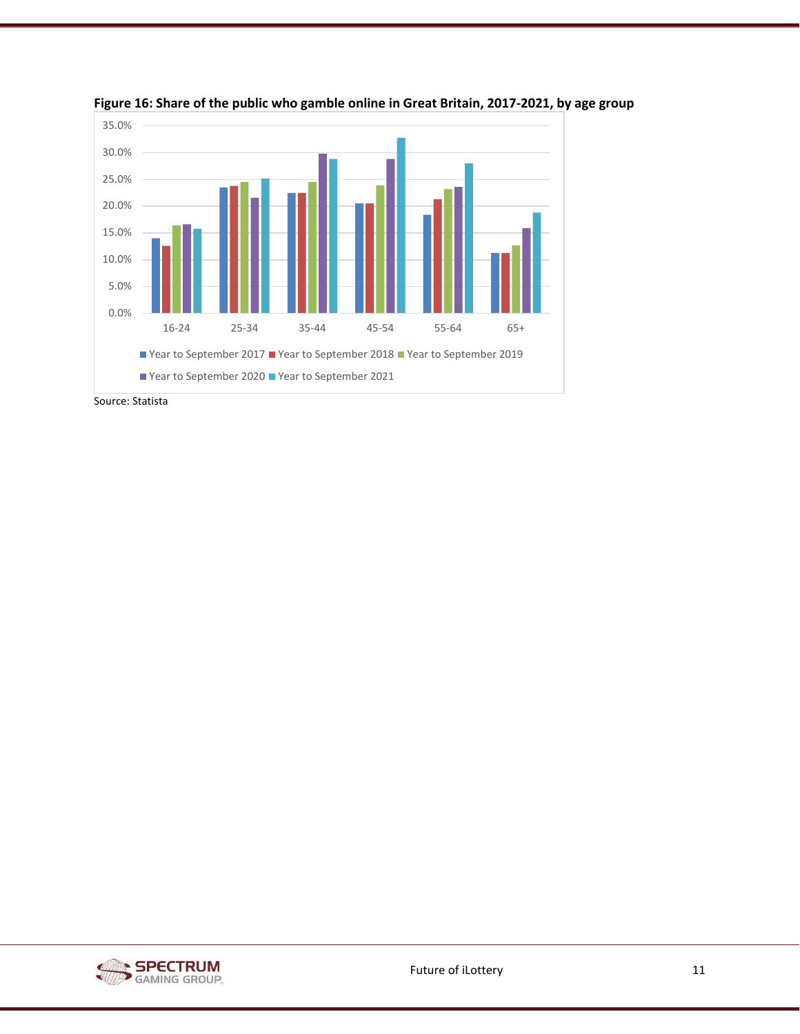**Figure 16: Share of the public who gamble online in Great Britain, 2017-2021, by age group**

Source: Statista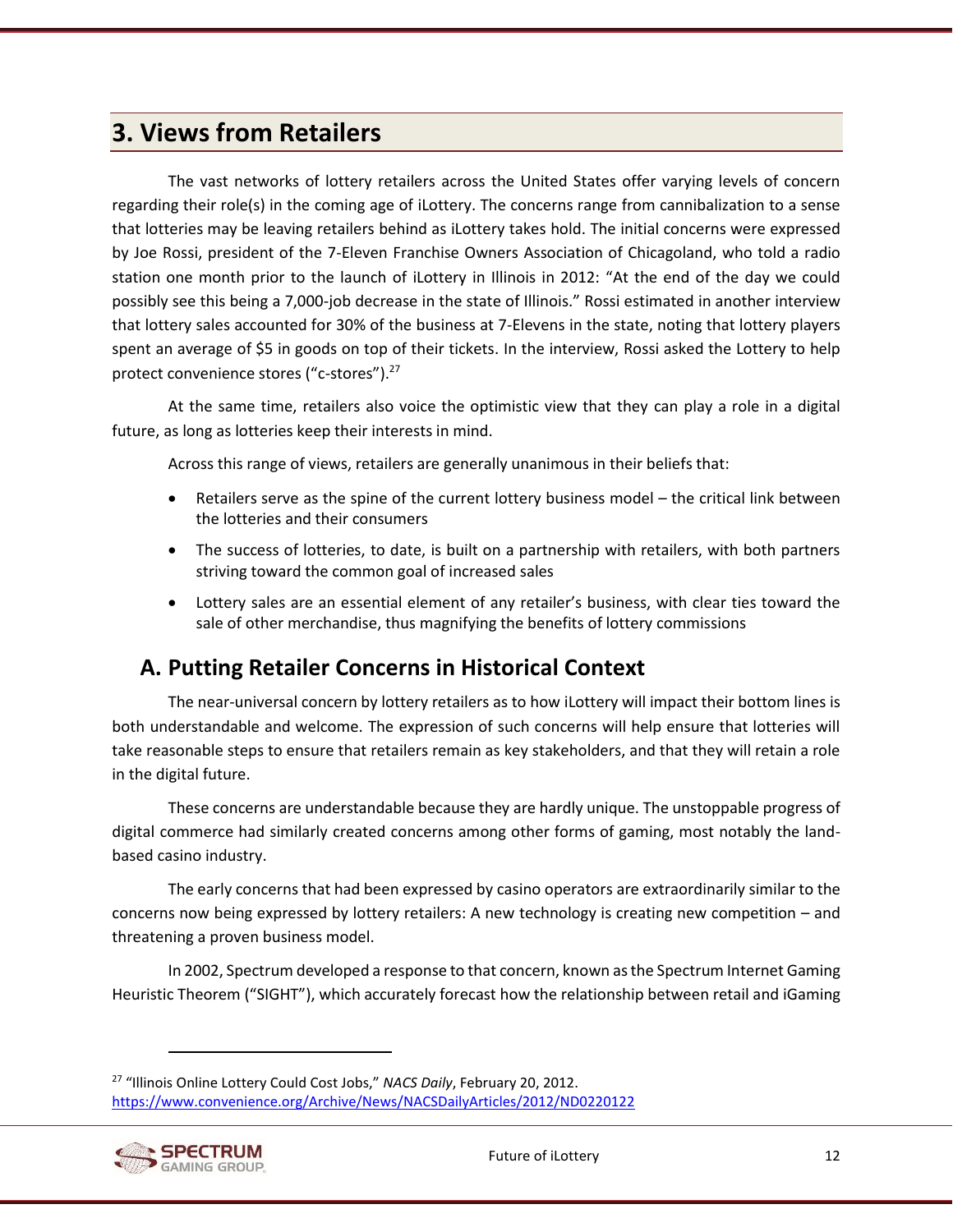## 3. Views from Retailers

The vast networks of lottery retailers across the United States offer varying levels of concern regarding their role(s) in the coming age of iLottery. The concerns range from cannibalization to a sense that lotteries may be leaving retailers behind as iLottery takes hold. The initial concerns were expressed by Joe Rossi, president of the 7-Eleven Franchise Owners Association of Chicagoland, who told a radio station one month prior to the launch of iLottery in Illinois in 2012: "At the end of the day we could possibly see this being a 7,000-job decrease in the state of Illinois." Rossi estimated in another interview that lottery sales accounted for 30% of the business at 7-Elevens in the state, noting that lottery players spent an average of $5 in goods on top of their tickets. In the interview, Rossi asked the Lottery to help protect convenience stores ("c-stores").[27]

At the same time, retailers also voice the optimistic view that they can play a role in a digital future, as long as lotteries keep their interests in mind.

Across this range of views, retailers are generally unanimous in their beliefs that:

- Retailers serve as the spine of the current lottery business model – the critical link between the lotteries and their consumers
- The success of lotteries, to date, is built on a partnership with retailers, with both partners striving toward the common goal of increased sales
- Lottery sales are an essential element of any retailer's business, with clear ties toward the sale of other merchandise, thus magnifying the benefits of lottery commissions

### A. Putting Retailer Concerns in Historical Context

The near-universal concern by lottery retailers as to how iLottery will impact their bottom lines is both understandable and welcome. The expression of such concerns will help ensure that lotteries will take reasonable steps to ensure that retailers remain as key stakeholders, and that they will retain a role in the digital future.

These concerns are understandable because they are hardly unique. The unstoppable progress of digital commerce had similarly created concerns among other forms of gaming, most notably the land-based casino industry.

The early concerns that had been expressed by casino operators are extraordinarily similar to the concerns now being expressed by lottery retailers: A new technology is creating new competition – and threatening a proven business model.

In 2002, Spectrum developed a response to that concern, known as the Spectrum Internet Gaming Heuristic Theorem ("SIGHT"), which accurately forecast how the relationship between retail and iGaming

[27] "Illinois Online Lottery Could Cost Jobs," *NACS Daily*, February 20, 2012. https://www.convenience.org/Archive/News/NACSDailyArticles/2012/ND0220122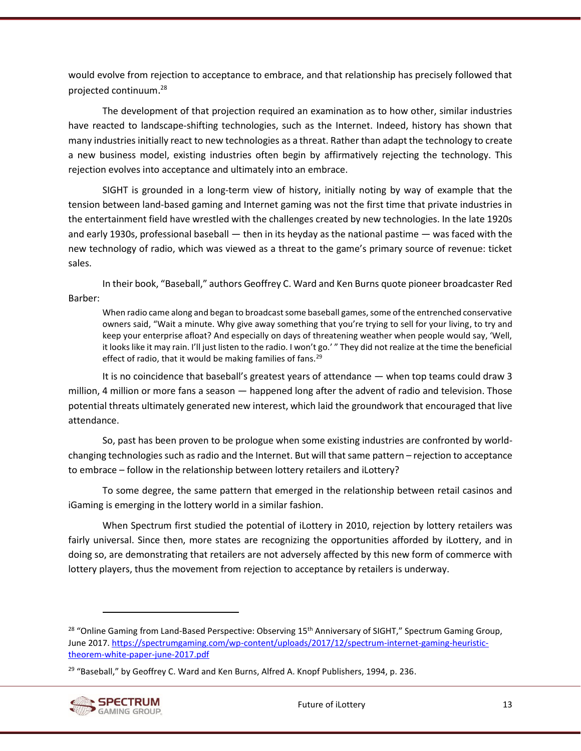would evolve from rejection to acceptance to embrace, and that relationship has precisely followed that projected continuum.[28]

The development of that projection required an examination as to how other, similar industries have reacted to landscape-shifting technologies, such as the Internet. Indeed, history has shown that many industries initially react to new technologies as a threat. Rather than adapt the technology to create a new business model, existing industries often begin by affirmatively rejecting the technology. This rejection evolves into acceptance and ultimately into an embrace.

SIGHT is grounded in a long-term view of history, initially noting by way of example that the tension between land-based gaming and Internet gaming was not the first time that private industries in the entertainment field have wrestled with the challenges created by new technologies. In the late 1920s and early 1930s, professional baseball — then in its heyday as the national pastime — was faced with the new technology of radio, which was viewed as a threat to the game's primary source of revenue: ticket sales.

In their book, "Baseball," authors Geoffrey C. Ward and Ken Burns quote pioneer broadcaster Red Barber:

> When radio came along and began to broadcast some baseball games, some of the entrenched conservative owners said, "Wait a minute. Why give away something that you're trying to sell for your living, to try and keep your enterprise afloat? And especially on days of threatening weather when people would say, 'Well, it looks like it may rain. I'll just listen to the radio. I won't go.' " They did not realize at the time the beneficial effect of radio, that it would be making families of fans.[29]

It is no coincidence that baseball's greatest years of attendance — when top teams could draw 3 million, 4 million or more fans a season — happened long after the advent of radio and television. Those potential threats ultimately generated new interest, which laid the groundwork that encouraged that live attendance.

So, past has been proven to be prologue when some existing industries are confronted by world-changing technologies such as radio and the Internet. But will that same pattern – rejection to acceptance to embrace – follow in the relationship between lottery retailers and iLottery?

To some degree, the same pattern that emerged in the relationship between retail casinos and iGaming is emerging in the lottery world in a similar fashion.

When Spectrum first studied the potential of iLottery in 2010, rejection by lottery retailers was fairly universal. Since then, more states are recognizing the opportunities afforded by iLottery, and in doing so, are demonstrating that retailers are not adversely affected by this new form of commerce with lottery players, thus the movement from rejection to acceptance by retailers is underway.

---

[28] "Online Gaming from Land-Based Perspective: Observing 15th Anniversary of SIGHT," Spectrum Gaming Group, June 2017. https://spectrumgaming.com/wp-content/uploads/2017/12/spectrum-internet-gaming-heuristic-theorem-white-paper-june-2017.pdf

[29] "Baseball," by Geoffrey C. Ward and Ken Burns, Alfred A. Knopf Publishers, 1994, p. 236.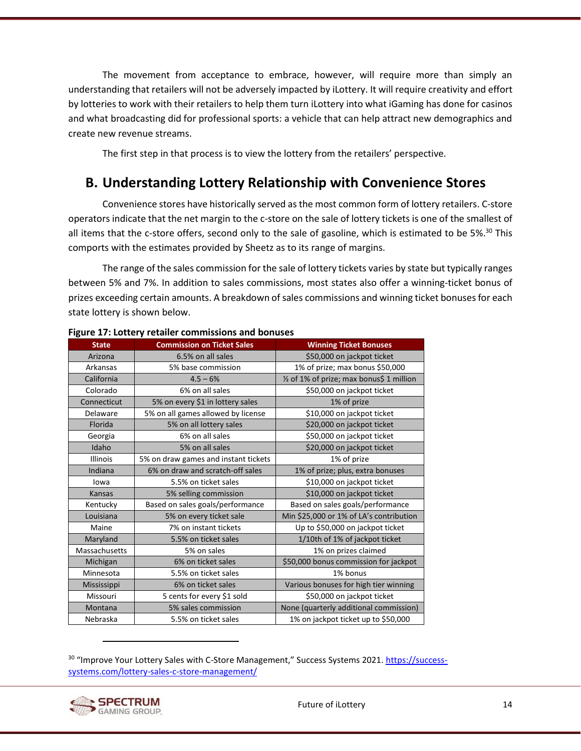The movement from acceptance to embrace, however, will require more than simply an understanding that retailers will not be adversely impacted by iLottery. It will require creativity and effort by lotteries to work with their retailers to help them turn iLottery into what iGaming has done for casinos and what broadcasting did for professional sports: a vehicle that can help attract new demographics and create new revenue streams.

The first step in that process is to view the lottery from the retailers' perspective.

## B. Understanding Lottery Relationship with Convenience Stores

Convenience stores have historically served as the most common form of lottery retailers. C-store operators indicate that the net margin to the c-store on the sale of lottery tickets is one of the smallest of all items that the c-store offers, second only to the sale of gasoline, which is estimated to be 5%.[30] This comports with the estimates provided by Sheetz as to its range of margins.

The range of the sales commission for the sale of lottery tickets varies by state but typically ranges between 5% and 7%. In addition to sales commissions, most states also offer a winning-ticket bonus of prizes exceeding certain amounts. A breakdown of sales commissions and winning ticket bonuses for each state lottery is shown below.

**Figure 17: Lottery retailer commissions and bonuses**

| State | Commission on Ticket Sales | Winning Ticket Bonuses |
|---|---|---|
| Arizona | 6.5% on all sales | $50,000 on jackpot ticket |
| Arkansas | 5% base commission | 1% of prize; max bonus $50,000 |
| California | 4.5 – 6% | ½ of 1% of prize; max bonus$ 1 million |
| Colorado | 6% on all sales | $50,000 on jackpot ticket |
| Connecticut | 5% on every $1 in lottery sales | 1% of prize |
| Delaware | 5% on all games allowed by license | $10,000 on jackpot ticket |
| Florida | 5% on all lottery sales | $20,000 on jackpot ticket |
| Georgia | 6% on all sales | $50,000 on jackpot ticket |
| Idaho | 5% on all sales | $20,000 on jackpot ticket |
| Illinois | 5% on draw games and instant tickets | 1% of prize |
| Indiana | 6% on draw and scratch-off sales | 1% of prize; plus, extra bonuses |
| Iowa | 5.5% on ticket sales | $10,000 on jackpot ticket |
| Kansas | 5% selling commission | $10,000 on jackpot ticket |
| Kentucky | Based on sales goals/performance | Based on sales goals/performance |
| Louisiana | 5% on every ticket sale | Min $25,000 or 1% of LA's contribution |
| Maine | 7% on instant tickets | Up to $50,000 on jackpot ticket |
| Maryland | 5.5% on ticket sales | 1/10th of 1% of jackpot ticket |
| Massachusetts | 5% on sales | 1% on prizes claimed |
| Michigan | 6% on ticket sales | $50,000 bonus commission for jackpot |
| Minnesota | 5.5% on ticket sales | 1% bonus |
| Mississippi | 6% on ticket sales | Various bonuses for high tier winning |
| Missouri | 5 cents for every $1 sold | $50,000 on jackpot ticket |
| Montana | 5% sales commission | None (quarterly additional commission) |
| Nebraska | 5.5% on ticket sales | 1% on jackpot ticket up to $50,000 |

[30] "Improve Your Lottery Sales with C-Store Management," Success Systems 2021. https://success-systems.com/lottery-sales-c-store-management/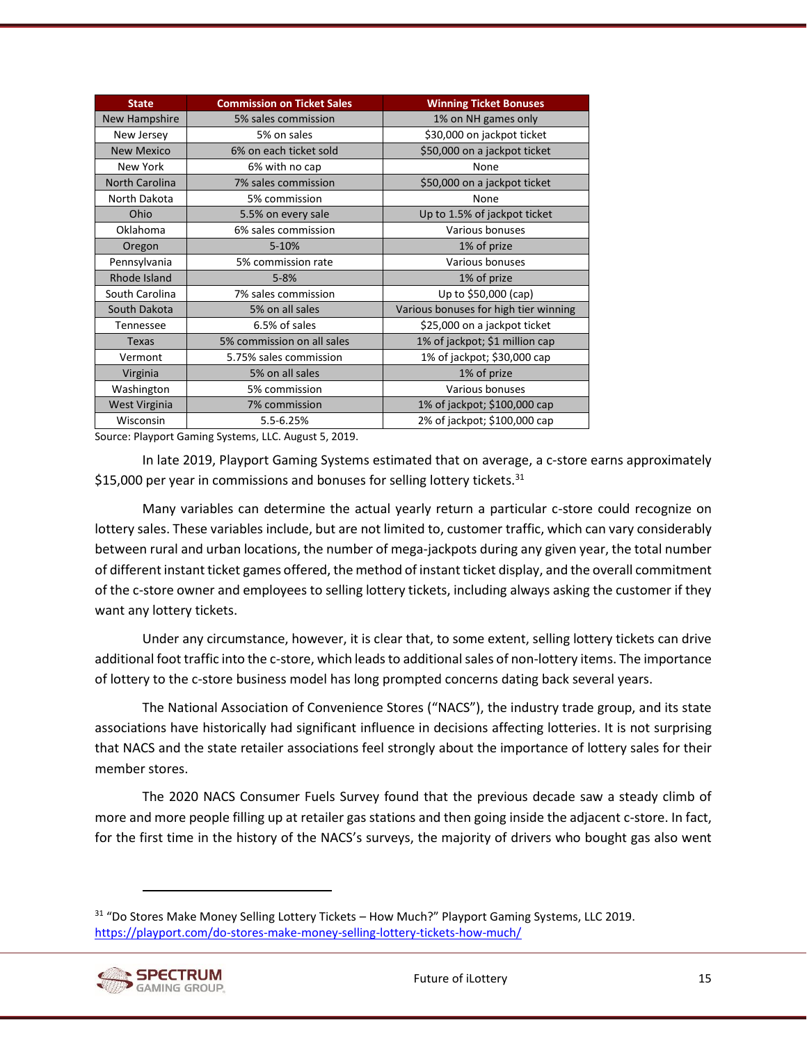| State | Commission on Ticket Sales | Winning Ticket Bonuses |
| --- | --- | --- |
| New Hampshire | 5% sales commission | 1% on NH games only |
| New Jersey | 5% on sales | $30,000 on jackpot ticket |
| New Mexico | 6% on each ticket sold | $50,000 on a jackpot ticket |
| New York | 6% with no cap | None |
| North Carolina | 7% sales commission | $50,000 on a jackpot ticket |
| North Dakota | 5% commission | None |
| Ohio | 5.5% on every sale | Up to 1.5% of jackpot ticket |
| Oklahoma | 6% sales commission | Various bonuses |
| Oregon | 5-10% | 1% of prize |
| Pennsylvania | 5% commission rate | Various bonuses |
| Rhode Island | 5-8% | 1% of prize |
| South Carolina | 7% sales commission | Up to $50,000 (cap) |
| South Dakota | 5% on all sales | Various bonuses for high tier winning |
| Tennessee | 6.5% of sales | $25,000 on a jackpot ticket |
| Texas | 5% commission on all sales | 1% of jackpot; $1 million cap |
| Vermont | 5.75% sales commission | 1% of jackpot; $30,000 cap |
| Virginia | 5% on all sales | 1% of prize |
| Washington | 5% commission | Various bonuses |
| West Virginia | 7% commission | 1% of jackpot; $100,000 cap |
| Wisconsin | 5.5-6.25% | 2% of jackpot; $100,000 cap |

Source: Playport Gaming Systems, LLC. August 5, 2019.

In late 2019, Playport Gaming Systems estimated that on average, a c-store earns approximately $15,000 per year in commissions and bonuses for selling lottery tickets.[31]

Many variables can determine the actual yearly return a particular c-store could recognize on lottery sales. These variables include, but are not limited to, customer traffic, which can vary considerably between rural and urban locations, the number of mega-jackpots during any given year, the total number of different instant ticket games offered, the method of instant ticket display, and the overall commitment of the c-store owner and employees to selling lottery tickets, including always asking the customer if they want any lottery tickets.

Under any circumstance, however, it is clear that, to some extent, selling lottery tickets can drive additional foot traffic into the c-store, which leads to additional sales of non-lottery items. The importance of lottery to the c-store business model has long prompted concerns dating back several years.

The National Association of Convenience Stores ("NACS"), the industry trade group, and its state associations have historically had significant influence in decisions affecting lotteries. It is not surprising that NACS and the state retailer associations feel strongly about the importance of lottery sales for their member stores.

The 2020 NACS Consumer Fuels Survey found that the previous decade saw a steady climb of more and more people filling up at retailer gas stations and then going inside the adjacent c-store. In fact, for the first time in the history of the NACS's surveys, the majority of drivers who bought gas also went

[31] "Do Stores Make Money Selling Lottery Tickets – How Much?" Playport Gaming Systems, LLC 2019. https://playport.com/do-stores-make-money-selling-lottery-tickets-how-much/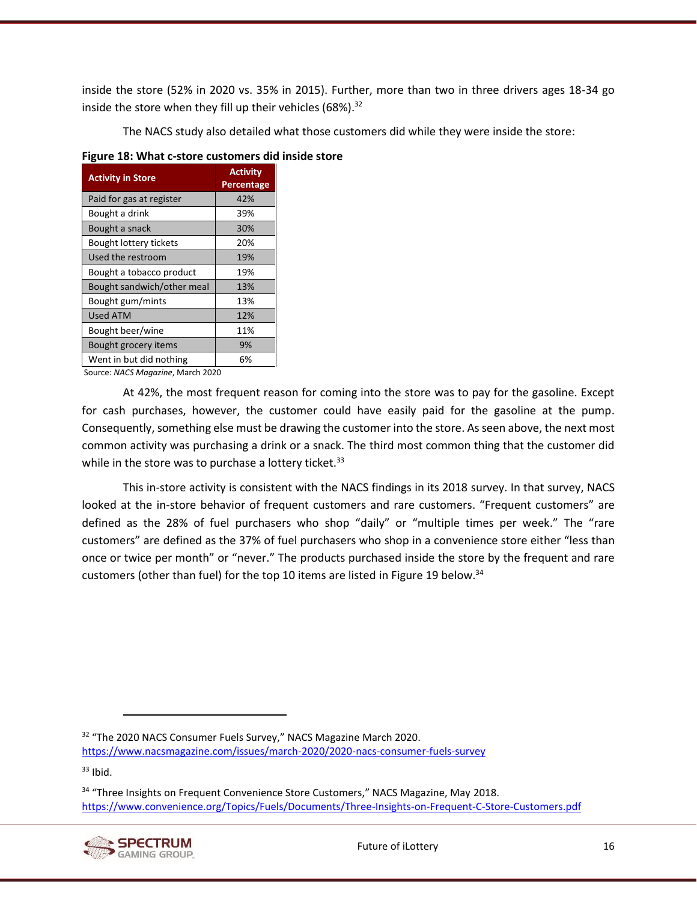inside the store (52% in 2020 vs. 35% in 2015). Further, more than two in three drivers ages 18-34 go inside the store when they fill up their vehicles (68%).[32]

The NACS study also detailed what those customers did while they were inside the store:

**Figure 18: What c-store customers did inside store**

| Activity in Store | Activity Percentage |
|---|---|
| Paid for gas at register | 42% |
| Bought a drink | 39% |
| Bought a snack | 30% |
| Bought lottery tickets | 20% |
| Used the restroom | 19% |
| Bought a tobacco product | 19% |
| Bought sandwich/other meal | 13% |
| Bought gum/mints | 13% |
| Used ATM | 12% |
| Bought beer/wine | 11% |
| Bought grocery items | 9% |
| Went in but did nothing | 6% |

Source: *NACS Magazine*, March 2020

At 42%, the most frequent reason for coming into the store was to pay for the gasoline. Except for cash purchases, however, the customer could have easily paid for the gasoline at the pump. Consequently, something else must be drawing the customer into the store. As seen above, the next most common activity was purchasing a drink or a snack. The third most common thing that the customer did while in the store was to purchase a lottery ticket.[33]

This in-store activity is consistent with the NACS findings in its 2018 survey. In that survey, NACS looked at the in-store behavior of frequent customers and rare customers. "Frequent customers" are defined as the 28% of fuel purchasers who shop "daily" or "multiple times per week." The "rare customers" are defined as the 37% of fuel purchasers who shop in a convenience store either "less than once or twice per month" or "never." The products purchased inside the store by the frequent and rare customers (other than fuel) for the top 10 items are listed in Figure 19 below.[34]

---

[32] "The 2020 NACS Consumer Fuels Survey," NACS Magazine March 2020. https://www.nacsmagazine.com/issues/march-2020/2020-nacs-consumer-fuels-survey

[33] Ibid.

[34] "Three Insights on Frequent Convenience Store Customers," NACS Magazine, May 2018. https://www.convenience.org/Topics/Fuels/Documents/Three-Insights-on-Frequent-C-Store-Customers.pdf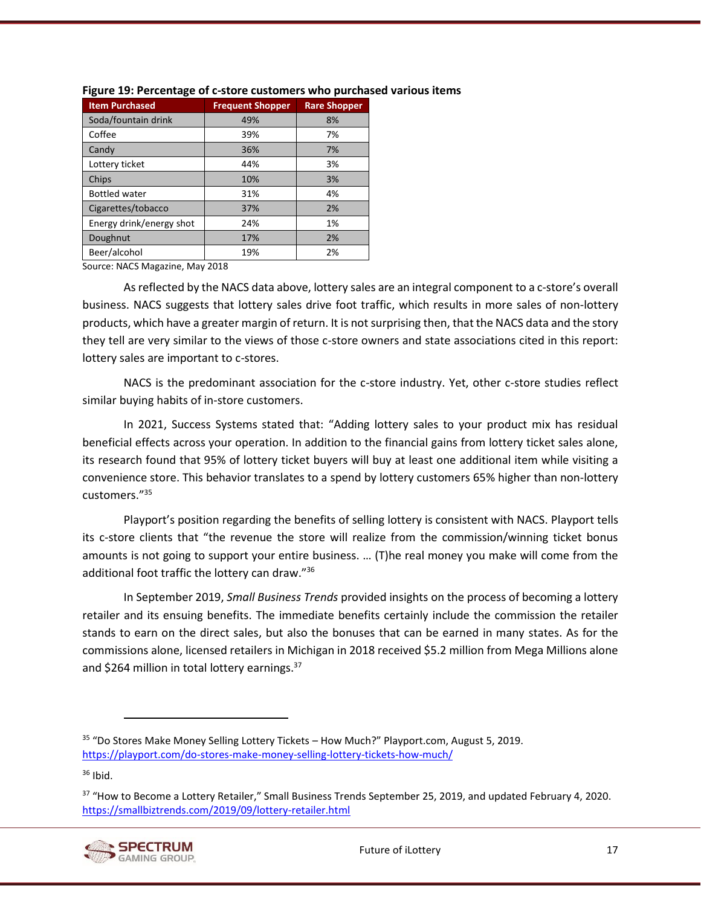**Figure 19: Percentage of c-store customers who purchased various items**

| Item Purchased | Frequent Shopper | Rare Shopper |
|---|---|---|
| Soda/fountain drink | 49% | 8% |
| Coffee | 39% | 7% |
| Candy | 36% | 7% |
| Lottery ticket | 44% | 3% |
| Chips | 10% | 3% |
| Bottled water | 31% | 4% |
| Cigarettes/tobacco | 37% | 2% |
| Energy drink/energy shot | 24% | 1% |
| Doughnut | 17% | 2% |
| Beer/alcohol | 19% | 2% |

Source: NACS Magazine, May 2018

As reflected by the NACS data above, lottery sales are an integral component to a c-store's overall business. NACS suggests that lottery sales drive foot traffic, which results in more sales of non-lottery products, which have a greater margin of return. It is not surprising then, that the NACS data and the story they tell are very similar to the views of those c-store owners and state associations cited in this report: lottery sales are important to c-stores.

NACS is the predominant association for the c-store industry. Yet, other c-store studies reflect similar buying habits of in-store customers.

In 2021, Success Systems stated that: "Adding lottery sales to your product mix has residual beneficial effects across your operation. In addition to the financial gains from lottery ticket sales alone, its research found that 95% of lottery ticket buyers will buy at least one additional item while visiting a convenience store. This behavior translates to a spend by lottery customers 65% higher than non-lottery customers."[35]

Playport's position regarding the benefits of selling lottery is consistent with NACS. Playport tells its c-store clients that "the revenue the store will realize from the commission/winning ticket bonus amounts is not going to support your entire business. … (T)he real money you make will come from the additional foot traffic the lottery can draw."[36]

In September 2019, *Small Business Trends* provided insights on the process of becoming a lottery retailer and its ensuing benefits. The immediate benefits certainly include the commission the retailer stands to earn on the direct sales, but also the bonuses that can be earned in many states. As for the commissions alone, licensed retailers in Michigan in 2018 received $5.2 million from Mega Millions alone and $264 million in total lottery earnings.[37]

---

[35] "Do Stores Make Money Selling Lottery Tickets – How Much?" Playport.com, August 5, 2019. https://playport.com/do-stores-make-money-selling-lottery-tickets-how-much/

[36] Ibid.

[37] "How to Become a Lottery Retailer," Small Business Trends September 25, 2019, and updated February 4, 2020. https://smallbiztrends.com/2019/09/lottery-retailer.html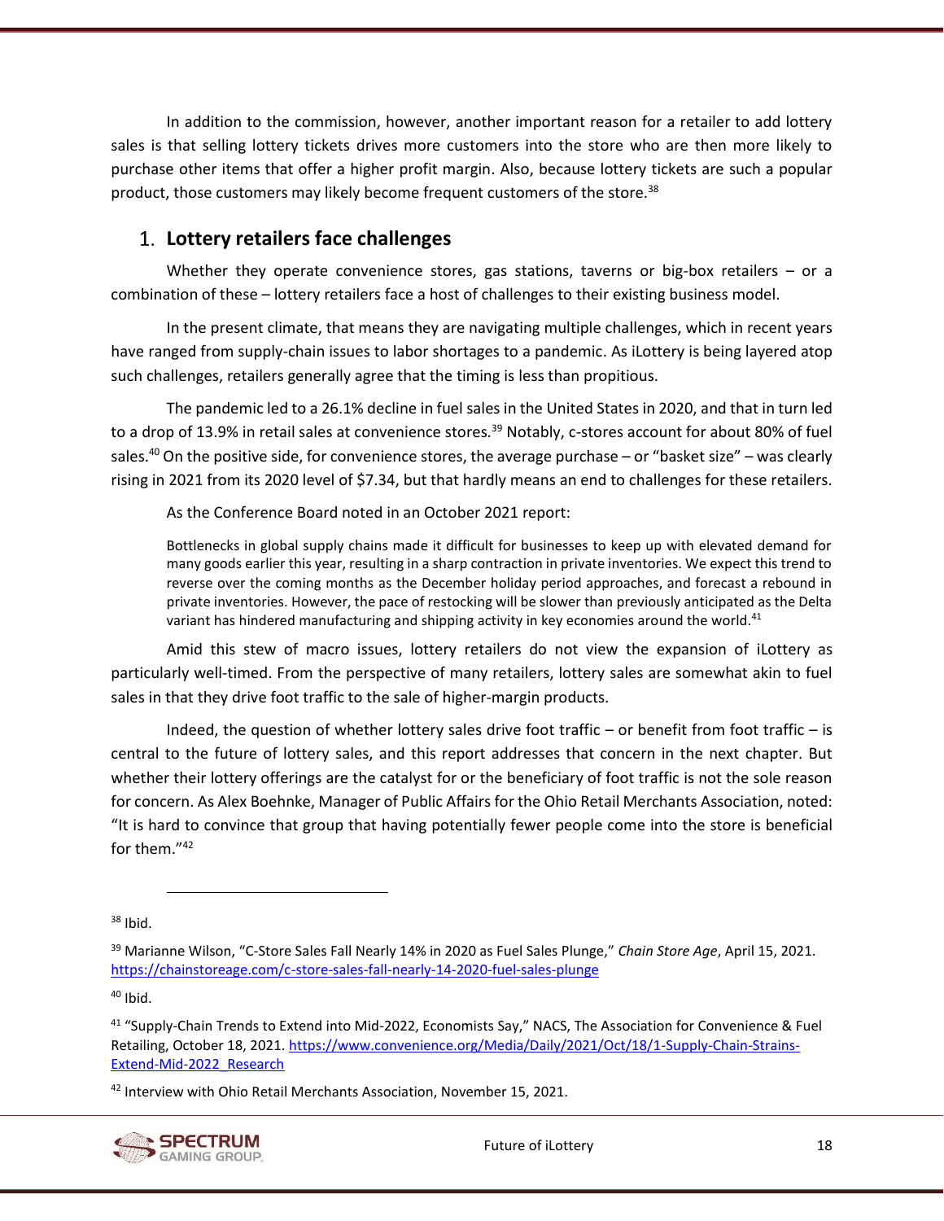In addition to the commission, however, another important reason for a retailer to add lottery sales is that selling lottery tickets drives more customers into the store who are then more likely to purchase other items that offer a higher profit margin. Also, because lottery tickets are such a popular product, those customers may likely become frequent customers of the store.[38]

## 1. Lottery retailers face challenges

Whether they operate convenience stores, gas stations, taverns or big-box retailers – or a combination of these – lottery retailers face a host of challenges to their existing business model.

In the present climate, that means they are navigating multiple challenges, which in recent years have ranged from supply-chain issues to labor shortages to a pandemic. As iLottery is being layered atop such challenges, retailers generally agree that the timing is less than propitious.

The pandemic led to a 26.1% decline in fuel sales in the United States in 2020, and that in turn led to a drop of 13.9% in retail sales at convenience stores.[39] Notably, c-stores account for about 80% of fuel sales.[40] On the positive side, for convenience stores, the average purchase – or "basket size" – was clearly rising in 2021 from its 2020 level of $7.34, but that hardly means an end to challenges for these retailers.

As the Conference Board noted in an October 2021 report:

> Bottlenecks in global supply chains made it difficult for businesses to keep up with elevated demand for many goods earlier this year, resulting in a sharp contraction in private inventories. We expect this trend to reverse over the coming months as the December holiday period approaches, and forecast a rebound in private inventories. However, the pace of restocking will be slower than previously anticipated as the Delta variant has hindered manufacturing and shipping activity in key economies around the world.[41]

Amid this stew of macro issues, lottery retailers do not view the expansion of iLottery as particularly well-timed. From the perspective of many retailers, lottery sales are somewhat akin to fuel sales in that they drive foot traffic to the sale of higher-margin products.

Indeed, the question of whether lottery sales drive foot traffic – or benefit from foot traffic – is central to the future of lottery sales, and this report addresses that concern in the next chapter. But whether their lottery offerings are the catalyst for or the beneficiary of foot traffic is not the sole reason for concern. As Alex Boehnke, Manager of Public Affairs for the Ohio Retail Merchants Association, noted: "It is hard to convince that group that having potentially fewer people come into the store is beneficial for them."[42]

---

[38] Ibid.

[39] Marianne Wilson, "C-Store Sales Fall Nearly 14% in 2020 as Fuel Sales Plunge," *Chain Store Age*, April 15, 2021. https://chainstoreage.com/c-store-sales-fall-nearly-14-2020-fuel-sales-plunge

[40] Ibid.

[41] "Supply-Chain Trends to Extend into Mid-2022, Economists Say," NACS, The Association for Convenience & Fuel Retailing, October 18, 2021. https://www.convenience.org/Media/Daily/2021/Oct/18/1-Supply-Chain-Strains-Extend-Mid-2022_Research

[42] Interview with Ohio Retail Merchants Association, November 15, 2021.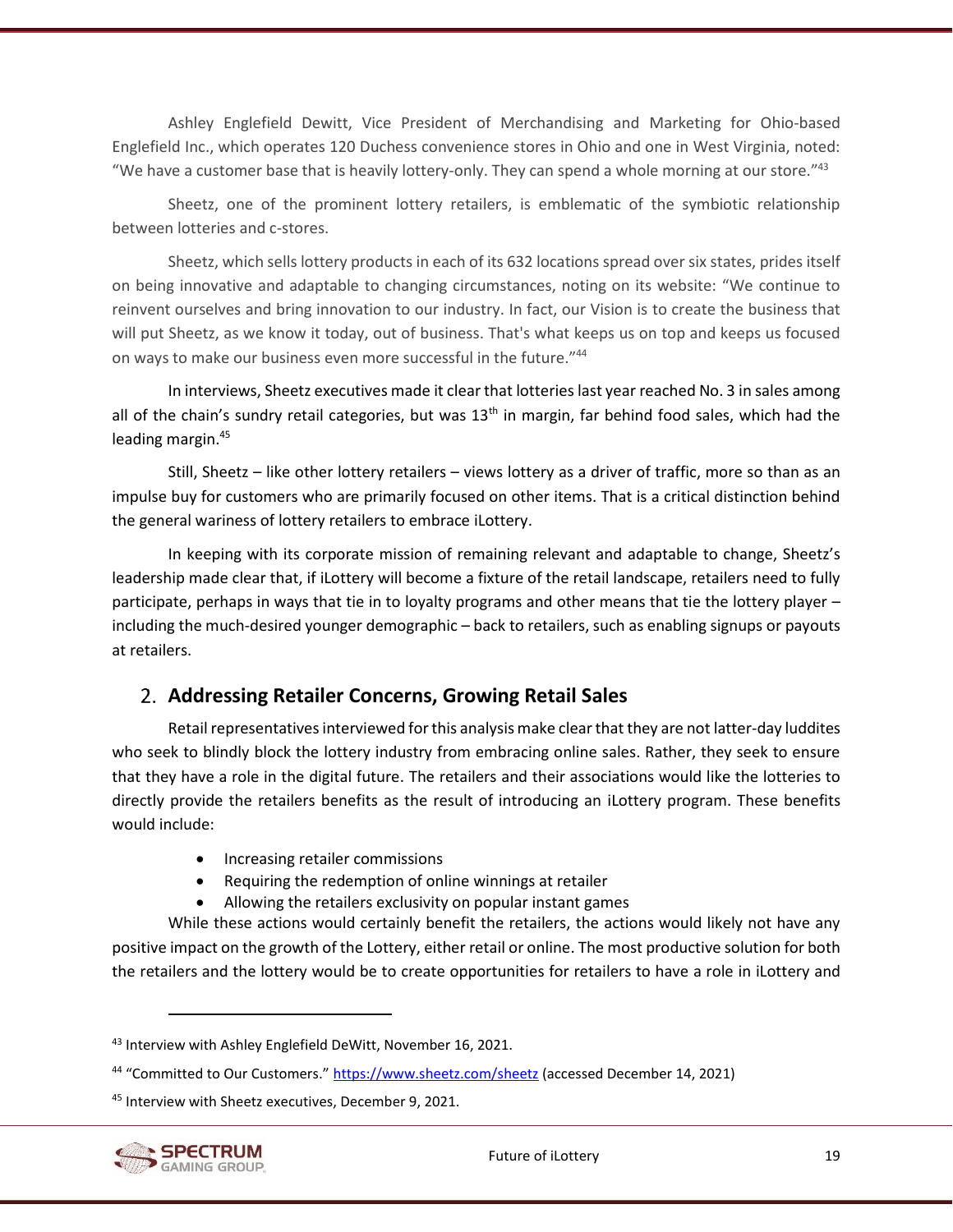Ashley Englefield Dewitt, Vice President of Merchandising and Marketing for Ohio-based Englefield Inc., which operates 120 Duchess convenience stores in Ohio and one in West Virginia, noted: "We have a customer base that is heavily lottery-only. They can spend a whole morning at our store."[43]

Sheetz, one of the prominent lottery retailers, is emblematic of the symbiotic relationship between lotteries and c-stores.

Sheetz, which sells lottery products in each of its 632 locations spread over six states, prides itself on being innovative and adaptable to changing circumstances, noting on its website: "We continue to reinvent ourselves and bring innovation to our industry. In fact, our Vision is to create the business that will put Sheetz, as we know it today, out of business. That's what keeps us on top and keeps us focused on ways to make our business even more successful in the future."[44]

In interviews, Sheetz executives made it clear that lotteries last year reached No. 3 in sales among all of the chain's sundry retail categories, but was 13th in margin, far behind food sales, which had the leading margin.[45]

Still, Sheetz – like other lottery retailers – views lottery as a driver of traffic, more so than as an impulse buy for customers who are primarily focused on other items. That is a critical distinction behind the general wariness of lottery retailers to embrace iLottery.

In keeping with its corporate mission of remaining relevant and adaptable to change, Sheetz's leadership made clear that, if iLottery will become a fixture of the retail landscape, retailers need to fully participate, perhaps in ways that tie in to loyalty programs and other means that tie the lottery player – including the much-desired younger demographic – back to retailers, such as enabling signups or payouts at retailers.

## 2. Addressing Retailer Concerns, Growing Retail Sales

Retail representatives interviewed for this analysis make clear that they are not latter-day luddites who seek to blindly block the lottery industry from embracing online sales. Rather, they seek to ensure that they have a role in the digital future. The retailers and their associations would like the lotteries to directly provide the retailers benefits as the result of introducing an iLottery program. These benefits would include:

- Increasing retailer commissions
- Requiring the redemption of online winnings at retailer
- Allowing the retailers exclusivity on popular instant games

While these actions would certainly benefit the retailers, the actions would likely not have any positive impact on the growth of the Lottery, either retail or online. The most productive solution for both the retailers and the lottery would be to create opportunities for retailers to have a role in iLottery and

---

[43] Interview with Ashley Englefield DeWitt, November 16, 2021.

[44] "Committed to Our Customers." https://www.sheetz.com/sheetz (accessed December 14, 2021)

[45] Interview with Sheetz executives, December 9, 2021.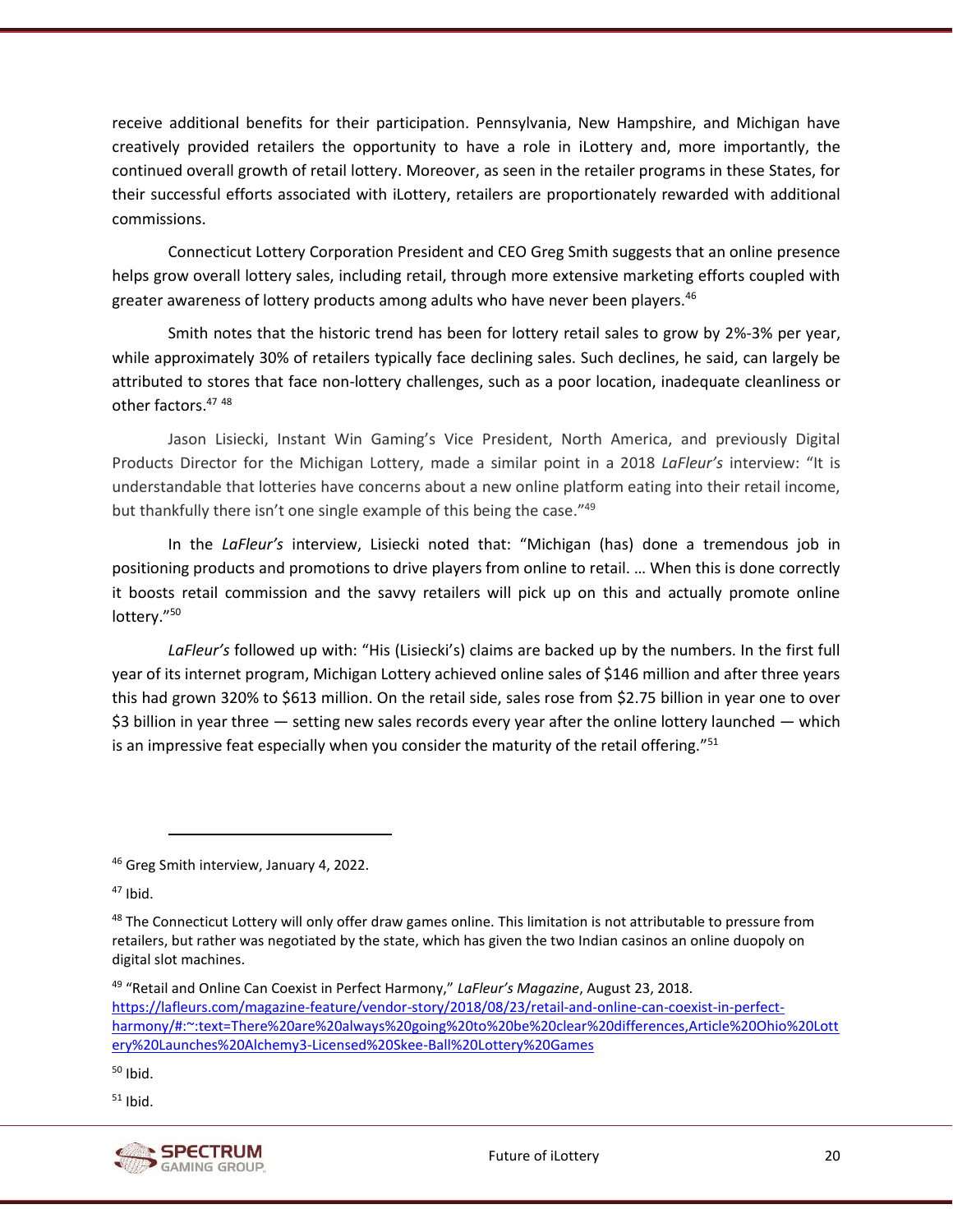receive additional benefits for their participation. Pennsylvania, New Hampshire, and Michigan have creatively provided retailers the opportunity to have a role in iLottery and, more importantly, the continued overall growth of retail lottery. Moreover, as seen in the retailer programs in these States, for their successful efforts associated with iLottery, retailers are proportionately rewarded with additional commissions.

Connecticut Lottery Corporation President and CEO Greg Smith suggests that an online presence helps grow overall lottery sales, including retail, through more extensive marketing efforts coupled with greater awareness of lottery products among adults who have never been players.[46]

Smith notes that the historic trend has been for lottery retail sales to grow by 2%-3% per year, while approximately 30% of retailers typically face declining sales. Such declines, he said, can largely be attributed to stores that face non-lottery challenges, such as a poor location, inadequate cleanliness or other factors.[47] [48]

Jason Lisiecki, Instant Win Gaming's Vice President, North America, and previously Digital Products Director for the Michigan Lottery, made a similar point in a 2018 *LaFleur's* interview: "It is understandable that lotteries have concerns about a new online platform eating into their retail income, but thankfully there isn't one single example of this being the case."[49]

In the *LaFleur's* interview, Lisiecki noted that: "Michigan (has) done a tremendous job in positioning products and promotions to drive players from online to retail. … When this is done correctly it boosts retail commission and the savvy retailers will pick up on this and actually promote online lottery."[50]

*LaFleur's* followed up with: "His (Lisiecki's) claims are backed up by the numbers. In the first full year of its internet program, Michigan Lottery achieved online sales of $146 million and after three years this had grown 320% to $613 million. On the retail side, sales rose from $2.75 billion in year one to over $3 billion in year three — setting new sales records every year after the online lottery launched — which is an impressive feat especially when you consider the maturity of the retail offering."[51]

---

[46] Greg Smith interview, January 4, 2022.

[47] Ibid.

[48] The Connecticut Lottery will only offer draw games online. This limitation is not attributable to pressure from retailers, but rather was negotiated by the state, which has given the two Indian casinos an online duopoly on digital slot machines.

[49] "Retail and Online Can Coexist in Perfect Harmony," *LaFleur's Magazine*, August 23, 2018. https://lafleurs.com/magazine-feature/vendor-story/2018/08/23/retail-and-online-can-coexist-in-perfect-harmony/#:~:text=There%20are%20always%20going%20to%20be%20clear%20differences,Article%20Ohio%20Lottery%20Launches%20Alchemy3-Licensed%20Skee-Ball%20Lottery%20Games

[50] Ibid.

[51] Ibid.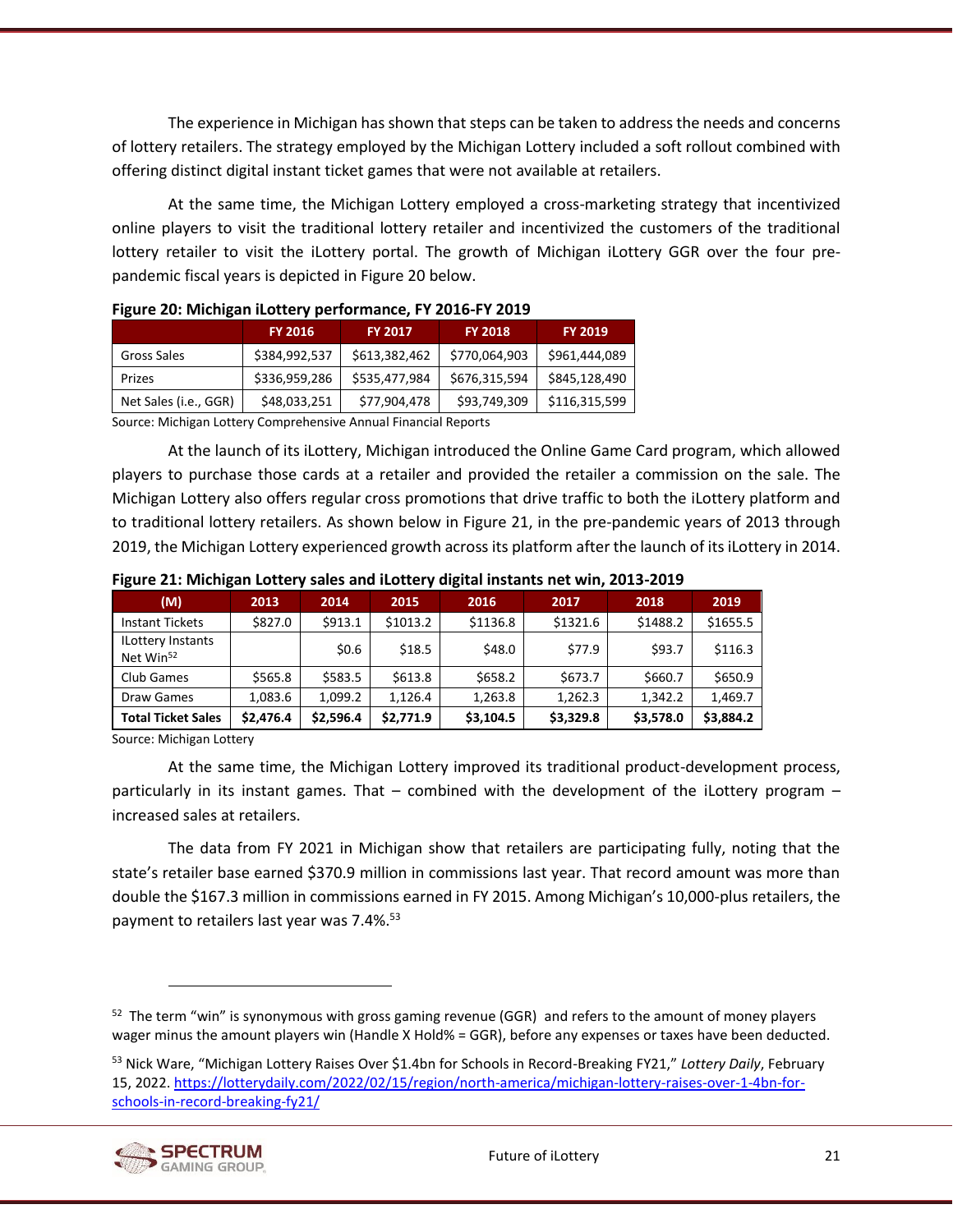The experience in Michigan has shown that steps can be taken to address the needs and concerns of lottery retailers. The strategy employed by the Michigan Lottery included a soft rollout combined with offering distinct digital instant ticket games that were not available at retailers.

At the same time, the Michigan Lottery employed a cross-marketing strategy that incentivized online players to visit the traditional lottery retailer and incentivized the customers of the traditional lottery retailer to visit the iLottery portal. The growth of Michigan iLottery GGR over the four pre-pandemic fiscal years is depicted in Figure 20 below.

**Figure 20: Michigan iLottery performance, FY 2016-FY 2019**

| | FY 2016 | FY 2017 | FY 2018 | FY 2019 |
|---|---|---|---|---|
| Gross Sales | $384,992,537 | $613,382,462 | $770,064,903 | $961,444,089 |
| Prizes | $336,959,286 | $535,477,984 | $676,315,594 | $845,128,490 |
| Net Sales (i.e., GGR) | $48,033,251 | $77,904,478 | $93,749,309 | $116,315,599 |

Source: Michigan Lottery Comprehensive Annual Financial Reports

At the launch of its iLottery, Michigan introduced the Online Game Card program, which allowed players to purchase those cards at a retailer and provided the retailer a commission on the sale. The Michigan Lottery also offers regular cross promotions that drive traffic to both the iLottery platform and to traditional lottery retailers. As shown below in Figure 21, in the pre-pandemic years of 2013 through 2019, the Michigan Lottery experienced growth across its platform after the launch of its iLottery in 2014.

**Figure 21: Michigan Lottery sales and iLottery digital instants net win, 2013-2019**

| (M) | 2013 | 2014 | 2015 | 2016 | 2017 | 2018 | 2019 |
|---|---|---|---|---|---|---|---|
| Instant Tickets | $827.0 | $913.1 | $1013.2 | $1136.8 | $1321.6 | $1488.2 | $1655.5 |
| ILottery Instants Net Win[52] | | $0.6 | $18.5 | $48.0 | $77.9 | $93.7 | $116.3 |
| Club Games | $565.8 | $583.5 | $613.8 | $658.2 | $673.7 | $660.7 | $650.9 |
| Draw Games | 1,083.6 | 1,099.2 | 1,126.4 | 1,263.8 | 1,262.3 | 1,342.2 | 1,469.7 |
| **Total Ticket Sales** | **$2,476.4** | **$2,596.4** | **$2,771.9** | **$3,104.5** | **$3,329.8** | **$3,578.0** | **$3,884.2** |

Source: Michigan Lottery

At the same time, the Michigan Lottery improved its traditional product-development process, particularly in its instant games. That – combined with the development of the iLottery program – increased sales at retailers.

The data from FY 2021 in Michigan show that retailers are participating fully, noting that the state's retailer base earned $370.9 million in commissions last year. That record amount was more than double the $167.3 million in commissions earned in FY 2015. Among Michigan's 10,000-plus retailers, the payment to retailers last year was 7.4%.[53]

---

[52] The term "win" is synonymous with gross gaming revenue (GGR) and refers to the amount of money players wager minus the amount players win (Handle X Hold% = GGR), before any expenses or taxes have been deducted.

[53] Nick Ware, "Michigan Lottery Raises Over $1.4bn for Schools in Record-Breaking FY21," *Lottery Daily*, February 15, 2022. https://lotterydaily.com/2022/02/15/region/north-america/michigan-lottery-raises-over-1-4bn-for-schools-in-record-breaking-fy21/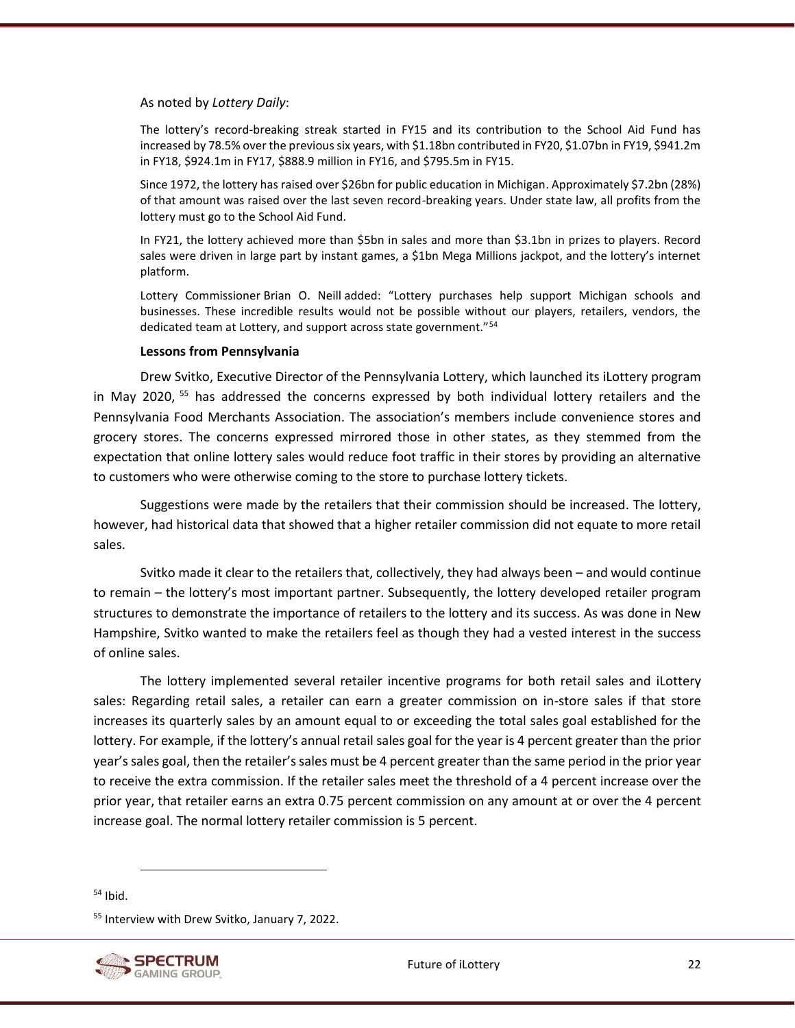As noted by *Lottery Daily*:

> The lottery's record-breaking streak started in FY15 and its contribution to the School Aid Fund has increased by 78.5% over the previous six years, with $1.18bn contributed in FY20, $1.07bn in FY19, $941.2m in FY18, $924.1m in FY17, $888.9 million in FY16, and $795.5m in FY15.
>
> Since 1972, the lottery has raised over $26bn for public education in Michigan. Approximately $7.2bn (28%) of that amount was raised over the last seven record-breaking years. Under state law, all profits from the lottery must go to the School Aid Fund.
>
> In FY21, the lottery achieved more than $5bn in sales and more than $3.1bn in prizes to players. Record sales were driven in large part by instant games, a $1bn Mega Millions jackpot, and the lottery's internet platform.
>
> Lottery Commissioner Brian O. Neill added: "Lottery purchases help support Michigan schools and businesses. These incredible results would not be possible without our players, retailers, vendors, the dedicated team at Lottery, and support across state government."[54]

**Lessons from Pennsylvania**

Drew Svitko, Executive Director of the Pennsylvania Lottery, which launched its iLottery program in May 2020,[55] has addressed the concerns expressed by both individual lottery retailers and the Pennsylvania Food Merchants Association. The association's members include convenience stores and grocery stores. The concerns expressed mirrored those in other states, as they stemmed from the expectation that online lottery sales would reduce foot traffic in their stores by providing an alternative to customers who were otherwise coming to the store to purchase lottery tickets.

Suggestions were made by the retailers that their commission should be increased. The lottery, however, had historical data that showed that a higher retailer commission did not equate to more retail sales.

Svitko made it clear to the retailers that, collectively, they had always been – and would continue to remain – the lottery's most important partner. Subsequently, the lottery developed retailer program structures to demonstrate the importance of retailers to the lottery and its success. As was done in New Hampshire, Svitko wanted to make the retailers feel as though they had a vested interest in the success of online sales.

The lottery implemented several retailer incentive programs for both retail sales and iLottery sales: Regarding retail sales, a retailer can earn a greater commission on in-store sales if that store increases its quarterly sales by an amount equal to or exceeding the total sales goal established for the lottery. For example, if the lottery's annual retail sales goal for the year is 4 percent greater than the prior year's sales goal, then the retailer's sales must be 4 percent greater than the same period in the prior year to receive the extra commission. If the retailer sales meet the threshold of a 4 percent increase over the prior year, that retailer earns an extra 0.75 percent commission on any amount at or over the 4 percent increase goal. The normal lottery retailer commission is 5 percent.

---

[54] Ibid.

[55] Interview with Drew Svitko, January 7, 2022.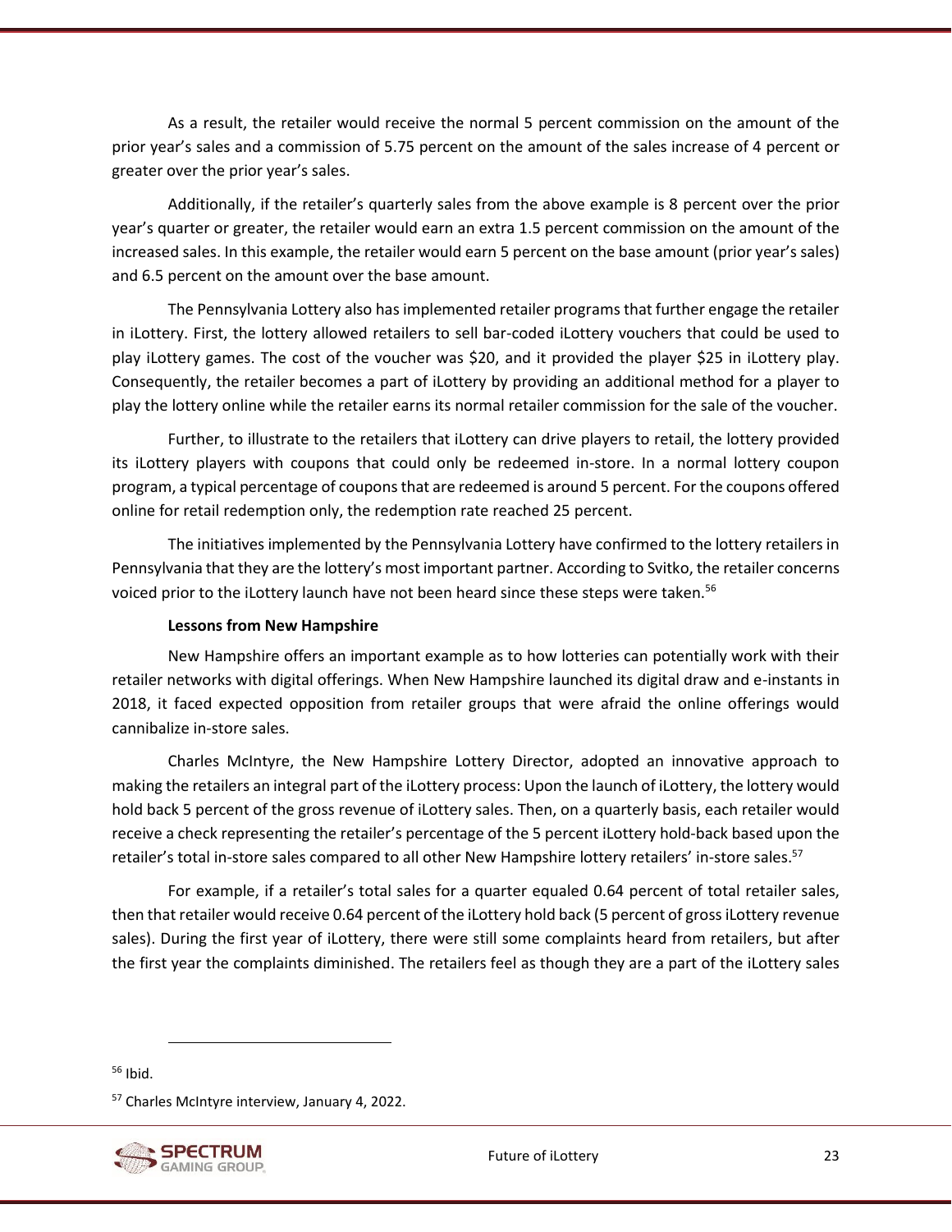As a result, the retailer would receive the normal 5 percent commission on the amount of the prior year's sales and a commission of 5.75 percent on the amount of the sales increase of 4 percent or greater over the prior year's sales.

Additionally, if the retailer's quarterly sales from the above example is 8 percent over the prior year's quarter or greater, the retailer would earn an extra 1.5 percent commission on the amount of the increased sales. In this example, the retailer would earn 5 percent on the base amount (prior year's sales) and 6.5 percent on the amount over the base amount.

The Pennsylvania Lottery also has implemented retailer programs that further engage the retailer in iLottery. First, the lottery allowed retailers to sell bar-coded iLottery vouchers that could be used to play iLottery games. The cost of the voucher was $20, and it provided the player $25 in iLottery play. Consequently, the retailer becomes a part of iLottery by providing an additional method for a player to play the lottery online while the retailer earns its normal retailer commission for the sale of the voucher.

Further, to illustrate to the retailers that iLottery can drive players to retail, the lottery provided its iLottery players with coupons that could only be redeemed in-store. In a normal lottery coupon program, a typical percentage of coupons that are redeemed is around 5 percent. For the coupons offered online for retail redemption only, the redemption rate reached 25 percent.

The initiatives implemented by the Pennsylvania Lottery have confirmed to the lottery retailers in Pennsylvania that they are the lottery's most important partner. According to Svitko, the retailer concerns voiced prior to the iLottery launch have not been heard since these steps were taken.[56]

**Lessons from New Hampshire**

New Hampshire offers an important example as to how lotteries can potentially work with their retailer networks with digital offerings. When New Hampshire launched its digital draw and e-instants in 2018, it faced expected opposition from retailer groups that were afraid the online offerings would cannibalize in-store sales.

Charles McIntyre, the New Hampshire Lottery Director, adopted an innovative approach to making the retailers an integral part of the iLottery process: Upon the launch of iLottery, the lottery would hold back 5 percent of the gross revenue of iLottery sales. Then, on a quarterly basis, each retailer would receive a check representing the retailer's percentage of the 5 percent iLottery hold-back based upon the retailer's total in-store sales compared to all other New Hampshire lottery retailers' in-store sales.[57]

For example, if a retailer's total sales for a quarter equaled 0.64 percent of total retailer sales, then that retailer would receive 0.64 percent of the iLottery hold back (5 percent of gross iLottery revenue sales). During the first year of iLottery, there were still some complaints heard from retailers, but after the first year the complaints diminished. The retailers feel as though they are a part of the iLottery sales

[56] Ibid.

[57] Charles McIntyre interview, January 4, 2022.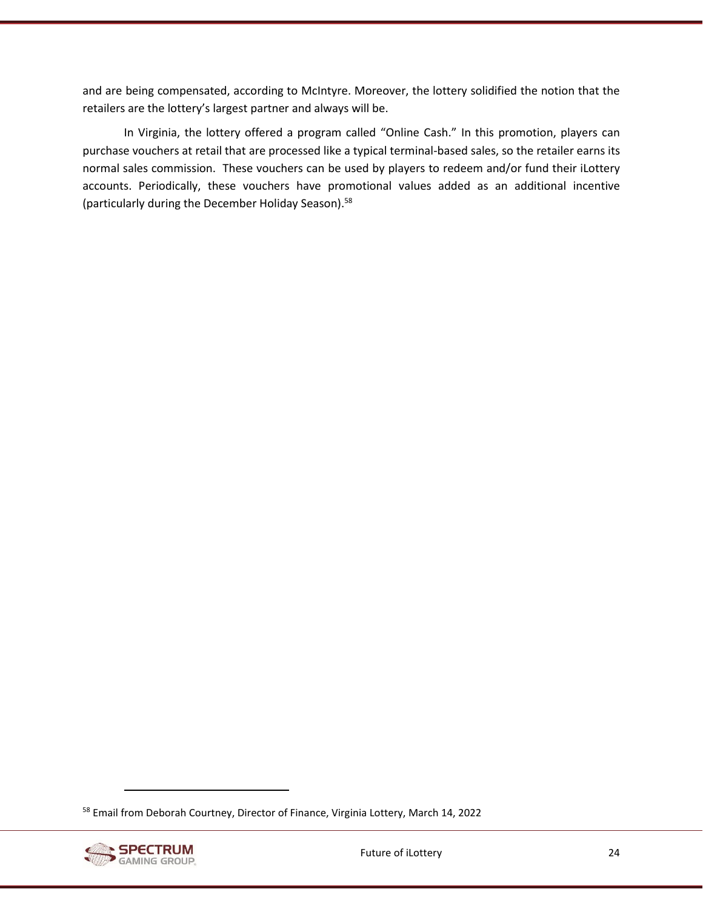and are being compensated, according to McIntyre. Moreover, the lottery solidified the notion that the retailers are the lottery's largest partner and always will be.

In Virginia, the lottery offered a program called "Online Cash." In this promotion, players can purchase vouchers at retail that are processed like a typical terminal-based sales, so the retailer earns its normal sales commission. These vouchers can be used by players to redeem and/or fund their iLottery accounts. Periodically, these vouchers have promotional values added as an additional incentive (particularly during the December Holiday Season).[58]

---

[58] Email from Deborah Courtney, Director of Finance, Virginia Lottery, March 14, 2022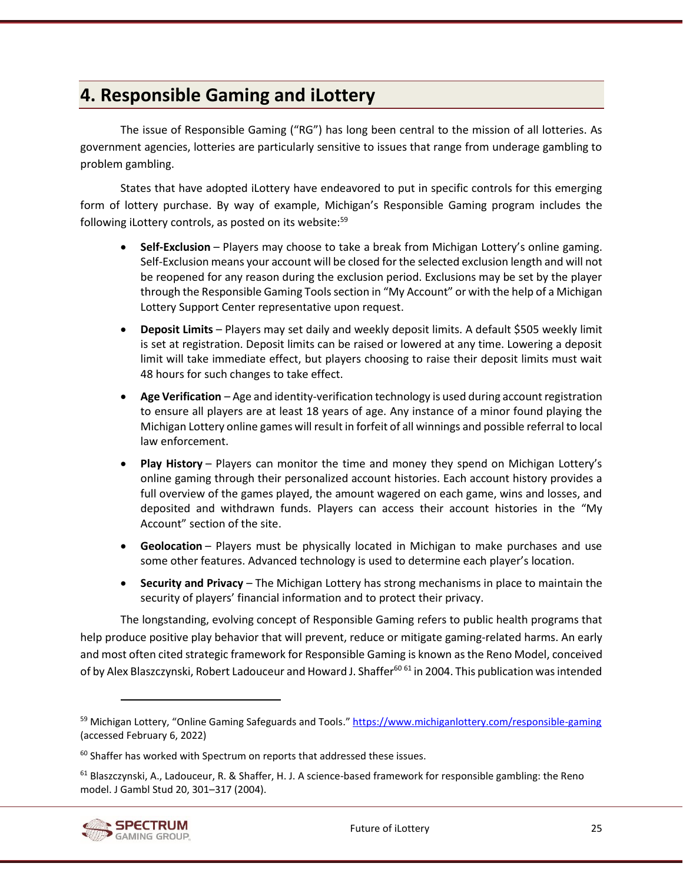# 4. Responsible Gaming and iLottery

The issue of Responsible Gaming ("RG") has long been central to the mission of all lotteries. As government agencies, lotteries are particularly sensitive to issues that range from underage gambling to problem gambling.

States that have adopted iLottery have endeavored to put in specific controls for this emerging form of lottery purchase. By way of example, Michigan's Responsible Gaming program includes the following iLottery controls, as posted on its website:[59]

- **Self-Exclusion** – Players may choose to take a break from Michigan Lottery's online gaming. Self-Exclusion means your account will be closed for the selected exclusion length and will not be reopened for any reason during the exclusion period. Exclusions may be set by the player through the Responsible Gaming Tools section in "My Account" or with the help of a Michigan Lottery Support Center representative upon request.
- **Deposit Limits** – Players may set daily and weekly deposit limits. A default $505 weekly limit is set at registration. Deposit limits can be raised or lowered at any time. Lowering a deposit limit will take immediate effect, but players choosing to raise their deposit limits must wait 48 hours for such changes to take effect.
- **Age Verification** – Age and identity-verification technology is used during account registration to ensure all players are at least 18 years of age. Any instance of a minor found playing the Michigan Lottery online games will result in forfeit of all winnings and possible referral to local law enforcement.
- **Play History** – Players can monitor the time and money they spend on Michigan Lottery's online gaming through their personalized account histories. Each account history provides a full overview of the games played, the amount wagered on each game, wins and losses, and deposited and withdrawn funds. Players can access their account histories in the "My Account" section of the site.
- **Geolocation** – Players must be physically located in Michigan to make purchases and use some other features. Advanced technology is used to determine each player's location.
- **Security and Privacy** – The Michigan Lottery has strong mechanisms in place to maintain the security of players' financial information and to protect their privacy.

The longstanding, evolving concept of Responsible Gaming refers to public health programs that help produce positive play behavior that will prevent, reduce or mitigate gaming-related harms. An early and most often cited strategic framework for Responsible Gaming is known as the Reno Model, conceived of by Alex Blaszczynski, Robert Ladouceur and Howard J. Shaffer[60] [61] in 2004. This publication was intended

---

[59] Michigan Lottery, "Online Gaming Safeguards and Tools." https://www.michiganlottery.com/responsible-gaming (accessed February 6, 2022)

[60] Shaffer has worked with Spectrum on reports that addressed these issues.

[61] Blaszczynski, A., Ladouceur, R. & Shaffer, H. J. A science-based framework for responsible gambling: the Reno model. J Gambl Stud 20, 301–317 (2004).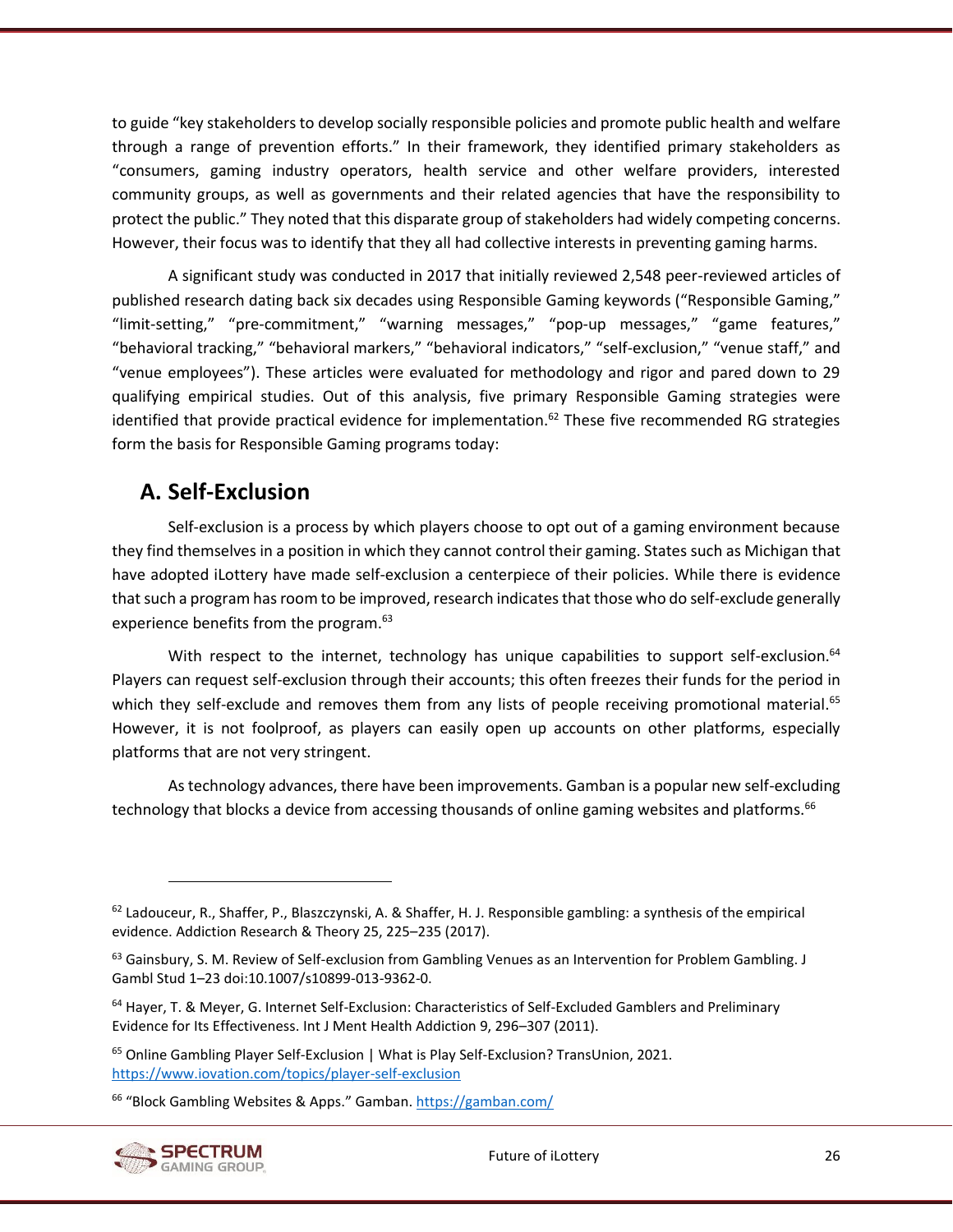to guide "key stakeholders to develop socially responsible policies and promote public health and welfare through a range of prevention efforts." In their framework, they identified primary stakeholders as "consumers, gaming industry operators, health service and other welfare providers, interested community groups, as well as governments and their related agencies that have the responsibility to protect the public." They noted that this disparate group of stakeholders had widely competing concerns. However, their focus was to identify that they all had collective interests in preventing gaming harms.

A significant study was conducted in 2017 that initially reviewed 2,548 peer-reviewed articles of published research dating back six decades using Responsible Gaming keywords ("Responsible Gaming," "limit-setting," "pre-commitment," "warning messages," "pop-up messages," "game features," "behavioral tracking," "behavioral markers," "behavioral indicators," "self-exclusion," "venue staff," and "venue employees"). These articles were evaluated for methodology and rigor and pared down to 29 qualifying empirical studies. Out of this analysis, five primary Responsible Gaming strategies were identified that provide practical evidence for implementation.[62] These five recommended RG strategies form the basis for Responsible Gaming programs today:

## A. Self-Exclusion

Self-exclusion is a process by which players choose to opt out of a gaming environment because they find themselves in a position in which they cannot control their gaming. States such as Michigan that have adopted iLottery have made self-exclusion a centerpiece of their policies. While there is evidence that such a program has room to be improved, research indicates that those who do self-exclude generally experience benefits from the program.[63]

With respect to the internet, technology has unique capabilities to support self-exclusion.[64] Players can request self-exclusion through their accounts; this often freezes their funds for the period in which they self-exclude and removes them from any lists of people receiving promotional material.[65] However, it is not foolproof, as players can easily open up accounts on other platforms, especially platforms that are not very stringent.

As technology advances, there have been improvements. Gamban is a popular new self-excluding technology that blocks a device from accessing thousands of online gaming websites and platforms.[66]

---

[62] Ladouceur, R., Shaffer, P., Blaszczynski, A. & Shaffer, H. J. Responsible gambling: a synthesis of the empirical evidence. Addiction Research & Theory 25, 225–235 (2017).

[63] Gainsbury, S. M. Review of Self-exclusion from Gambling Venues as an Intervention for Problem Gambling. J Gambl Stud 1–23 doi:10.1007/s10899-013-9362-0.

[64] Hayer, T. & Meyer, G. Internet Self-Exclusion: Characteristics of Self-Excluded Gamblers and Preliminary Evidence for Its Effectiveness. Int J Ment Health Addiction 9, 296–307 (2011).

[65] Online Gambling Player Self-Exclusion | What is Play Self-Exclusion? TransUnion, 2021. https://www.iovation.com/topics/player-self-exclusion

[66] "Block Gambling Websites & Apps." Gamban. https://gamban.com/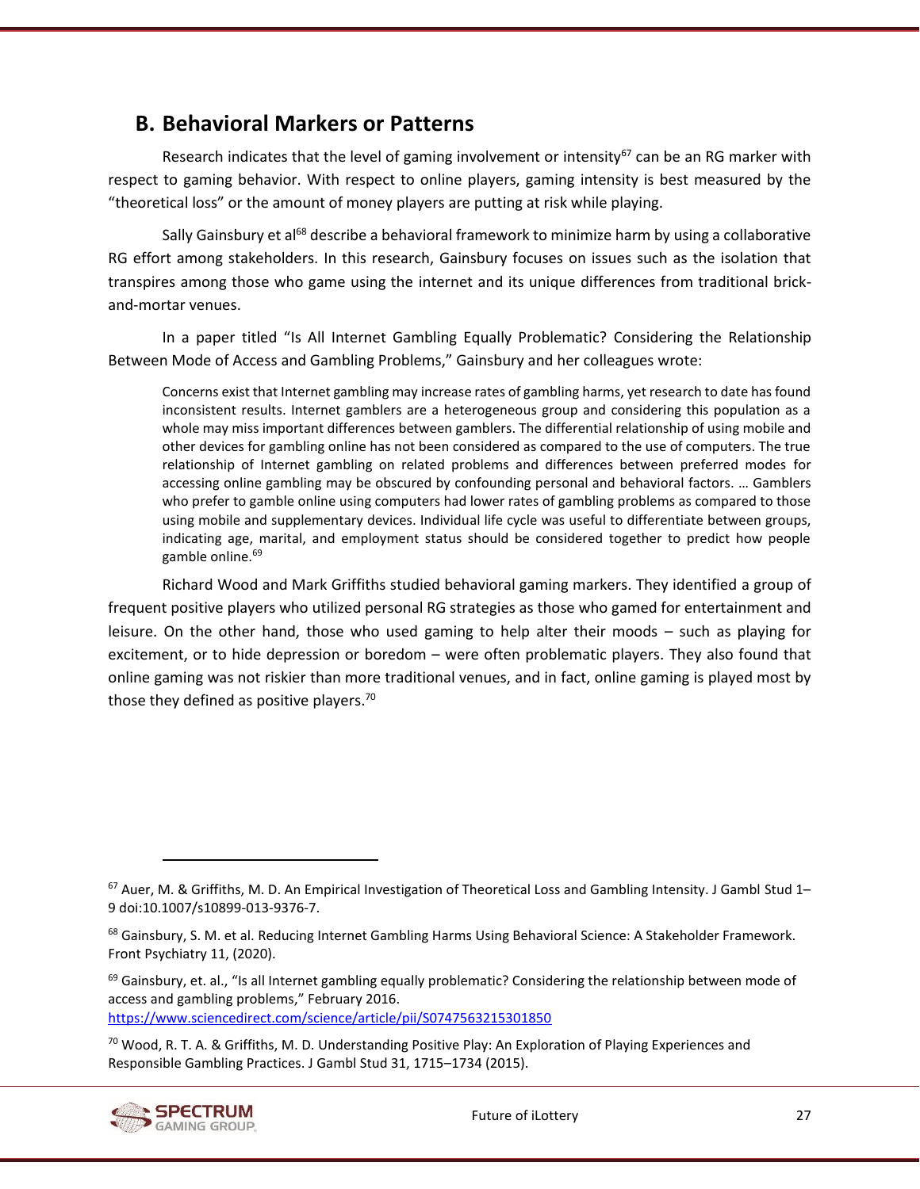## B. Behavioral Markers or Patterns

Research indicates that the level of gaming involvement or intensity[67] can be an RG marker with respect to gaming behavior. With respect to online players, gaming intensity is best measured by the "theoretical loss" or the amount of money players are putting at risk while playing.

Sally Gainsbury et al[68] describe a behavioral framework to minimize harm by using a collaborative RG effort among stakeholders. In this research, Gainsbury focuses on issues such as the isolation that transpires among those who game using the internet and its unique differences from traditional brick-and-mortar venues.

In a paper titled "Is All Internet Gambling Equally Problematic? Considering the Relationship Between Mode of Access and Gambling Problems," Gainsbury and her colleagues wrote:

> Concerns exist that Internet gambling may increase rates of gambling harms, yet research to date has found inconsistent results. Internet gamblers are a heterogeneous group and considering this population as a whole may miss important differences between gamblers. The differential relationship of using mobile and other devices for gambling online has not been considered as compared to the use of computers. The true relationship of Internet gambling on related problems and differences between preferred modes for accessing online gambling may be obscured by confounding personal and behavioral factors. … Gamblers who prefer to gamble online using computers had lower rates of gambling problems as compared to those using mobile and supplementary devices. Individual life cycle was useful to differentiate between groups, indicating age, marital, and employment status should be considered together to predict how people gamble online.[69]

Richard Wood and Mark Griffiths studied behavioral gaming markers. They identified a group of frequent positive players who utilized personal RG strategies as those who gamed for entertainment and leisure. On the other hand, those who used gaming to help alter their moods – such as playing for excitement, or to hide depression or boredom – were often problematic players. They also found that online gaming was not riskier than more traditional venues, and in fact, online gaming is played most by those they defined as positive players.[70]

---

[67] Auer, M. & Griffiths, M. D. An Empirical Investigation of Theoretical Loss and Gambling Intensity. J Gambl Stud 1–9 doi:10.1007/s10899-013-9376-7.

[68] Gainsbury, S. M. et al. Reducing Internet Gambling Harms Using Behavioral Science: A Stakeholder Framework. Front Psychiatry 11, (2020).

[69] Gainsbury, et. al., "Is all Internet gambling equally problematic? Considering the relationship between mode of access and gambling problems," February 2016. https://www.sciencedirect.com/science/article/pii/S0747563215301850

[70] Wood, R. T. A. & Griffiths, M. D. Understanding Positive Play: An Exploration of Playing Experiences and Responsible Gambling Practices. J Gambl Stud 31, 1715–1734 (2015).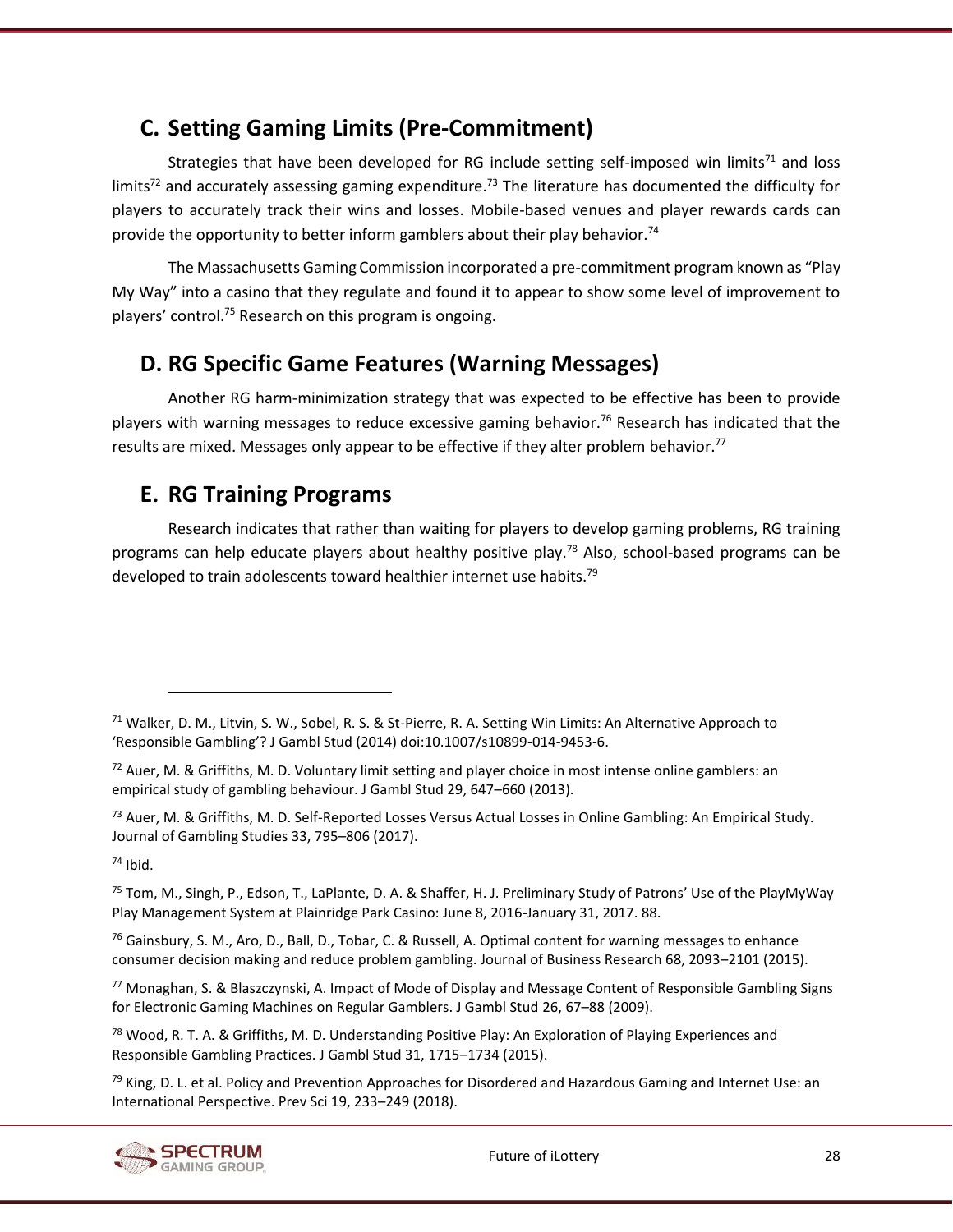## C. Setting Gaming Limits (Pre-Commitment)

Strategies that have been developed for RG include setting self-imposed win limits[71] and loss limits[72] and accurately assessing gaming expenditure.[73] The literature has documented the difficulty for players to accurately track their wins and losses. Mobile-based venues and player rewards cards can provide the opportunity to better inform gamblers about their play behavior.[74]

The Massachusetts Gaming Commission incorporated a pre-commitment program known as "Play My Way" into a casino that they regulate and found it to appear to show some level of improvement to players' control.[75] Research on this program is ongoing.

## D. RG Specific Game Features (Warning Messages)

Another RG harm-minimization strategy that was expected to be effective has been to provide players with warning messages to reduce excessive gaming behavior.[76] Research has indicated that the results are mixed. Messages only appear to be effective if they alter problem behavior.[77]

## E. RG Training Programs

Research indicates that rather than waiting for players to develop gaming problems, RG training programs can help educate players about healthy positive play.[78] Also, school-based programs can be developed to train adolescents toward healthier internet use habits.[79]

---

[71] Walker, D. M., Litvin, S. W., Sobel, R. S. & St-Pierre, R. A. Setting Win Limits: An Alternative Approach to 'Responsible Gambling'? J Gambl Stud (2014) doi:10.1007/s10899-014-9453-6.

[72] Auer, M. & Griffiths, M. D. Voluntary limit setting and player choice in most intense online gamblers: an empirical study of gambling behaviour. J Gambl Stud 29, 647–660 (2013).

[73] Auer, M. & Griffiths, M. D. Self-Reported Losses Versus Actual Losses in Online Gambling: An Empirical Study. Journal of Gambling Studies 33, 795–806 (2017).

[74] Ibid.

[75] Tom, M., Singh, P., Edson, T., LaPlante, D. A. & Shaffer, H. J. Preliminary Study of Patrons' Use of the PlayMyWay Play Management System at Plainridge Park Casino: June 8, 2016-January 31, 2017. 88.

[76] Gainsbury, S. M., Aro, D., Ball, D., Tobar, C. & Russell, A. Optimal content for warning messages to enhance consumer decision making and reduce problem gambling. Journal of Business Research 68, 2093–2101 (2015).

[77] Monaghan, S. & Blaszczynski, A. Impact of Mode of Display and Message Content of Responsible Gambling Signs for Electronic Gaming Machines on Regular Gamblers. J Gambl Stud 26, 67–88 (2009).

[78] Wood, R. T. A. & Griffiths, M. D. Understanding Positive Play: An Exploration of Playing Experiences and Responsible Gambling Practices. J Gambl Stud 31, 1715–1734 (2015).

[79] King, D. L. et al. Policy and Prevention Approaches for Disordered and Hazardous Gaming and Internet Use: an International Perspective. Prev Sci 19, 233–249 (2018).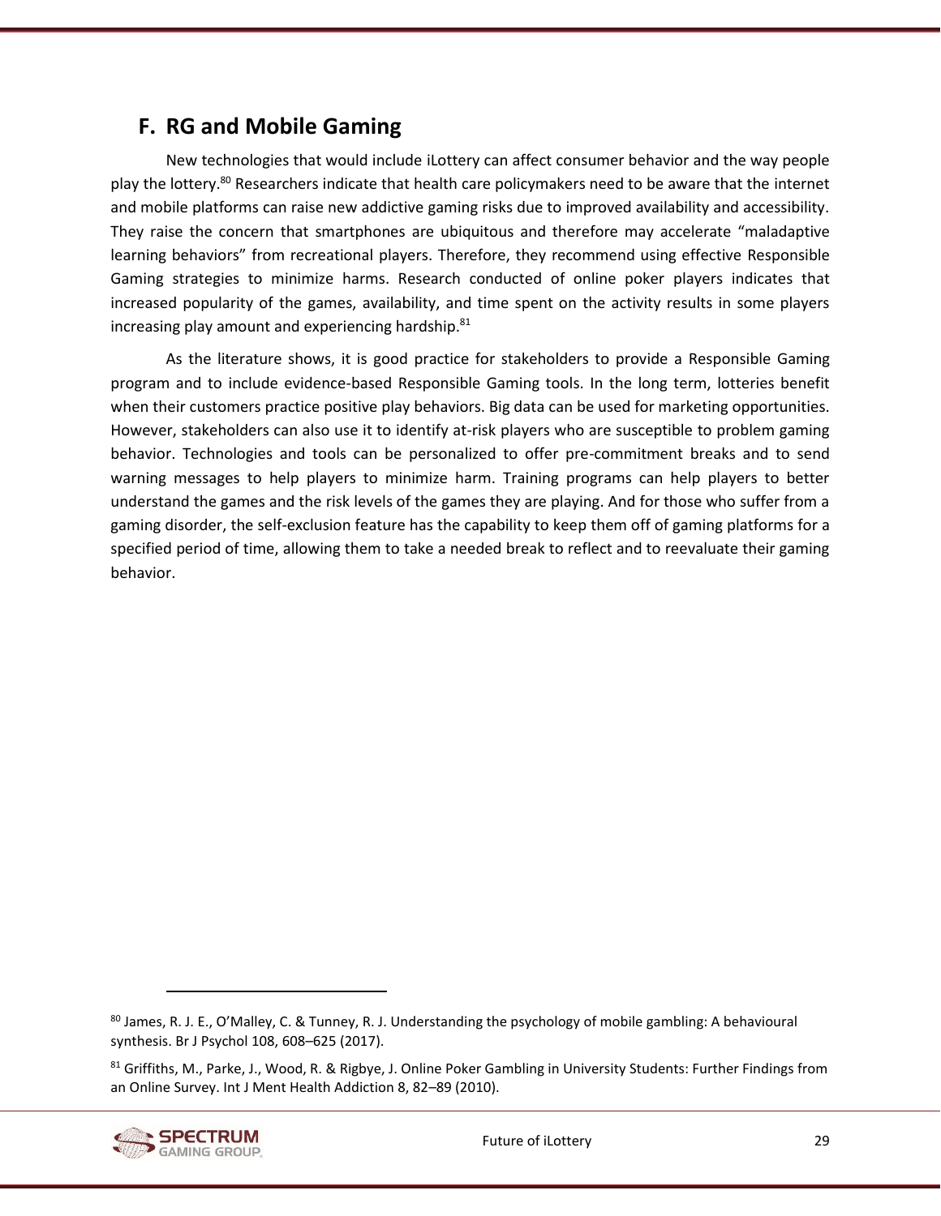## F. RG and Mobile Gaming

New technologies that would include iLottery can affect consumer behavior and the way people play the lottery.[80] Researchers indicate that health care policymakers need to be aware that the internet and mobile platforms can raise new addictive gaming risks due to improved availability and accessibility. They raise the concern that smartphones are ubiquitous and therefore may accelerate "maladaptive learning behaviors" from recreational players. Therefore, they recommend using effective Responsible Gaming strategies to minimize harms. Research conducted of online poker players indicates that increased popularity of the games, availability, and time spent on the activity results in some players increasing play amount and experiencing hardship.[81]

As the literature shows, it is good practice for stakeholders to provide a Responsible Gaming program and to include evidence-based Responsible Gaming tools. In the long term, lotteries benefit when their customers practice positive play behaviors. Big data can be used for marketing opportunities. However, stakeholders can also use it to identify at-risk players who are susceptible to problem gaming behavior. Technologies and tools can be personalized to offer pre-commitment breaks and to send warning messages to help players to minimize harm. Training programs can help players to better understand the games and the risk levels of the games they are playing. And for those who suffer from a gaming disorder, the self-exclusion feature has the capability to keep them off of gaming platforms for a specified period of time, allowing them to take a needed break to reflect and to reevaluate their gaming behavior.

---

[80] James, R. J. E., O'Malley, C. & Tunney, R. J. Understanding the psychology of mobile gambling: A behavioural synthesis. Br J Psychol 108, 608–625 (2017).

[81] Griffiths, M., Parke, J., Wood, R. & Rigbye, J. Online Poker Gambling in University Students: Further Findings from an Online Survey. Int J Ment Health Addiction 8, 82–89 (2010).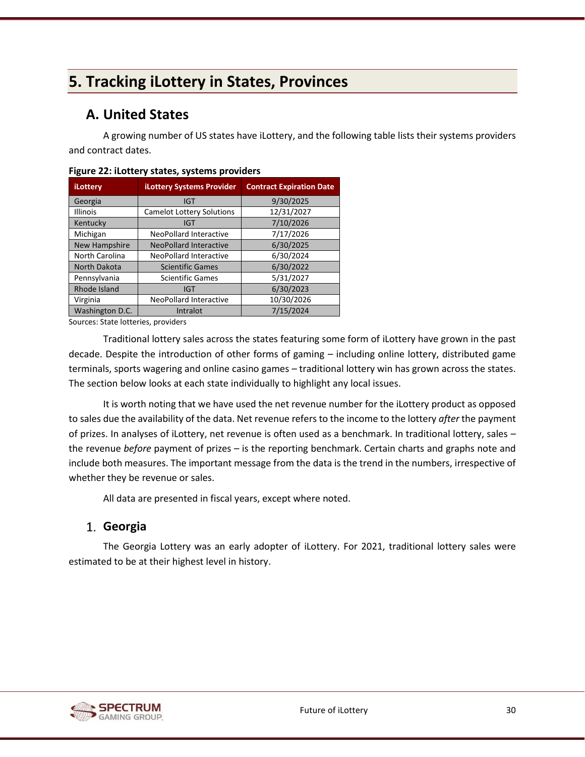# 5. Tracking iLottery in States, Provinces

## A. United States

A growing number of US states have iLottery, and the following table lists their systems providers and contract dates.

**Figure 22: iLottery states, systems providers**

| iLottery | iLottery Systems Provider | Contract Expiration Date |
|---|---|---|
| Georgia | IGT | 9/30/2025 |
| Illinois | Camelot Lottery Solutions | 12/31/2027 |
| Kentucky | IGT | 7/10/2026 |
| Michigan | NeoPollard Interactive | 7/17/2026 |
| New Hampshire | NeoPollard Interactive | 6/30/2025 |
| North Carolina | NeoPollard Interactive | 6/30/2024 |
| North Dakota | Scientific Games | 6/30/2022 |
| Pennsylvania | Scientific Games | 5/31/2027 |
| Rhode Island | IGT | 6/30/2023 |
| Virginia | NeoPollard Interactive | 10/30/2026 |
| Washington D.C. | Intralot | 7/15/2024 |

Sources: State lotteries, providers

Traditional lottery sales across the states featuring some form of iLottery have grown in the past decade. Despite the introduction of other forms of gaming – including online lottery, distributed game terminals, sports wagering and online casino games – traditional lottery win has grown across the states. The section below looks at each state individually to highlight any local issues.

It is worth noting that we have used the net revenue number for the iLottery product as opposed to sales due the availability of the data. Net revenue refers to the income to the lottery *after* the payment of prizes. In analyses of iLottery, net revenue is often used as a benchmark. In traditional lottery, sales – the revenue *before* payment of prizes – is the reporting benchmark. Certain charts and graphs note and include both measures. The important message from the data is the trend in the numbers, irrespective of whether they be revenue or sales.

All data are presented in fiscal years, except where noted.

### 1. Georgia

The Georgia Lottery was an early adopter of iLottery. For 2021, traditional lottery sales were estimated to be at their highest level in history.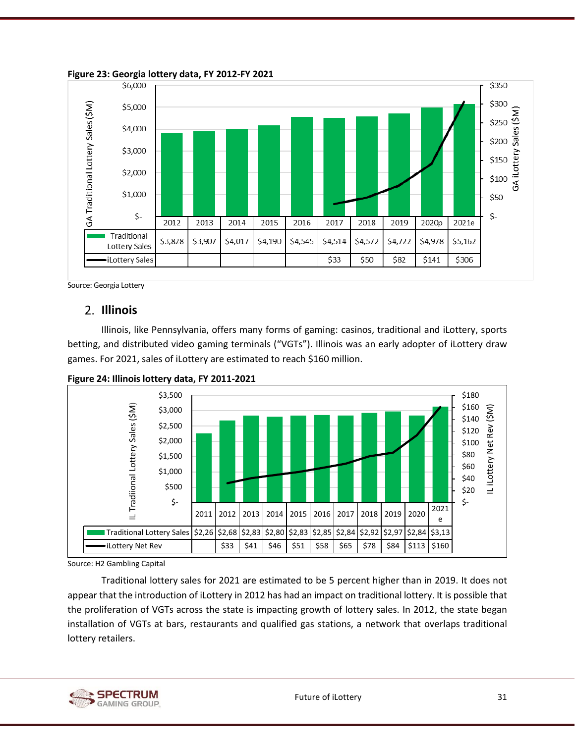**Figure 23: Georgia lottery data, FY 2012-FY 2021**

| | 2012 | 2013 | 2014 | 2015 | 2016 | 2017 | 2018 | 2019 | 2020p | 2021e |
|---|---|---|---|---|---|---|---|---|---|---|
| Traditional Lottery Sales | $3,828 | $3,907 | $4,017 | $4,190 | $4,545 | $4,514 | $4,572 | $4,722 | $4,978 | $5,162 |
| iLottery Sales | | | | | | $33 | $50 | $82 | $141 | $306 |

Source: Georgia Lottery

## 2. Illinois

Illinois, like Pennsylvania, offers many forms of gaming: casinos, traditional and iLottery, sports betting, and distributed video gaming terminals ("VGTs"). Illinois was an early adopter of iLottery draw games. For 2021, sales of iLottery are estimated to reach $160 million.

**Figure 24: Illinois lottery data, FY 2011-2021**

| | 2011 | 2012 | 2013 | 2014 | 2015 | 2016 | 2017 | 2018 | 2019 | 2020 | 2021e |
|---|---|---|---|---|---|---|---|---|---|---|---|
| Traditional Lottery Sales | $2,26 | $2,68 | $2,83 | $2,80 | $2,83 | $2,85 | $2,84 | $2,92 | $2,97 | $2,84 | $3,13 |
| iLottery Net Rev | | $33 | $41 | $46 | $51 | $58 | $65 | $78 | $84 | $113 | $160 |

Source: H2 Gambling Capital

Traditional lottery sales for 2021 are estimated to be 5 percent higher than in 2019. It does not appear that the introduction of iLottery in 2012 has had an impact on traditional lottery. It is possible that the proliferation of VGTs across the state is impacting growth of lottery sales. In 2012, the state began installation of VGTs at bars, restaurants and qualified gas stations, a network that overlaps traditional lottery retailers.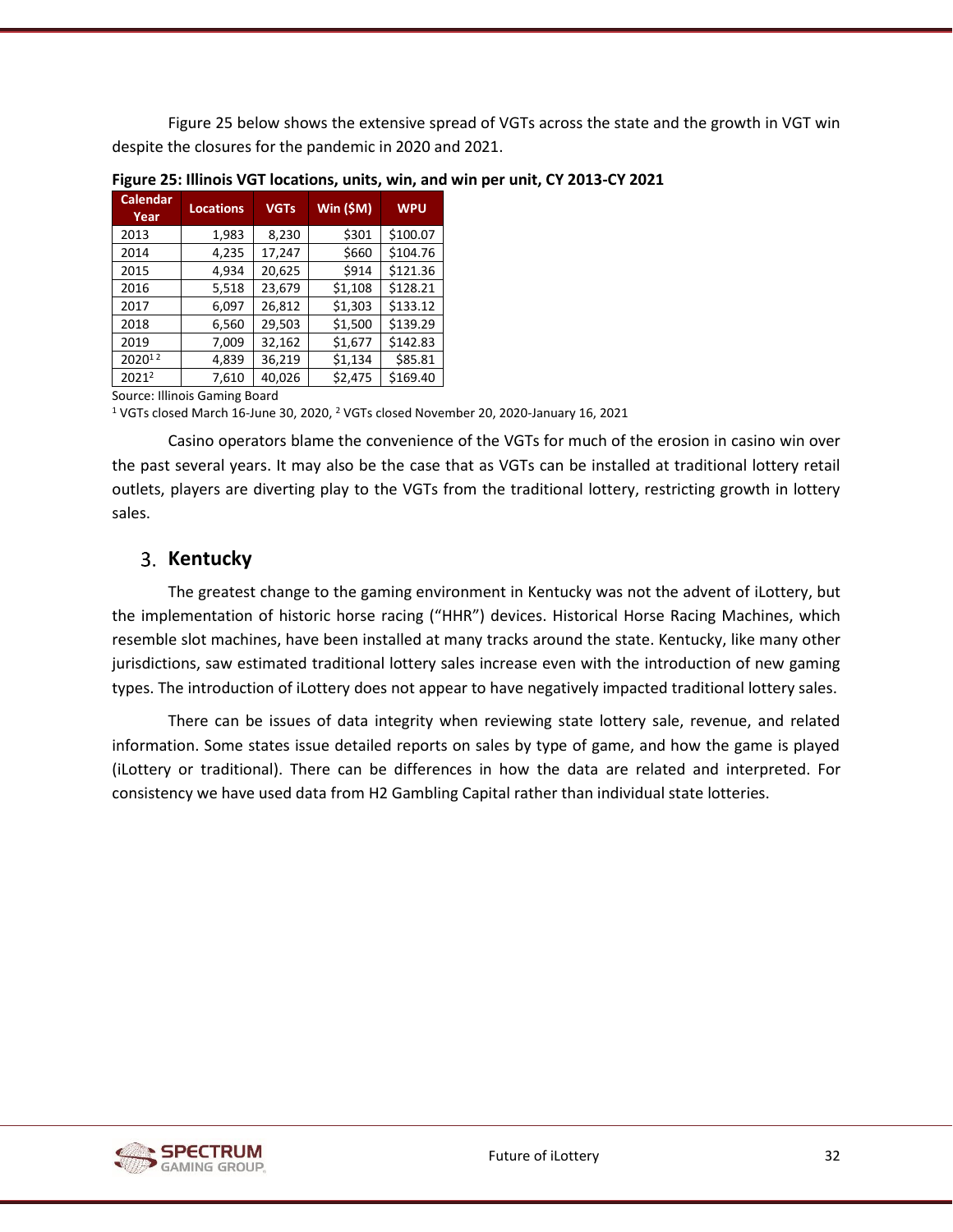Figure 25 below shows the extensive spread of VGTs across the state and the growth in VGT win despite the closures for the pandemic in 2020 and 2021.

**Figure 25: Illinois VGT locations, units, win, and win per unit, CY 2013-CY 2021**

| Calendar Year | Locations | VGTs | Win ($M) | WPU |
|---|---|---|---|---|
| 2013 | 1,983 | 8,230 | $301 | $100.07 |
| 2014 | 4,235 | 17,247 | $660 | $104.76 |
| 2015 | 4,934 | 20,625 | $914 | $121.36 |
| 2016 | 5,518 | 23,679 | $1,108 | $128.21 |
| 2017 | 6,097 | 26,812 | $1,303 | $133.12 |
| 2018 | 6,560 | 29,503 | $1,500 | $139.29 |
| 2019 | 7,009 | 32,162 | $1,677 | $142.83 |
| 2020[1 2] | 4,839 | 36,219 | $1,134 | $85.81 |
| 2021[2] | 7,610 | 40,026 | $2,475 | $169.40 |

Source: Illinois Gaming Board

[1] VGTs closed March 16-June 30, 2020, [2] VGTs closed November 20, 2020-January 16, 2021

Casino operators blame the convenience of the VGTs for much of the erosion in casino win over the past several years. It may also be the case that as VGTs can be installed at traditional lottery retail outlets, players are diverting play to the VGTs from the traditional lottery, restricting growth in lottery sales.

## 3. Kentucky

The greatest change to the gaming environment in Kentucky was not the advent of iLottery, but the implementation of historic horse racing ("HHR") devices. Historical Horse Racing Machines, which resemble slot machines, have been installed at many tracks around the state. Kentucky, like many other jurisdictions, saw estimated traditional lottery sales increase even with the introduction of new gaming types. The introduction of iLottery does not appear to have negatively impacted traditional lottery sales.

There can be issues of data integrity when reviewing state lottery sale, revenue, and related information. Some states issue detailed reports on sales by type of game, and how the game is played (iLottery or traditional). There can be differences in how the data are related and interpreted. For consistency we have used data from H2 Gambling Capital rather than individual state lotteries.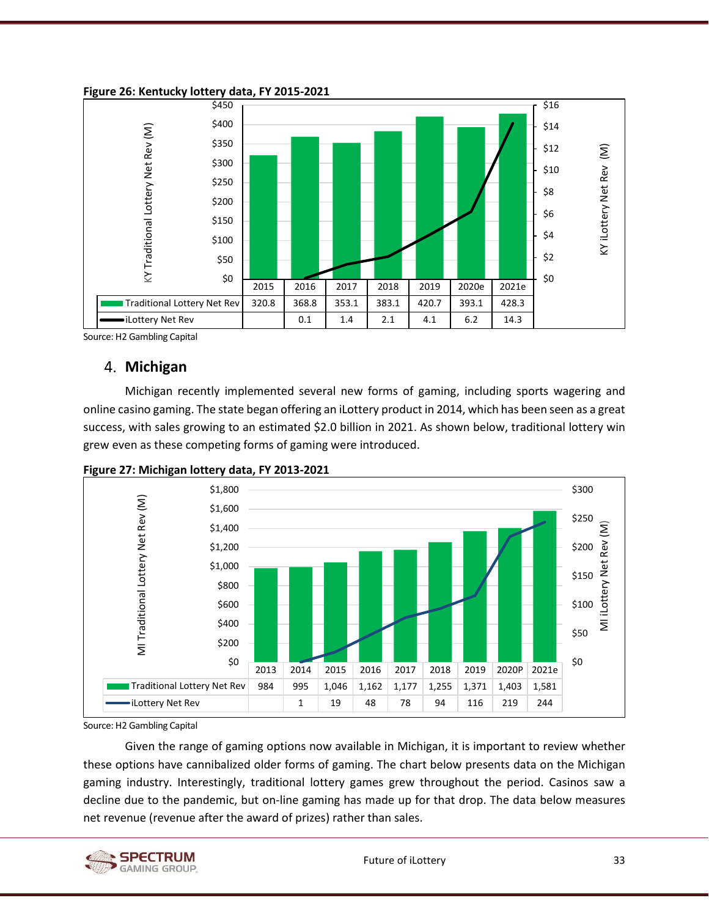**Figure 26: Kentucky lottery data, FY 2015-2021**

| | 2015 | 2016 | 2017 | 2018 | 2019 | 2020e | 2021e |
|---|---|---|---|---|---|---|---|
| Traditional Lottery Net Rev | 320.8 | 368.8 | 353.1 | 383.1 | 420.7 | 393.1 | 428.3 |
| iLottery Net Rev | | 0.1 | 1.4 | 2.1 | 4.1 | 6.2 | 14.3 |

Source: H2 Gambling Capital

## 4. Michigan

Michigan recently implemented several new forms of gaming, including sports wagering and online casino gaming. The state began offering an iLottery product in 2014, which has been seen as a great success, with sales growing to an estimated $2.0 billion in 2021. As shown below, traditional lottery win grew even as these competing forms of gaming were introduced.

**Figure 27: Michigan lottery data, FY 2013-2021**

| | 2013 | 2014 | 2015 | 2016 | 2017 | 2018 | 2019 | 2020P | 2021e |
|---|---|---|---|---|---|---|---|---|---|
| Traditional Lottery Net Rev | 984 | 995 | 1,046 | 1,162 | 1,177 | 1,255 | 1,371 | 1,403 | 1,581 |
| iLottery Net Rev | | 1 | 19 | 48 | 78 | 94 | 116 | 219 | 244 |

Source: H2 Gambling Capital

Given the range of gaming options now available in Michigan, it is important to review whether these options have cannibalized older forms of gaming. The chart below presents data on the Michigan gaming industry. Interestingly, traditional lottery games grew throughout the period. Casinos saw a decline due to the pandemic, but on-line gaming has made up for that drop. The data below measures net revenue (revenue after the award of prizes) rather than sales.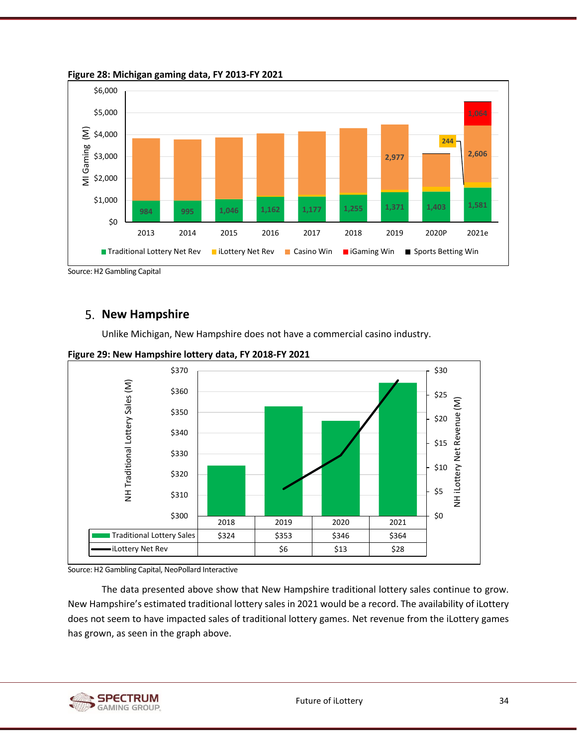**Figure 28: Michigan gaming data, FY 2013-FY 2021**

Source: H2 Gambling Capital

## 5. New Hampshire

Unlike Michigan, New Hampshire does not have a commercial casino industry.

**Figure 29: New Hampshire lottery data, FY 2018-FY 2021**

| | 2018 | 2019 | 2020 | 2021 |
|---|---|---|---|---|
| Traditional Lottery Sales | $324 | $353 | $346 | $364 |
| iLottery Net Rev | | $6 | $13 | $28 |

Source: H2 Gambling Capital, NeoPollard Interactive

The data presented above show that New Hampshire traditional lottery sales continue to grow. New Hampshire's estimated traditional lottery sales in 2021 would be a record. The availability of iLottery does not seem to have impacted sales of traditional lottery games. Net revenue from the iLottery games has grown, as seen in the graph above.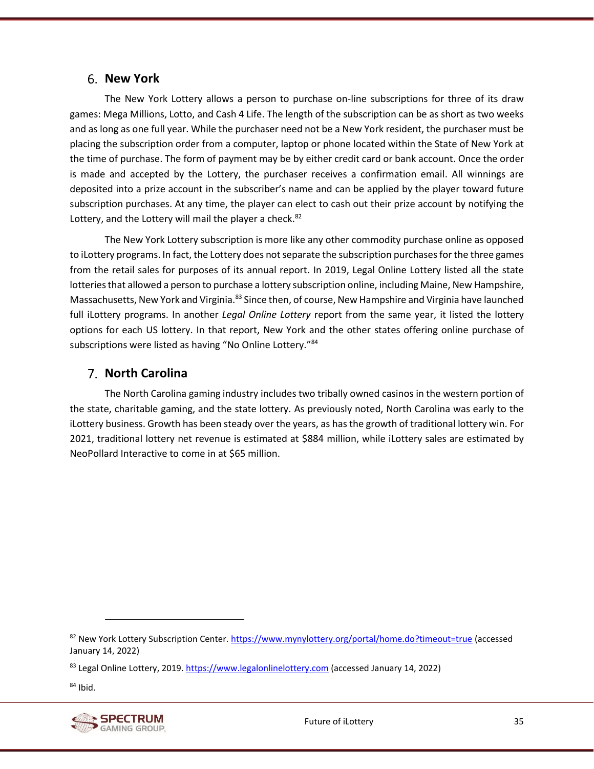## 6. New York

The New York Lottery allows a person to purchase on-line subscriptions for three of its draw games: Mega Millions, Lotto, and Cash 4 Life. The length of the subscription can be as short as two weeks and as long as one full year. While the purchaser need not be a New York resident, the purchaser must be placing the subscription order from a computer, laptop or phone located within the State of New York at the time of purchase. The form of payment may be by either credit card or bank account. Once the order is made and accepted by the Lottery, the purchaser receives a confirmation email. All winnings are deposited into a prize account in the subscriber's name and can be applied by the player toward future subscription purchases. At any time, the player can elect to cash out their prize account by notifying the Lottery, and the Lottery will mail the player a check.[82]

The New York Lottery subscription is more like any other commodity purchase online as opposed to iLottery programs. In fact, the Lottery does not separate the subscription purchases for the three games from the retail sales for purposes of its annual report. In 2019, Legal Online Lottery listed all the state lotteries that allowed a person to purchase a lottery subscription online, including Maine, New Hampshire, Massachusetts, New York and Virginia.[83] Since then, of course, New Hampshire and Virginia have launched full iLottery programs. In another *Legal Online Lottery* report from the same year, it listed the lottery options for each US lottery. In that report, New York and the other states offering online purchase of subscriptions were listed as having "No Online Lottery."[84]

## 7. North Carolina

The North Carolina gaming industry includes two tribally owned casinos in the western portion of the state, charitable gaming, and the state lottery. As previously noted, North Carolina was early to the iLottery business. Growth has been steady over the years, as has the growth of traditional lottery win. For 2021, traditional lottery net revenue is estimated at $884 million, while iLottery sales are estimated by NeoPollard Interactive to come in at $65 million.

---

[82] New York Lottery Subscription Center. https://www.mynylottery.org/portal/home.do?timeout=true (accessed January 14, 2022)

[83] Legal Online Lottery, 2019. https://www.legalonlinelottery.com (accessed January 14, 2022)

[84] Ibid.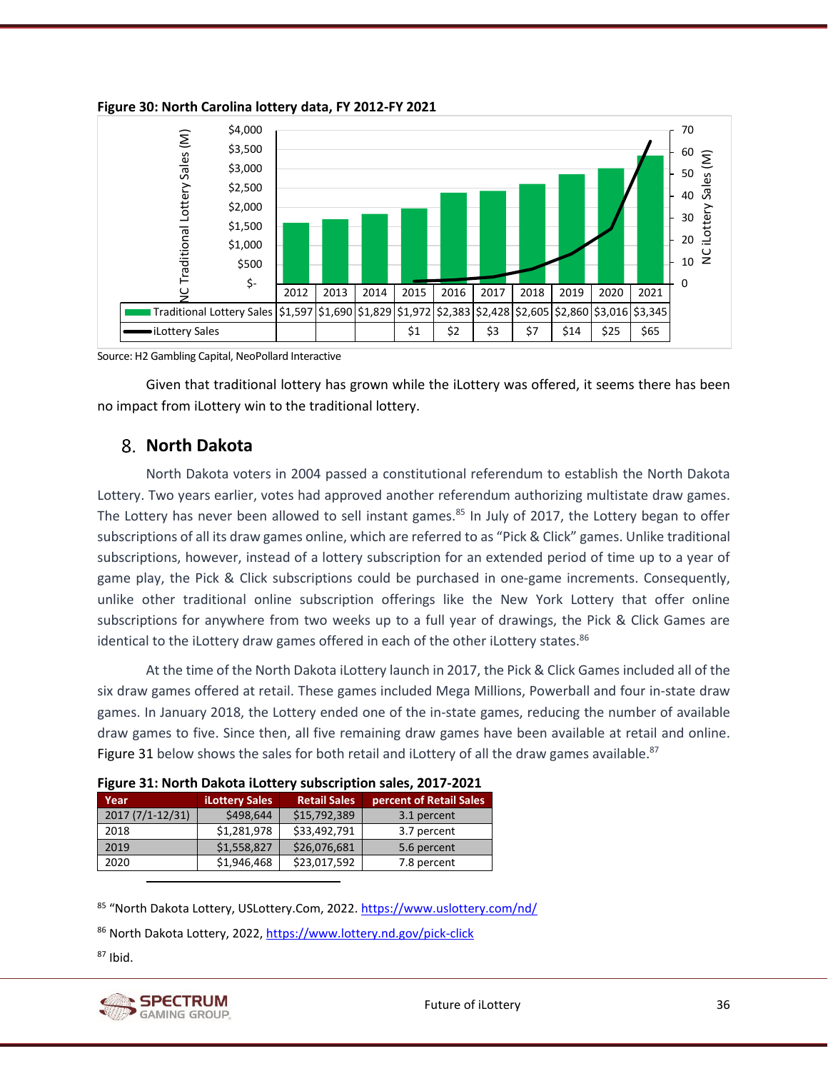**Figure 30: North Carolina lottery data, FY 2012-FY 2021**

| | 2012 | 2013 | 2014 | 2015 | 2016 | 2017 | 2018 | 2019 | 2020 | 2021 |
|---|---|---|---|---|---|---|---|---|---|---|
| Traditional Lottery Sales | $1,597 | $1,690 | $1,829 | $1,972 | $2,383 | $2,428 | $2,605 | $2,860 | $3,016 | $3,345 |
| iLottery Sales | | | | $1 | $2 | $3 | $7 | $14 | $25 | $65 |

Source: H2 Gambling Capital, NeoPollard Interactive

Given that traditional lottery has grown while the iLottery was offered, it seems there has been no impact from iLottery win to the traditional lottery.

## 8. North Dakota

North Dakota voters in 2004 passed a constitutional referendum to establish the North Dakota Lottery. Two years earlier, votes had approved another referendum authorizing multistate draw games. The Lottery has never been allowed to sell instant games.[85] In July of 2017, the Lottery began to offer subscriptions of all its draw games online, which are referred to as "Pick & Click" games. Unlike traditional subscriptions, however, instead of a lottery subscription for an extended period of time up to a year of game play, the Pick & Click subscriptions could be purchased in one-game increments. Consequently, unlike other traditional online subscription offerings like the New York Lottery that offer online subscriptions for anywhere from two weeks up to a full year of drawings, the Pick & Click Games are identical to the iLottery draw games offered in each of the other iLottery states.[86]

At the time of the North Dakota iLottery launch in 2017, the Pick & Click Games included all of the six draw games offered at retail. These games included Mega Millions, Powerball and four in-state draw games. In January 2018, the Lottery ended one of the in-state games, reducing the number of available draw games to five. Since then, all five remaining draw games have been available at retail and online. Figure 31 below shows the sales for both retail and iLottery of all the draw games available.[87]

**Figure 31: North Dakota iLottery subscription sales, 2017-2021**

| Year | iLottery Sales | Retail Sales | percent of Retail Sales |
|---|---|---|---|
| 2017 (7/1-12/31) | $498,644 | $15,792,389 | 3.1 percent |
| 2018 | $1,281,978 | $33,492,791 | 3.7 percent |
| 2019 | $1,558,827 | $26,076,681 | 5.6 percent |
| 2020 | $1,946,468 | $23,017,592 | 7.8 percent |

[85] "North Dakota Lottery, USLottery.Com, 2022. https://www.uslottery.com/nd/

[86] North Dakota Lottery, 2022, https://www.lottery.nd.gov/pick-click

[87] Ibid.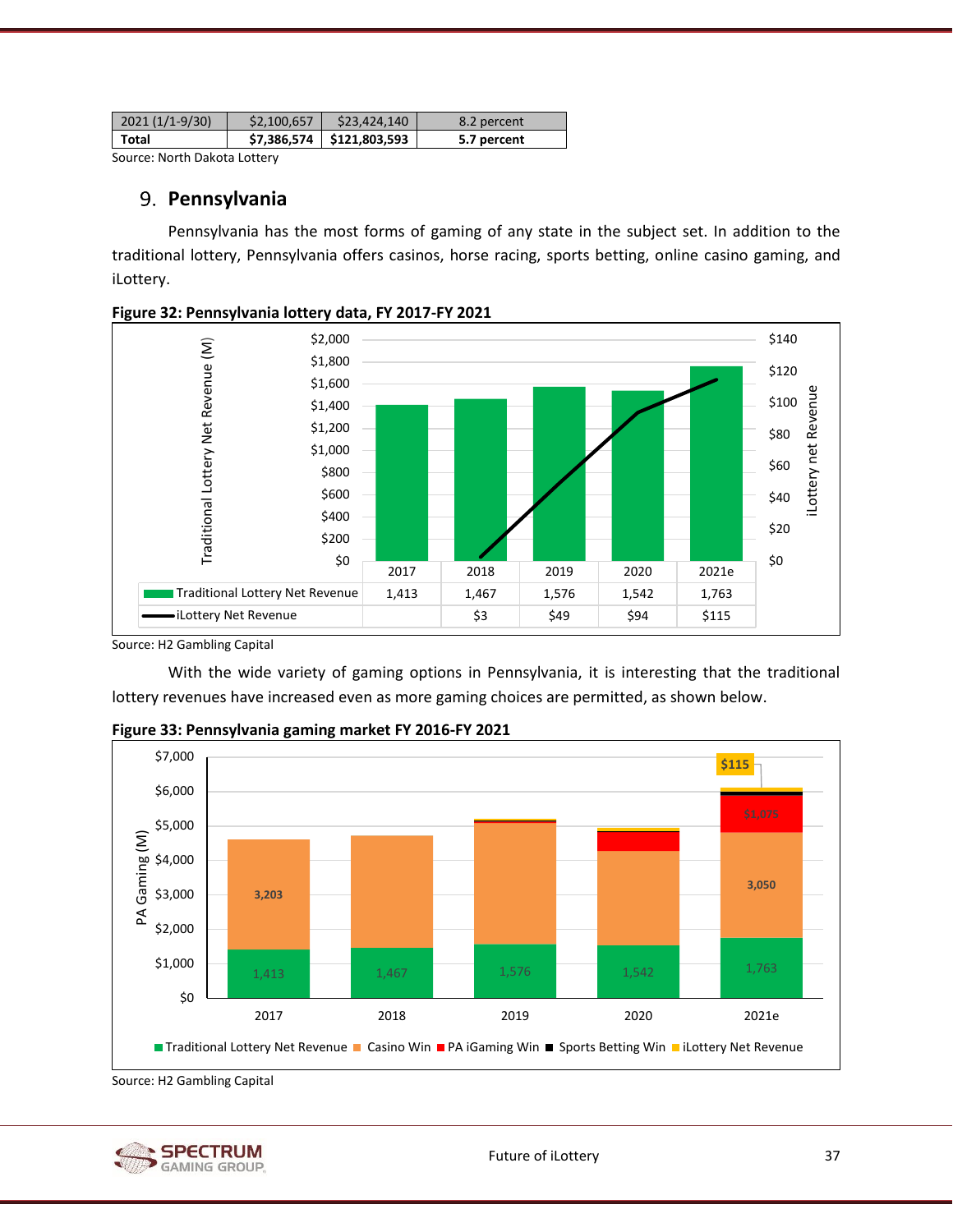| 2021 (1/1-9/30) | $2,100,657 | $23,424,140 | 8.2 percent |
|---|---|---|---|
| **Total** | **$7,386,574** | **$121,803,593** | **5.7 percent** |

Source: North Dakota Lottery

## 9. Pennsylvania

Pennsylvania has the most forms of gaming of any state in the subject set. In addition to the traditional lottery, Pennsylvania offers casinos, horse racing, sports betting, online casino gaming, and iLottery.

**Figure 32: Pennsylvania lottery data, FY 2017-FY 2021**

| | 2017 | 2018 | 2019 | 2020 | 2021e |
|---|---|---|---|---|---|
| Traditional Lottery Net Revenue | 1,413 | 1,467 | 1,576 | 1,542 | 1,763 |
| iLottery Net Revenue | | $3 | $49 | $94 | $115 |

Source: H2 Gambling Capital

With the wide variety of gaming options in Pennsylvania, it is interesting that the traditional lottery revenues have increased even as more gaming choices are permitted, as shown below.

**Figure 33: Pennsylvania gaming market FY 2016-FY 2021**

| PA Gaming (M) | 2017 | 2018 | 2019 | 2020 | 2021e |
|---|---|---|---|---|---|
| Traditional Lottery Net Revenue | 1,413 | 1,467 | 1,576 | 1,542 | 1,763 |
| Casino Win | 3,203 | | | | 3,050 |
| PA iGaming Win | | | | | $1,075 |
| Sports Betting Win | | | | | |
| iLottery Net Revenue | | | | | $115 |

Source: H2 Gambling Capital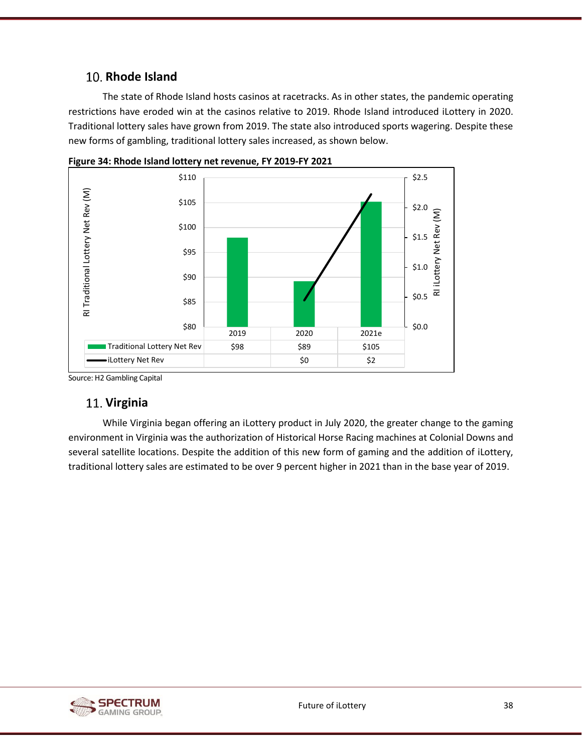## 10. Rhode Island

The state of Rhode Island hosts casinos at racetracks. As in other states, the pandemic operating restrictions have eroded win at the casinos relative to 2019. Rhode Island introduced iLottery in 2020. Traditional lottery sales have grown from 2019. The state also introduced sports wagering. Despite these new forms of gambling, traditional lottery sales increased, as shown below.

**Figure 34: Rhode Island lottery net revenue, FY 2019-FY 2021**

| | 2019 | 2020 | 2021e |
|---|---|---|---|
| Traditional Lottery Net Rev | $98 | $89 | $105 |
| iLottery Net Rev | | $0 | $2 |

Source: H2 Gambling Capital

## 11. Virginia

While Virginia began offering an iLottery product in July 2020, the greater change to the gaming environment in Virginia was the authorization of Historical Horse Racing machines at Colonial Downs and several satellite locations. Despite the addition of this new form of gaming and the addition of iLottery, traditional lottery sales are estimated to be over 9 percent higher in 2021 than in the base year of 2019.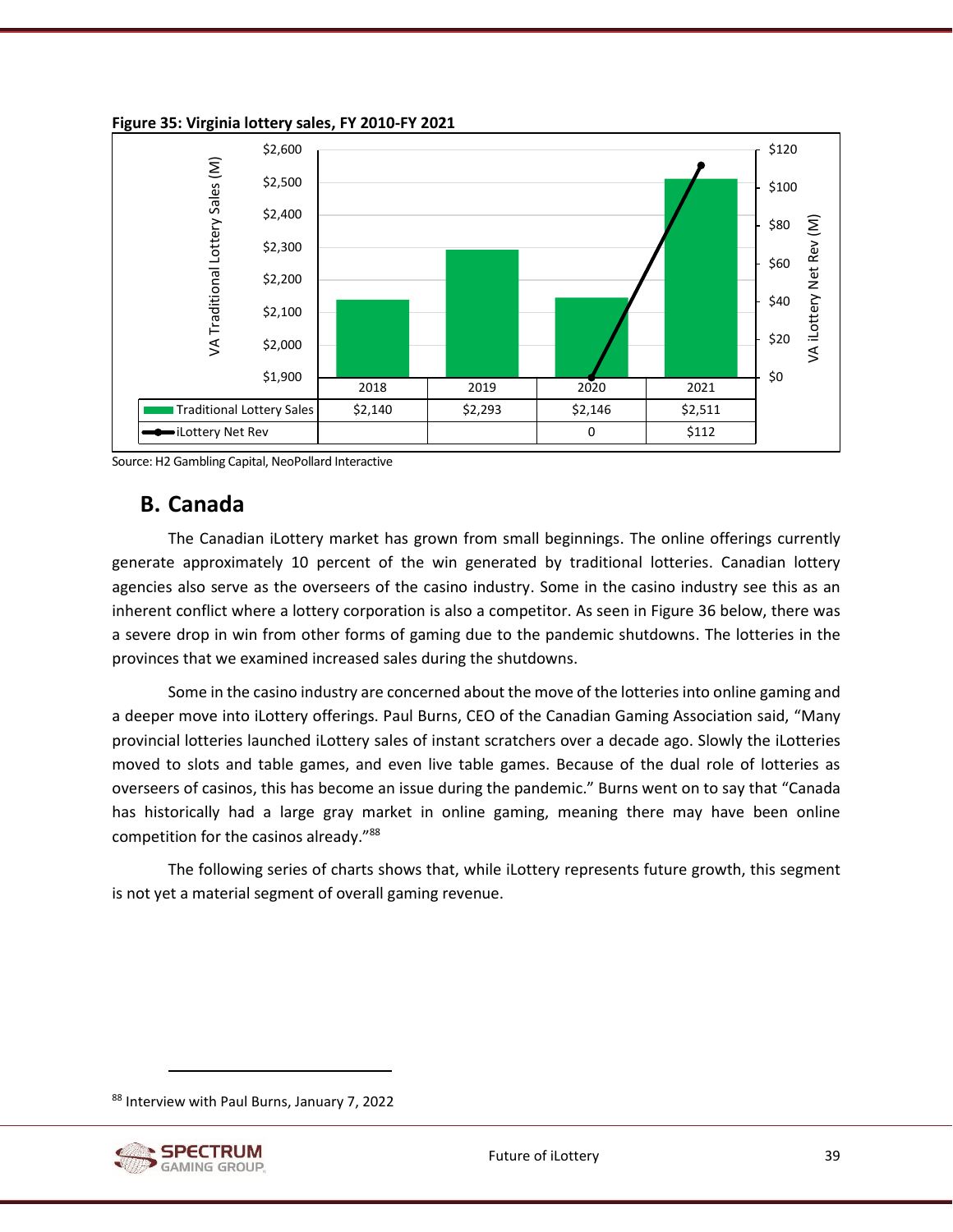**Figure 35: Virginia lottery sales, FY 2010-FY 2021**

| | 2018 | 2019 | 2020 | 2021 |
|---|---|---|---|---|
| Traditional Lottery Sales | $2,140 | $2,293 | $2,146 | $2,511 |
| iLottery Net Rev | | | 0 | $112 |

Source: H2 Gambling Capital, NeoPollard Interactive

## B. Canada

The Canadian iLottery market has grown from small beginnings. The online offerings currently generate approximately 10 percent of the win generated by traditional lotteries. Canadian lottery agencies also serve as the overseers of the casino industry. Some in the casino industry see this as an inherent conflict where a lottery corporation is also a competitor. As seen in Figure 36 below, there was a severe drop in win from other forms of gaming due to the pandemic shutdowns. The lotteries in the provinces that we examined increased sales during the shutdowns.

Some in the casino industry are concerned about the move of the lotteries into online gaming and a deeper move into iLottery offerings. Paul Burns, CEO of the Canadian Gaming Association said, “Many provincial lotteries launched iLottery sales of instant scratchers over a decade ago. Slowly the iLotteries moved to slots and table games, and even live table games. Because of the dual role of lotteries as overseers of casinos, this has become an issue during the pandemic.” Burns went on to say that “Canada has historically had a large gray market in online gaming, meaning there may have been online competition for the casinos already.”[88]

The following series of charts shows that, while iLottery represents future growth, this segment is not yet a material segment of overall gaming revenue.

[88] Interview with Paul Burns, January 7, 2022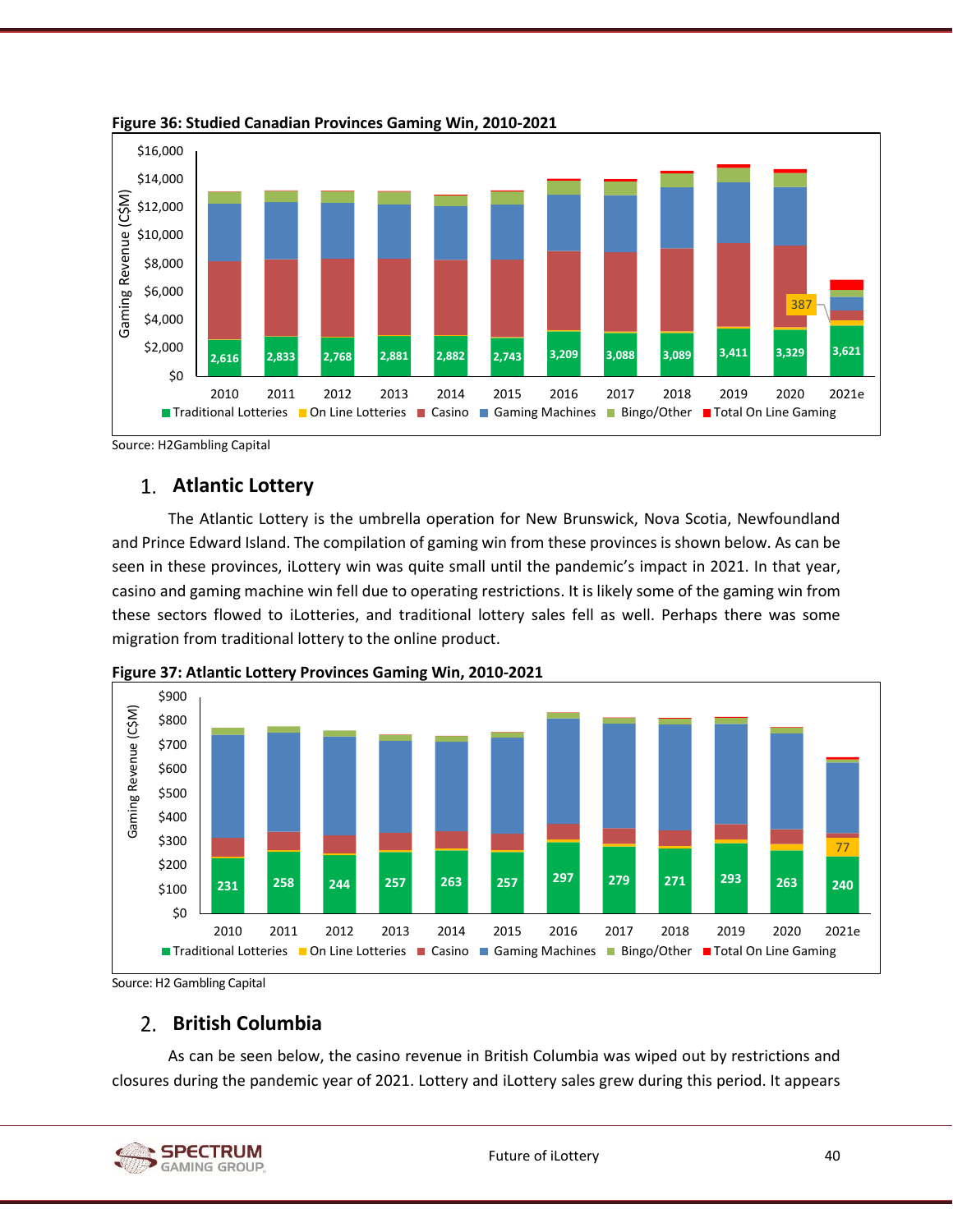**Figure 36: Studied Canadian Provinces Gaming Win, 2010-2021**

Source: H2Gambling Capital

## 1. Atlantic Lottery

The Atlantic Lottery is the umbrella operation for New Brunswick, Nova Scotia, Newfoundland and Prince Edward Island. The compilation of gaming win from these provinces is shown below. As can be seen in these provinces, iLottery win was quite small until the pandemic's impact in 2021. In that year, casino and gaming machine win fell due to operating restrictions. It is likely some of the gaming win from these sectors flowed to iLotteries, and traditional lottery sales fell as well. Perhaps there was some migration from traditional lottery to the online product.

**Figure 37: Atlantic Lottery Provinces Gaming Win, 2010-2021**

Source: H2 Gambling Capital

## 2. British Columbia

As can be seen below, the casino revenue in British Columbia was wiped out by restrictions and closures during the pandemic year of 2021. Lottery and iLottery sales grew during this period. It appears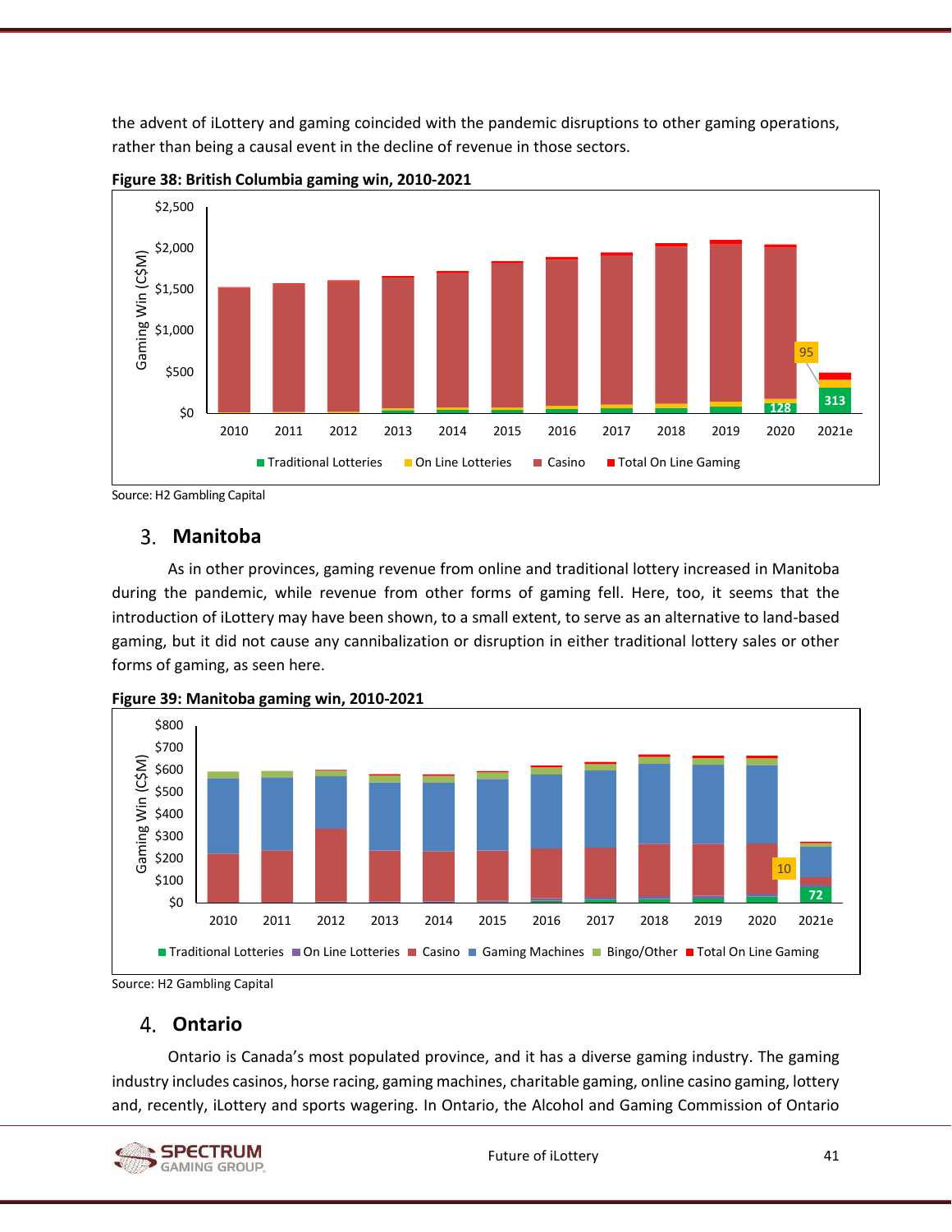the advent of iLottery and gaming coincided with the pandemic disruptions to other gaming operations, rather than being a causal event in the decline of revenue in those sectors.

**Figure 38: British Columbia gaming win, 2010-2021**

Source: H2 Gambling Capital

## 3. Manitoba

As in other provinces, gaming revenue from online and traditional lottery increased in Manitoba during the pandemic, while revenue from other forms of gaming fell. Here, too, it seems that the introduction of iLottery may have been shown, to a small extent, to serve as an alternative to land-based gaming, but it did not cause any cannibalization or disruption in either traditional lottery sales or other forms of gaming, as seen here.

**Figure 39: Manitoba gaming win, 2010-2021**

Source: H2 Gambling Capital

## 4. Ontario

Ontario is Canada's most populated province, and it has a diverse gaming industry. The gaming industry includes casinos, horse racing, gaming machines, charitable gaming, online casino gaming, lottery and, recently, iLottery and sports wagering. In Ontario, the Alcohol and Gaming Commission of Ontario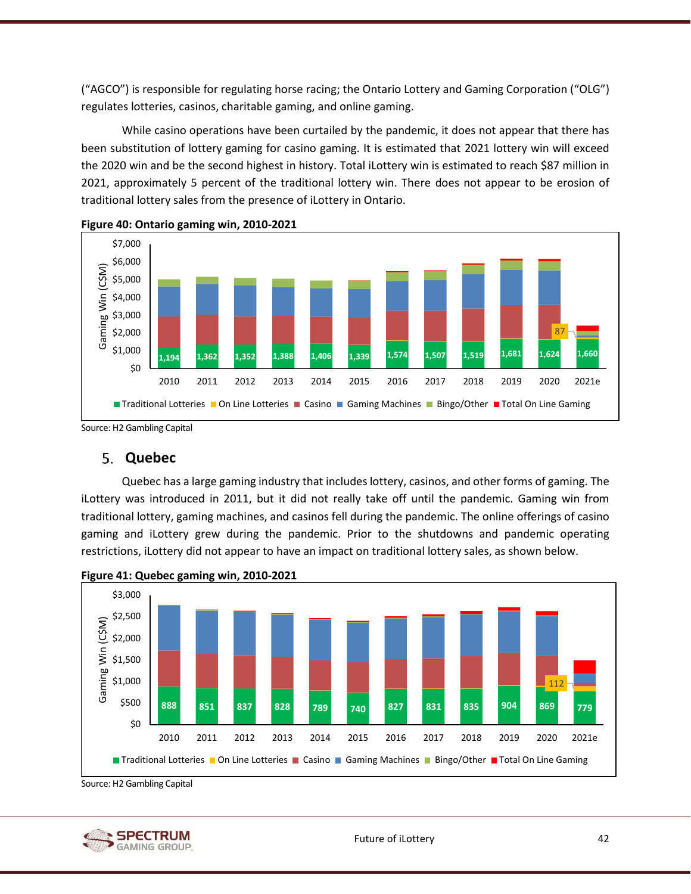("AGCO") is responsible for regulating horse racing; the Ontario Lottery and Gaming Corporation ("OLG") regulates lotteries, casinos, charitable gaming, and online gaming.

While casino operations have been curtailed by the pandemic, it does not appear that there has been substitution of lottery gaming for casino gaming. It is estimated that 2021 lottery win will exceed the 2020 win and be the second highest in history. Total iLottery win is estimated to reach $87 million in 2021, approximately 5 percent of the traditional lottery win. There does not appear to be erosion of traditional lottery sales from the presence of iLottery in Ontario.

**Figure 40: Ontario gaming win, 2010-2021**

Source: H2 Gambling Capital

## 5. Quebec

Quebec has a large gaming industry that includes lottery, casinos, and other forms of gaming. The iLottery was introduced in 2011, but it did not really take off until the pandemic. Gaming win from traditional lottery, gaming machines, and casinos fell during the pandemic. The online offerings of casino gaming and iLottery grew during the pandemic. Prior to the shutdowns and pandemic operating restrictions, iLottery did not appear to have an impact on traditional lottery sales, as shown below.

**Figure 41: Quebec gaming win, 2010-2021**

Source: H2 Gambling Capital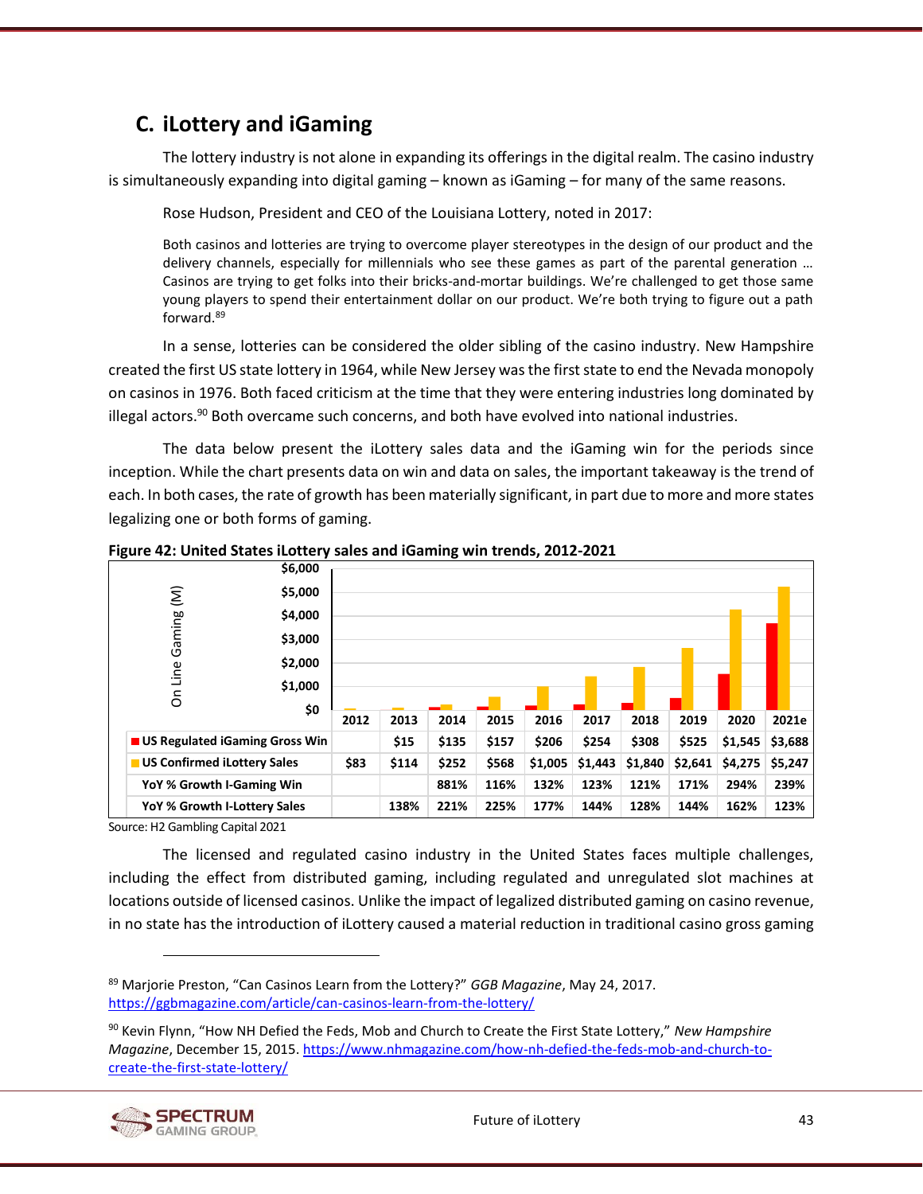## C. iLottery and iGaming

The lottery industry is not alone in expanding its offerings in the digital realm. The casino industry is simultaneously expanding into digital gaming – known as iGaming – for many of the same reasons.

Rose Hudson, President and CEO of the Louisiana Lottery, noted in 2017:

> Both casinos and lotteries are trying to overcome player stereotypes in the design of our product and the delivery channels, especially for millennials who see these games as part of the parental generation … Casinos are trying to get folks into their bricks-and-mortar buildings. We're challenged to get those same young players to spend their entertainment dollar on our product. We're both trying to figure out a path forward.[89]

In a sense, lotteries can be considered the older sibling of the casino industry. New Hampshire created the first US state lottery in 1964, while New Jersey was the first state to end the Nevada monopoly on casinos in 1976. Both faced criticism at the time that they were entering industries long dominated by illegal actors.[90] Both overcame such concerns, and both have evolved into national industries.

The data below present the iLottery sales data and the iGaming win for the periods since inception. While the chart presents data on win and data on sales, the important takeaway is the trend of each. In both cases, the rate of growth has been materially significant, in part due to more and more states legalizing one or both forms of gaming.

**Figure 42: United States iLottery sales and iGaming win trends, 2012-2021**

| On Line Gaming (M) | 2012 | 2013 | 2014 | 2015 | 2016 | 2017 | 2018 | 2019 | 2020 | 2021e |
|---|---|---|---|---|---|---|---|---|---|---|
| US Regulated iGaming Gross Win | | $15 | $135 | $157 | $206 | $254 | $308 | $525 | $1,545 | $3,688 |
| US Confirmed iLottery Sales | $83 | $114 | $252 | $568 | $1,005 | $1,443 | $1,840 | $2,641 | $4,275 | $5,247 |
| YoY % Growth I-Gaming Win | | | 881% | 116% | 132% | 123% | 121% | 171% | 294% | 239% |
| YoY % Growth I-Lottery Sales | | 138% | 221% | 225% | 177% | 144% | 128% | 144% | 162% | 123% |

Source: H2 Gambling Capital 2021

The licensed and regulated casino industry in the United States faces multiple challenges, including the effect from distributed gaming, including regulated and unregulated slot machines at locations outside of licensed casinos. Unlike the impact of legalized distributed gaming on casino revenue, in no state has the introduction of iLottery caused a material reduction in traditional casino gross gaming

[89] Marjorie Preston, "Can Casinos Learn from the Lottery?" *GGB Magazine*, May 24, 2017. https://ggbmagazine.com/article/can-casinos-learn-from-the-lottery/

[90] Kevin Flynn, "How NH Defied the Feds, Mob and Church to Create the First State Lottery," *New Hampshire Magazine*, December 15, 2015. https://www.nhmagazine.com/how-nh-defied-the-feds-mob-and-church-to-create-the-first-state-lottery/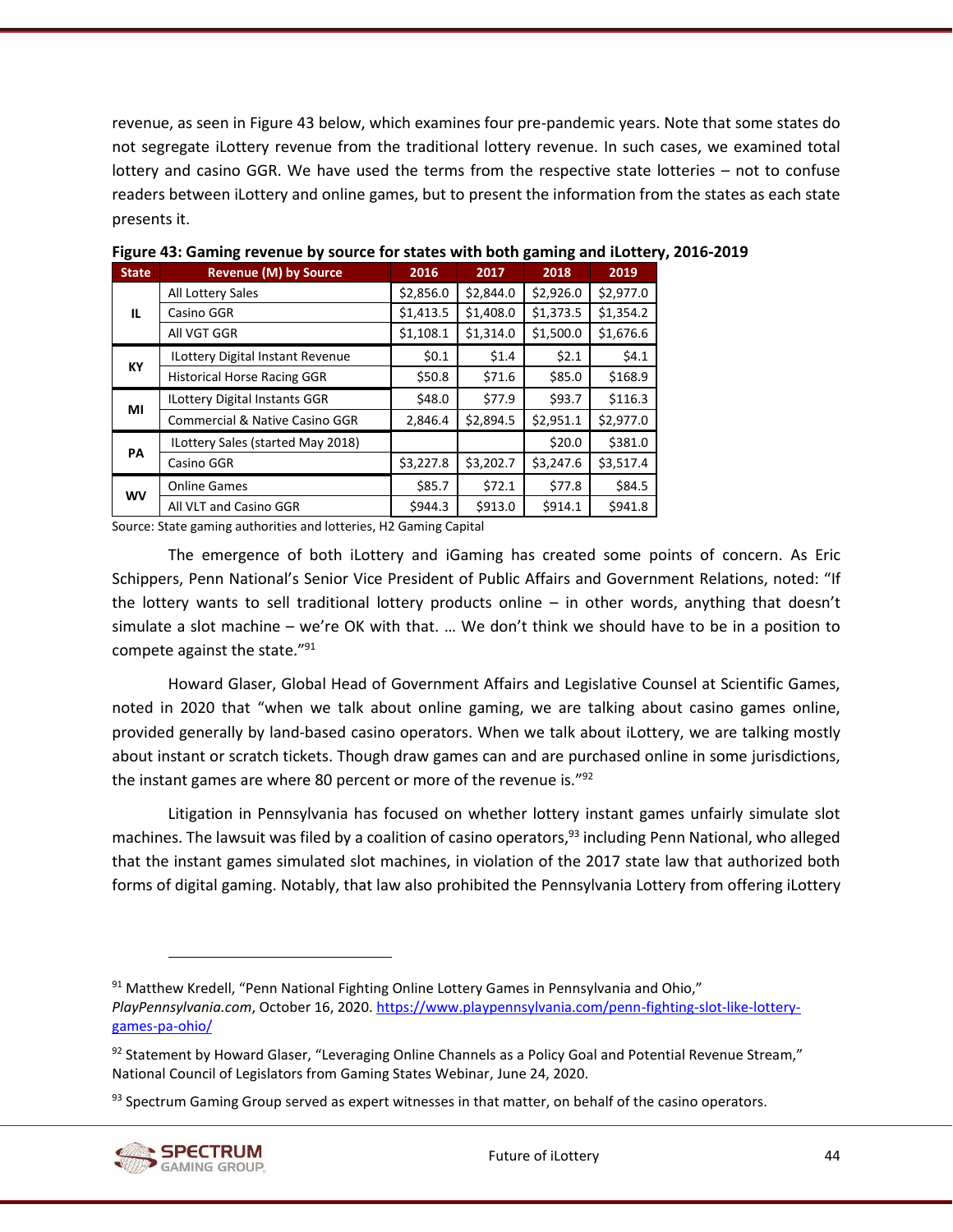revenue, as seen in Figure 43 below, which examines four pre-pandemic years. Note that some states do not segregate iLottery revenue from the traditional lottery revenue. In such cases, we examined total lottery and casino GGR. We have used the terms from the respective state lotteries – not to confuse readers between iLottery and online games, but to present the information from the states as each state presents it.

**Figure 43: Gaming revenue by source for states with both gaming and iLottery, 2016-2019**

| State | Revenue (M) by Source | 2016 | 2017 | 2018 | 2019 |
|---|---|---|---|---|---|
| IL | All Lottery Sales | $2,856.0 | $2,844.0 | $2,926.0 | $2,977.0 |
| | Casino GGR | $1,413.5 | $1,408.0 | $1,373.5 | $1,354.2 |
| | All VGT GGR | $1,108.1 | $1,314.0 | $1,500.0 | $1,676.6 |
| KY | ILottery Digital Instant Revenue | $0.1 | $1.4 | $2.1 | $4.1 |
| | Historical Horse Racing GGR | $50.8 | $71.6 | $85.0 | $168.9 |
| MI | ILottery Digital Instants GGR | $48.0 | $77.9 | $93.7 | $116.3 |
| | Commercial & Native Casino GGR | 2,846.4 | $2,894.5 | $2,951.1 | $2,977.0 |
| PA | ILottery Sales (started May 2018) | | | $20.0 | $381.0 |
| | Casino GGR | $3,227.8 | $3,202.7 | $3,247.6 | $3,517.4 |
| WV | Online Games | $85.7 | $72.1 | $77.8 | $84.5 |
| | All VLT and Casino GGR | $944.3 | $913.0 | $914.1 | $941.8 |

Source: State gaming authorities and lotteries, H2 Gaming Capital

The emergence of both iLottery and iGaming has created some points of concern. As Eric Schippers, Penn National's Senior Vice President of Public Affairs and Government Relations, noted: "If the lottery wants to sell traditional lottery products online – in other words, anything that doesn't simulate a slot machine – we're OK with that. … We don't think we should have to be in a position to compete against the state."[91]

Howard Glaser, Global Head of Government Affairs and Legislative Counsel at Scientific Games, noted in 2020 that "when we talk about online gaming, we are talking about casino games online, provided generally by land-based casino operators. When we talk about iLottery, we are talking mostly about instant or scratch tickets. Though draw games can and are purchased online in some jurisdictions, the instant games are where 80 percent or more of the revenue is."[92]

Litigation in Pennsylvania has focused on whether lottery instant games unfairly simulate slot machines. The lawsuit was filed by a coalition of casino operators,[93] including Penn National, who alleged that the instant games simulated slot machines, in violation of the 2017 state law that authorized both forms of digital gaming. Notably, that law also prohibited the Pennsylvania Lottery from offering iLottery

[91] Matthew Kredell, "Penn National Fighting Online Lottery Games in Pennsylvania and Ohio," *PlayPennsylvania.com*, October 16, 2020. https://www.playpennsylvania.com/penn-fighting-slot-like-lottery-games-pa-ohio/

[92] Statement by Howard Glaser, "Leveraging Online Channels as a Policy Goal and Potential Revenue Stream," National Council of Legislators from Gaming States Webinar, June 24, 2020.

[93] Spectrum Gaming Group served as expert witnesses in that matter, on behalf of the casino operators.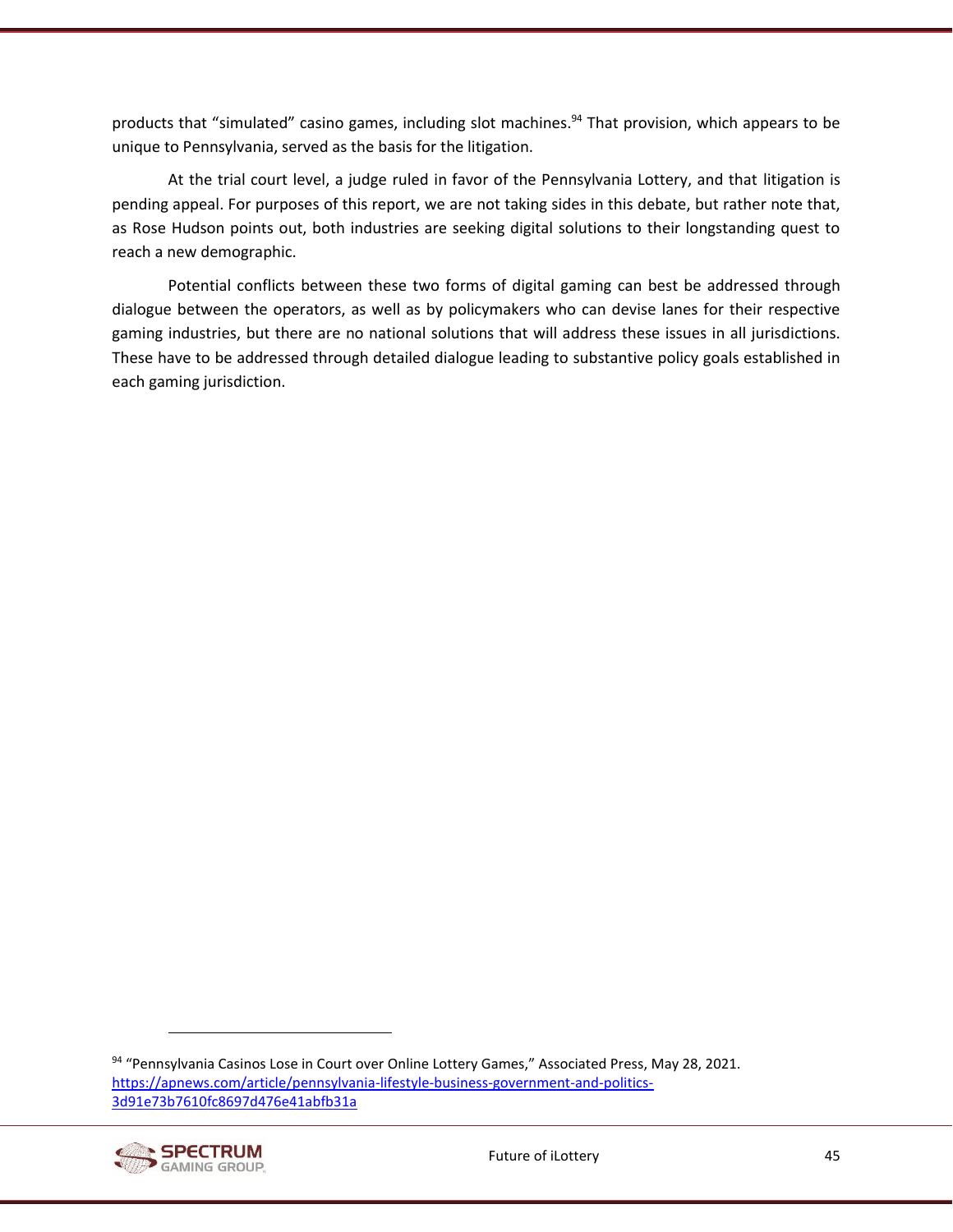products that "simulated" casino games, including slot machines.[94] That provision, which appears to be unique to Pennsylvania, served as the basis for the litigation.

At the trial court level, a judge ruled in favor of the Pennsylvania Lottery, and that litigation is pending appeal. For purposes of this report, we are not taking sides in this debate, but rather note that, as Rose Hudson points out, both industries are seeking digital solutions to their longstanding quest to reach a new demographic.

Potential conflicts between these two forms of digital gaming can best be addressed through dialogue between the operators, as well as by policymakers who can devise lanes for their respective gaming industries, but there are no national solutions that will address these issues in all jurisdictions. These have to be addressed through detailed dialogue leading to substantive policy goals established in each gaming jurisdiction.

---

[94] "Pennsylvania Casinos Lose in Court over Online Lottery Games," Associated Press, May 28, 2021. https://apnews.com/article/pennsylvania-lifestyle-business-government-and-politics-3d91e73b7610fc8697d476e41abfb31a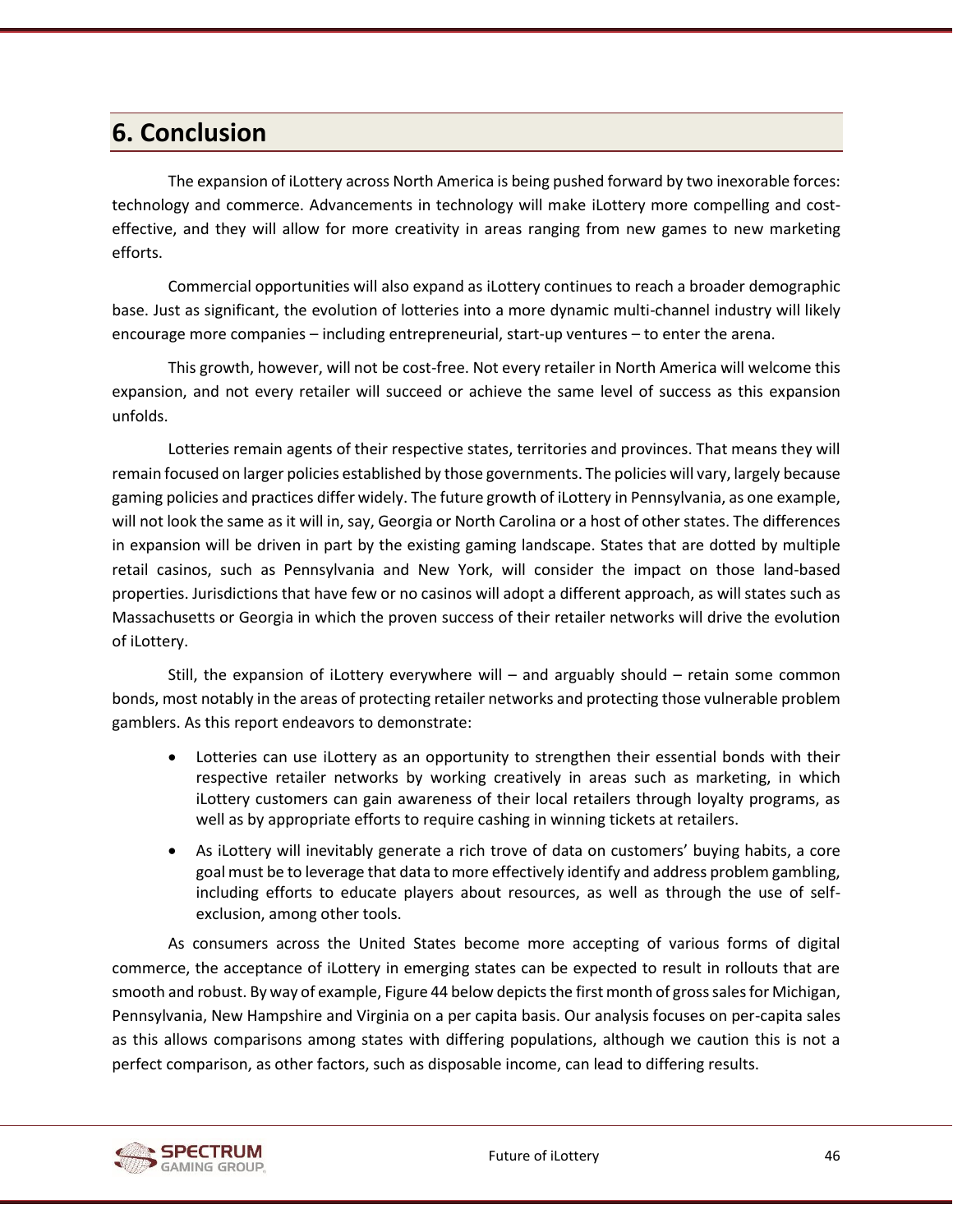## 6. Conclusion

The expansion of iLottery across North America is being pushed forward by two inexorable forces: technology and commerce. Advancements in technology will make iLottery more compelling and cost-effective, and they will allow for more creativity in areas ranging from new games to new marketing efforts.

Commercial opportunities will also expand as iLottery continues to reach a broader demographic base. Just as significant, the evolution of lotteries into a more dynamic multi-channel industry will likely encourage more companies – including entrepreneurial, start-up ventures – to enter the arena.

This growth, however, will not be cost-free. Not every retailer in North America will welcome this expansion, and not every retailer will succeed or achieve the same level of success as this expansion unfolds.

Lotteries remain agents of their respective states, territories and provinces. That means they will remain focused on larger policies established by those governments. The policies will vary, largely because gaming policies and practices differ widely. The future growth of iLottery in Pennsylvania, as one example, will not look the same as it will in, say, Georgia or North Carolina or a host of other states. The differences in expansion will be driven in part by the existing gaming landscape. States that are dotted by multiple retail casinos, such as Pennsylvania and New York, will consider the impact on those land-based properties. Jurisdictions that have few or no casinos will adopt a different approach, as will states such as Massachusetts or Georgia in which the proven success of their retailer networks will drive the evolution of iLottery.

Still, the expansion of iLottery everywhere will – and arguably should – retain some common bonds, most notably in the areas of protecting retailer networks and protecting those vulnerable problem gamblers. As this report endeavors to demonstrate:

- Lotteries can use iLottery as an opportunity to strengthen their essential bonds with their respective retailer networks by working creatively in areas such as marketing, in which iLottery customers can gain awareness of their local retailers through loyalty programs, as well as by appropriate efforts to require cashing in winning tickets at retailers.
- As iLottery will inevitably generate a rich trove of data on customers' buying habits, a core goal must be to leverage that data to more effectively identify and address problem gambling, including efforts to educate players about resources, as well as through the use of self-exclusion, among other tools.

As consumers across the United States become more accepting of various forms of digital commerce, the acceptance of iLottery in emerging states can be expected to result in rollouts that are smooth and robust. By way of example, Figure 44 below depicts the first month of gross sales for Michigan, Pennsylvania, New Hampshire and Virginia on a per capita basis. Our analysis focuses on per-capita sales as this allows comparisons among states with differing populations, although we caution this is not a perfect comparison, as other factors, such as disposable income, can lead to differing results.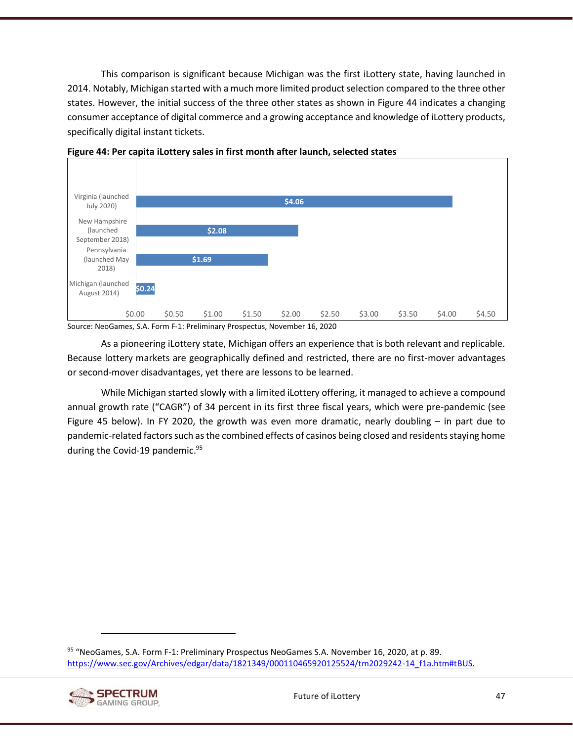This comparison is significant because Michigan was the first iLottery state, having launched in 2014. Notably, Michigan started with a much more limited product selection compared to the three other states. However, the initial success of the three other states as shown in Figure 44 indicates a changing consumer acceptance of digital commerce and a growing acceptance and knowledge of iLottery products, specifically digital instant tickets.

**Figure 44: Per capita iLottery sales in first month after launch, selected states**

| State | Per capita iLottery sales |
|---|---|
| Virginia (launched July 2020) | $4.06 |
| New Hampshire (launched September 2018) | $2.08 |
| Pennsylvania (launched May 2018) | $1.69 |
| Michigan (launched August 2014) | $0.24 |

Source: NeoGames, S.A. Form F-1: Preliminary Prospectus, November 16, 2020

As a pioneering iLottery state, Michigan offers an experience that is both relevant and replicable. Because lottery markets are geographically defined and restricted, there are no first-mover advantages or second-mover disadvantages, yet there are lessons to be learned.

While Michigan started slowly with a limited iLottery offering, it managed to achieve a compound annual growth rate ("CAGR") of 34 percent in its first three fiscal years, which were pre-pandemic (see Figure 45 below). In FY 2020, the growth was even more dramatic, nearly doubling – in part due to pandemic-related factors such as the combined effects of casinos being closed and residents staying home during the Covid-19 pandemic.[95]

---

[95] "NeoGames, S.A. Form F-1: Preliminary Prospectus NeoGames S.A. November 16, 2020, at p. 89. https://www.sec.gov/Archives/edgar/data/1821349/000110465920125524/tm2029242-14_f1a.htm#tBUS.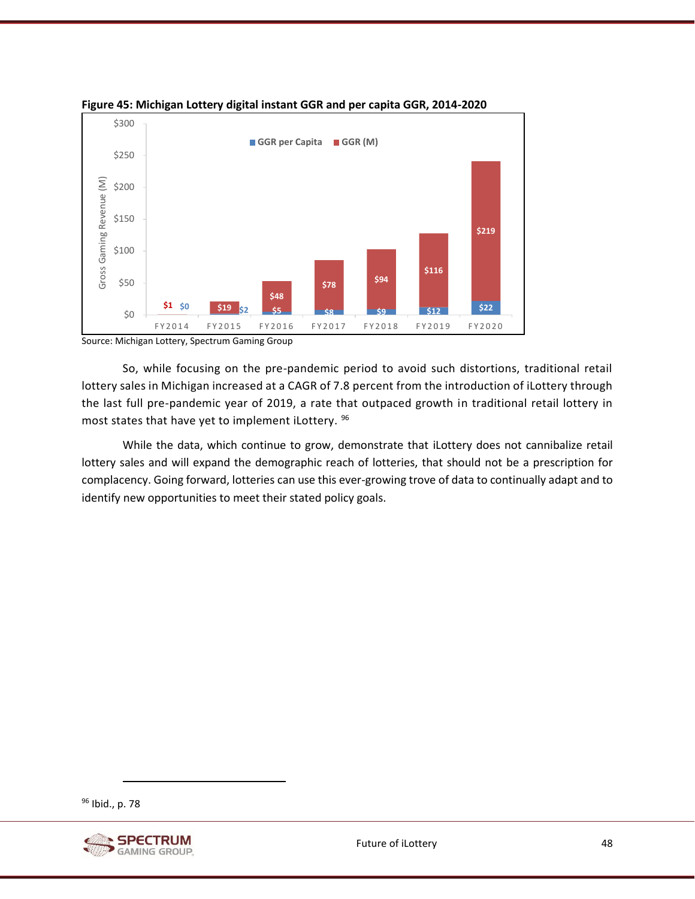**Figure 45: Michigan Lottery digital instant GGR and per capita GGR, 2014-2020**

| | FY2014 | FY2015 | FY2016 | FY2017 | FY2018 | FY2019 | FY2020 |
|---|---|---|---|---|---|---|---|
| GGR (M) | $1 | $19 | $48 | $78 | $94 | $116 | $219 |
| GGR per Capita | $0 | $2 | $5 | $8 | $9 | $12 | $22 |

Source: Michigan Lottery, Spectrum Gaming Group

So, while focusing on the pre-pandemic period to avoid such distortions, traditional retail lottery sales in Michigan increased at a CAGR of 7.8 percent from the introduction of iLottery through the last full pre-pandemic year of 2019, a rate that outpaced growth in traditional retail lottery in most states that have yet to implement iLottery. [96]

While the data, which continue to grow, demonstrate that iLottery does not cannibalize retail lottery sales and will expand the demographic reach of lotteries, that should not be a prescription for complacency. Going forward, lotteries can use this ever-growing trove of data to continually adapt and to identify new opportunities to meet their stated policy goals.

[96] Ibid., p. 78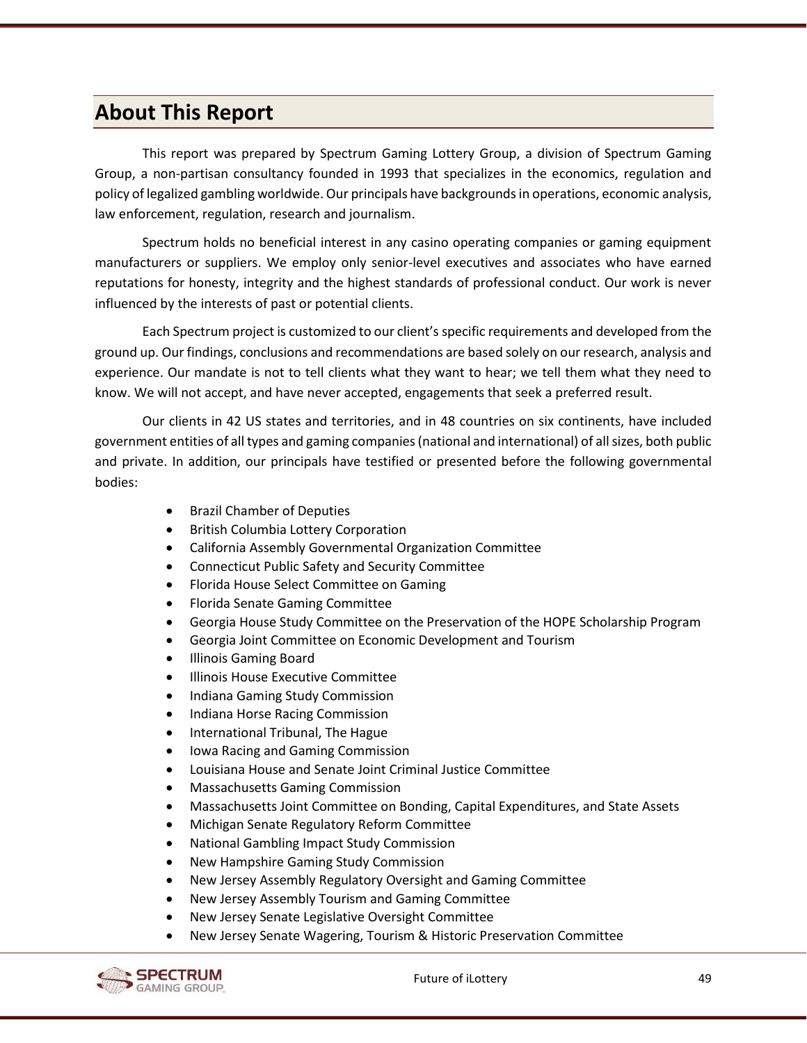## About This Report

This report was prepared by Spectrum Gaming Lottery Group, a division of Spectrum Gaming Group, a non-partisan consultancy founded in 1993 that specializes in the economics, regulation and policy of legalized gambling worldwide. Our principals have backgrounds in operations, economic analysis, law enforcement, regulation, research and journalism.

Spectrum holds no beneficial interest in any casino operating companies or gaming equipment manufacturers or suppliers. We employ only senior-level executives and associates who have earned reputations for honesty, integrity and the highest standards of professional conduct. Our work is never influenced by the interests of past or potential clients.

Each Spectrum project is customized to our client's specific requirements and developed from the ground up. Our findings, conclusions and recommendations are based solely on our research, analysis and experience. Our mandate is not to tell clients what they want to hear; we tell them what they need to know. We will not accept, and have never accepted, engagements that seek a preferred result.

Our clients in 42 US states and territories, and in 48 countries on six continents, have included government entities of all types and gaming companies (national and international) of all sizes, both public and private. In addition, our principals have testified or presented before the following governmental bodies:

- Brazil Chamber of Deputies
- British Columbia Lottery Corporation
- California Assembly Governmental Organization Committee
- Connecticut Public Safety and Security Committee
- Florida House Select Committee on Gaming
- Florida Senate Gaming Committee
- Georgia House Study Committee on the Preservation of the HOPE Scholarship Program
- Georgia Joint Committee on Economic Development and Tourism
- Illinois Gaming Board
- Illinois House Executive Committee
- Indiana Gaming Study Commission
- Indiana Horse Racing Commission
- International Tribunal, The Hague
- Iowa Racing and Gaming Commission
- Louisiana House and Senate Joint Criminal Justice Committee
- Massachusetts Gaming Commission
- Massachusetts Joint Committee on Bonding, Capital Expenditures, and State Assets
- Michigan Senate Regulatory Reform Committee
- National Gambling Impact Study Commission
- New Hampshire Gaming Study Commission
- New Jersey Assembly Regulatory Oversight and Gaming Committee
- New Jersey Assembly Tourism and Gaming Committee
- New Jersey Senate Legislative Oversight Committee
- New Jersey Senate Wagering, Tourism & Historic Preservation Committee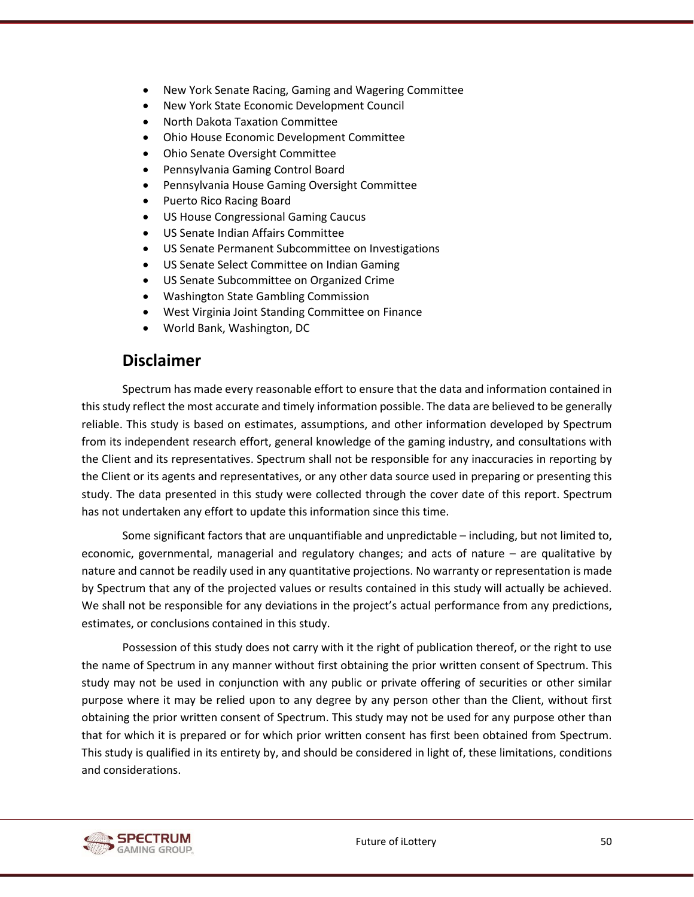- New York Senate Racing, Gaming and Wagering Committee
- New York State Economic Development Council
- North Dakota Taxation Committee
- Ohio House Economic Development Committee
- Ohio Senate Oversight Committee
- Pennsylvania Gaming Control Board
- Pennsylvania House Gaming Oversight Committee
- Puerto Rico Racing Board
- US House Congressional Gaming Caucus
- US Senate Indian Affairs Committee
- US Senate Permanent Subcommittee on Investigations
- US Senate Select Committee on Indian Gaming
- US Senate Subcommittee on Organized Crime
- Washington State Gambling Commission
- West Virginia Joint Standing Committee on Finance
- World Bank, Washington, DC

## Disclaimer

Spectrum has made every reasonable effort to ensure that the data and information contained in this study reflect the most accurate and timely information possible. The data are believed to be generally reliable. This study is based on estimates, assumptions, and other information developed by Spectrum from its independent research effort, general knowledge of the gaming industry, and consultations with the Client and its representatives. Spectrum shall not be responsible for any inaccuracies in reporting by the Client or its agents and representatives, or any other data source used in preparing or presenting this study. The data presented in this study were collected through the cover date of this report. Spectrum has not undertaken any effort to update this information since this time.

Some significant factors that are unquantifiable and unpredictable – including, but not limited to, economic, governmental, managerial and regulatory changes; and acts of nature – are qualitative by nature and cannot be readily used in any quantitative projections. No warranty or representation is made by Spectrum that any of the projected values or results contained in this study will actually be achieved. We shall not be responsible for any deviations in the project's actual performance from any predictions, estimates, or conclusions contained in this study.

Possession of this study does not carry with it the right of publication thereof, or the right to use the name of Spectrum in any manner without first obtaining the prior written consent of Spectrum. This study may not be used in conjunction with any public or private offering of securities or other similar purpose where it may be relied upon to any degree by any person other than the Client, without first obtaining the prior written consent of Spectrum. This study may not be used for any purpose other than that for which it is prepared or for which prior written consent has first been obtained from Spectrum. This study is qualified in its entirety by, and should be considered in light of, these limitations, conditions and considerations.